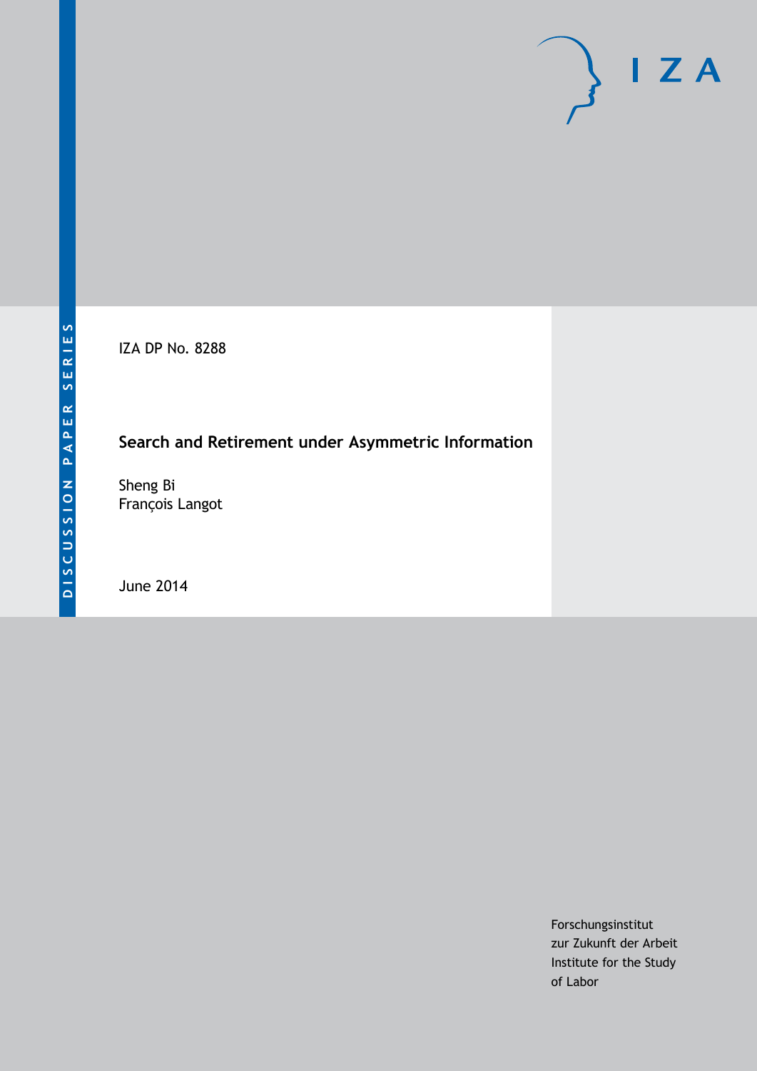DISCUSSION PAPER SERIES

IZA

IZA DP No. 8288

# Search and Retirement under Asymmetric Information

Sheng Bi
François Langot

June 2014

Forschungsinstitut
zur Zukunft der Arbeit
Institute for the Study
of Labor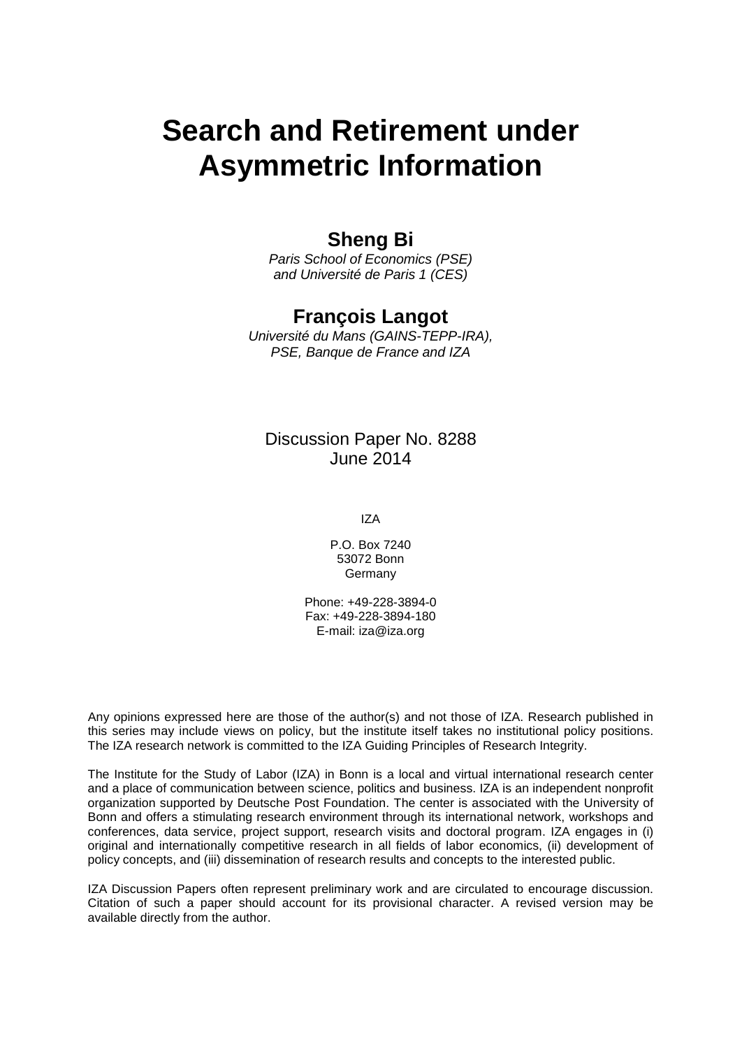# Search and Retirement under Asymmetric Information

## Sheng Bi

*Paris School of Economics (PSE)*
*and Université de Paris 1 (CES)*

## François Langot

*Université du Mans (GAINS-TEPP-IRA),*
*PSE, Banque de France and IZA*

Discussion Paper No. 8288
June 2014

IZA

P.O. Box 7240
53072 Bonn
Germany

Phone: +49-228-3894-0
Fax: +49-228-3894-180
E-mail: iza@iza.org

Any opinions expressed here are those of the author(s) and not those of IZA. Research published in this series may include views on policy, but the institute itself takes no institutional policy positions. The IZA research network is committed to the IZA Guiding Principles of Research Integrity.

The Institute for the Study of Labor (IZA) in Bonn is a local and virtual international research center and a place of communication between science, politics and business. IZA is an independent nonprofit organization supported by Deutsche Post Foundation. The center is associated with the University of Bonn and offers a stimulating research environment through its international network, workshops and conferences, data service, project support, research visits and doctoral program. IZA engages in (i) original and internationally competitive research in all fields of labor economics, (ii) development of policy concepts, and (iii) dissemination of research results and concepts to the interested public.

IZA Discussion Papers often represent preliminary work and are circulated to encourage discussion. Citation of such a paper should account for its provisional character. A revised version may be available directly from the author.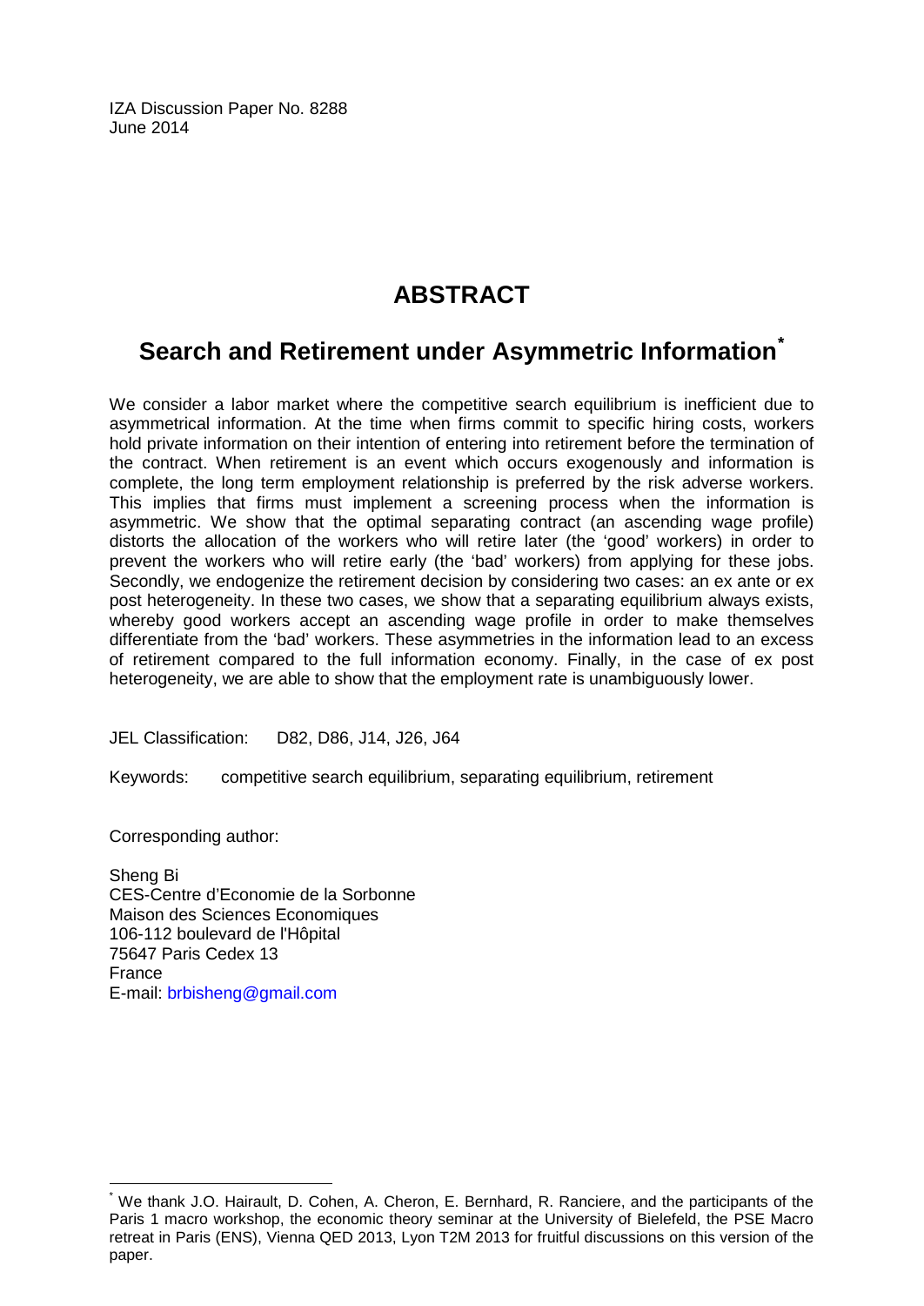IZA Discussion Paper No. 8288
June 2014

# ABSTRACT

## Search and Retirement under Asymmetric Information*

We consider a labor market where the competitive search equilibrium is inefficient due to asymmetrical information. At the time when firms commit to specific hiring costs, workers hold private information on their intention of entering into retirement before the termination of the contract. When retirement is an event which occurs exogenously and information is complete, the long term employment relationship is preferred by the risk adverse workers. This implies that firms must implement a screening process when the information is asymmetric. We show that the optimal separating contract (an ascending wage profile) distorts the allocation of the workers who will retire later (the 'good' workers) in order to prevent the workers who will retire early (the 'bad' workers) from applying for these jobs. Secondly, we endogenize the retirement decision by considering two cases: an ex ante or ex post heterogeneity. In these two cases, we show that a separating equilibrium always exists, whereby good workers accept an ascending wage profile in order to make themselves differentiate from the 'bad' workers. These asymmetries in the information lead to an excess of retirement compared to the full information economy. Finally, in the case of ex post heterogeneity, we are able to show that the employment rate is unambiguously lower.

JEL Classification: D82, D86, J14, J26, J64

Keywords: competitive search equilibrium, separating equilibrium, retirement

Corresponding author:

Sheng Bi
CES-Centre d'Economie de la Sorbonne
Maison des Sciences Economiques
106-112 boulevard de l'Hôpital
75647 Paris Cedex 13
France
E-mail: brbisheng@gmail.com

* We thank J.O. Hairault, D. Cohen, A. Cheron, E. Bernhard, R. Ranciere, and the participants of the Paris 1 macro workshop, the economic theory seminar at the University of Bielefeld, the PSE Macro retreat in Paris (ENS), Vienna QED 2013, Lyon T2M 2013 for fruitful discussions on this version of the paper.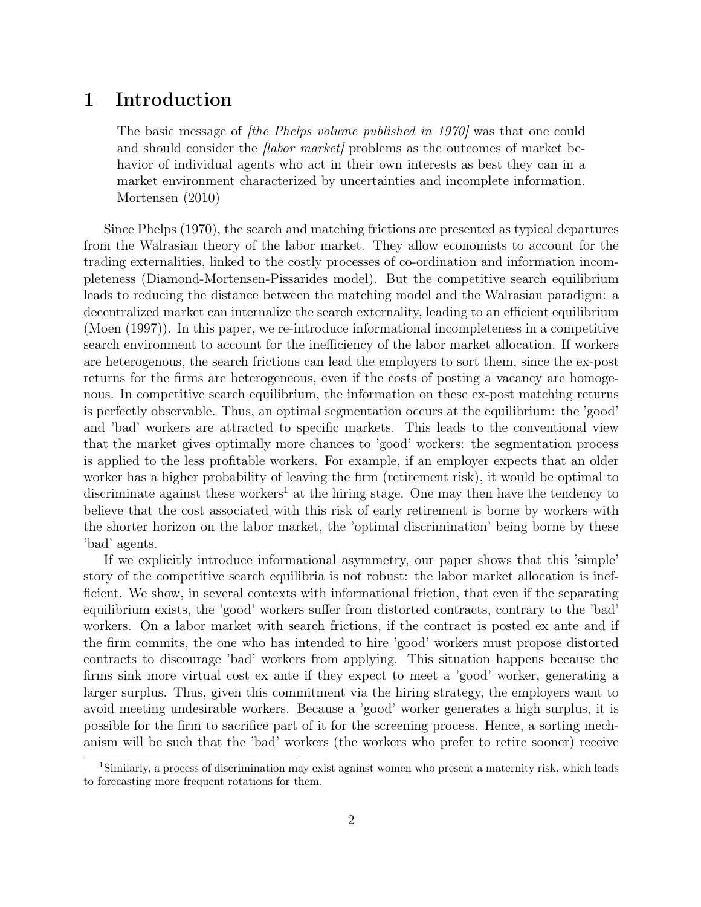# 1 Introduction

> The basic message of *[the Phelps volume published in 1970]* was that one could and should consider the *[labor market]* problems as the outcomes of market behavior of individual agents who act in their own interests as best they can in a market environment characterized by uncertainties and incomplete information. Mortensen (2010)

Since Phelps (1970), the search and matching frictions are presented as typical departures from the Walrasian theory of the labor market. They allow economists to account for the trading externalities, linked to the costly processes of co-ordination and information incompleteness (Diamond-Mortensen-Pissarides model). But the competitive search equilibrium leads to reducing the distance between the matching model and the Walrasian paradigm: a decentralized market can internalize the search externality, leading to an efficient equilibrium (Moen (1997)). In this paper, we re-introduce informational incompleteness in a competitive search environment to account for the inefficiency of the labor market allocation. If workers are heterogenous, the search frictions can lead the employers to sort them, since the ex-post returns for the firms are heterogeneous, even if the costs of posting a vacancy are homogenous. In competitive search equilibrium, the information on these ex-post matching returns is perfectly observable. Thus, an optimal segmentation occurs at the equilibrium: the 'good' and 'bad' workers are attracted to specific markets. This leads to the conventional view that the market gives optimally more chances to 'good' workers: the segmentation process is applied to the less profitable workers. For example, if an employer expects that an older worker has a higher probability of leaving the firm (retirement risk), it would be optimal to discriminate against these workers[1] at the hiring stage. One may then have the tendency to believe that the cost associated with this risk of early retirement is borne by workers with the shorter horizon on the labor market, the 'optimal discrimination' being borne by these 'bad' agents.

If we explicitly introduce informational asymmetry, our paper shows that this 'simple' story of the competitive search equilibria is not robust: the labor market allocation is inefficient. We show, in several contexts with informational friction, that even if the separating equilibrium exists, the 'good' workers suffer from distorted contracts, contrary to the 'bad' workers. On a labor market with search frictions, if the contract is posted ex ante and if the firm commits, the one who has intended to hire 'good' workers must propose distorted contracts to discourage 'bad' workers from applying. This situation happens because the firms sink more virtual cost ex ante if they expect to meet a 'good' worker, generating a larger surplus. Thus, given this commitment via the hiring strategy, the employers want to avoid meeting undesirable workers. Because a 'good' worker generates a high surplus, it is possible for the firm to sacrifice part of it for the screening process. Hence, a sorting mechanism will be such that the 'bad' workers (the workers who prefer to retire sooner) receive

[1] Similarly, a process of discrimination may exist against women who present a maternity risk, which leads to forecasting more frequent rotations for them.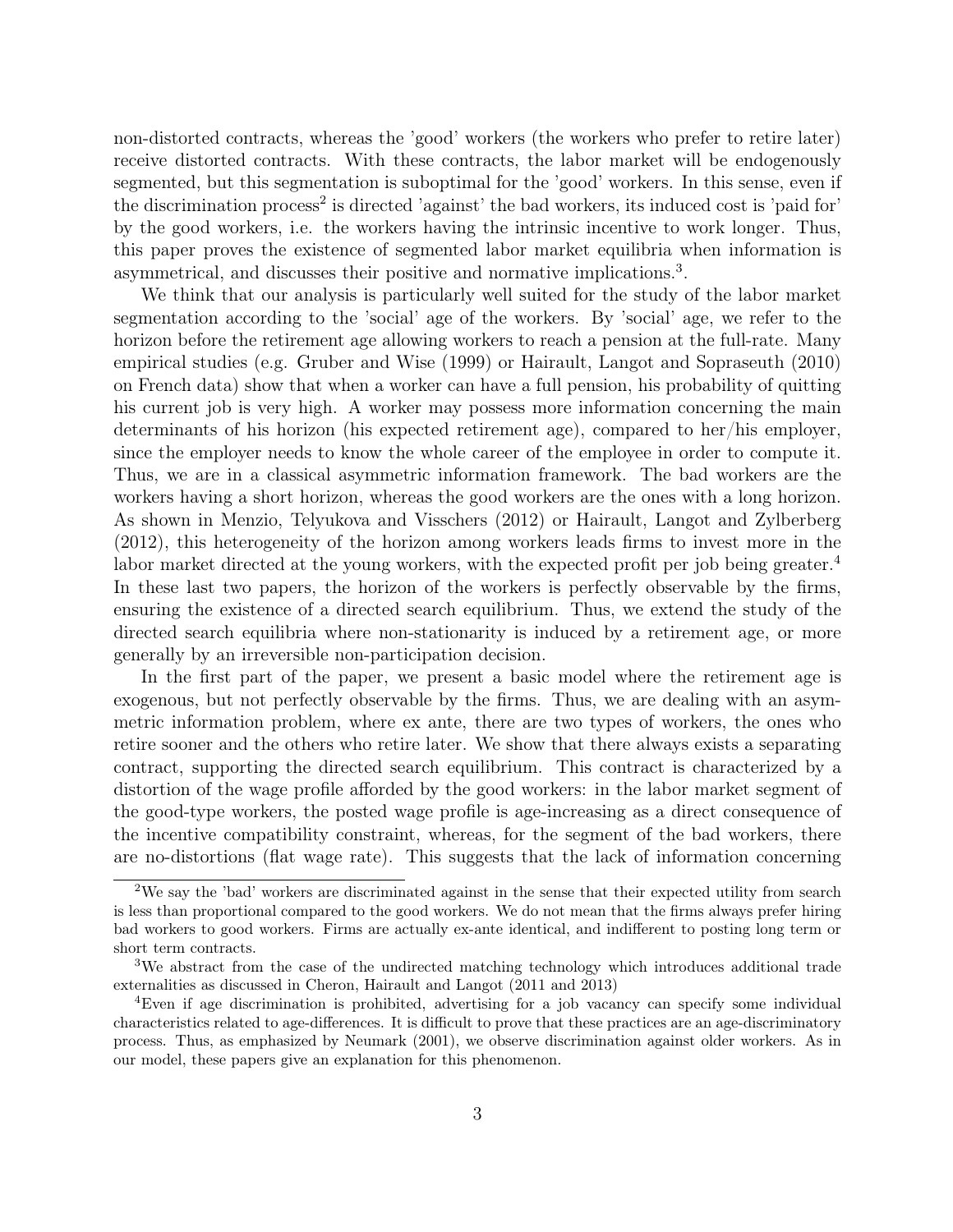non-distorted contracts, whereas the 'good' workers (the workers who prefer to retire later) receive distorted contracts. With these contracts, the labor market will be endogenously segmented, but this segmentation is suboptimal for the 'good' workers. In this sense, even if the discrimination process[2] is directed 'against' the bad workers, its induced cost is 'paid for' by the good workers, i.e. the workers having the intrinsic incentive to work longer. Thus, this paper proves the existence of segmented labor market equilibria when information is asymmetrical, and discusses their positive and normative implications.[3].

We think that our analysis is particularly well suited for the study of the labor market segmentation according to the 'social' age of the workers. By 'social' age, we refer to the horizon before the retirement age allowing workers to reach a pension at the full-rate. Many empirical studies (e.g. Gruber and Wise (1999) or Hairault, Langot and Sopraseuth (2010) on French data) show that when a worker can have a full pension, his probability of quitting his current job is very high. A worker may possess more information concerning the main determinants of his horizon (his expected retirement age), compared to her/his employer, since the employer needs to know the whole career of the employee in order to compute it. Thus, we are in a classical asymmetric information framework. The bad workers are the workers having a short horizon, whereas the good workers are the ones with a long horizon. As shown in Menzio, Telyukova and Visschers (2012) or Hairault, Langot and Zylberberg (2012), this heterogeneity of the horizon among workers leads firms to invest more in the labor market directed at the young workers, with the expected profit per job being greater.[4] In these last two papers, the horizon of the workers is perfectly observable by the firms, ensuring the existence of a directed search equilibrium. Thus, we extend the study of the directed search equilibria where non-stationarity is induced by a retirement age, or more generally by an irreversible non-participation decision.

In the first part of the paper, we present a basic model where the retirement age is exogenous, but not perfectly observable by the firms. Thus, we are dealing with an asymmetric information problem, where ex ante, there are two types of workers, the ones who retire sooner and the others who retire later. We show that there always exists a separating contract, supporting the directed search equilibrium. This contract is characterized by a distortion of the wage profile afforded by the good workers: in the labor market segment of the good-type workers, the posted wage profile is age-increasing as a direct consequence of the incentive compatibility constraint, whereas, for the segment of the bad workers, there are no-distortions (flat wage rate). This suggests that the lack of information concerning

[2]We say the 'bad' workers are discriminated against in the sense that their expected utility from search is less than proportional compared to the good workers. We do not mean that the firms always prefer hiring bad workers to good workers. Firms are actually ex-ante identical, and indifferent to posting long term or short term contracts.

[3]We abstract from the case of the undirected matching technology which introduces additional trade externalities as discussed in Cheron, Hairault and Langot (2011 and 2013)

[4]Even if age discrimination is prohibited, advertising for a job vacancy can specify some individual characteristics related to age-differences. It is difficult to prove that these practices are an age-discriminatory process. Thus, as emphasized by Neumark (2001), we observe discrimination against older workers. As in our model, these papers give an explanation for this phenomenon.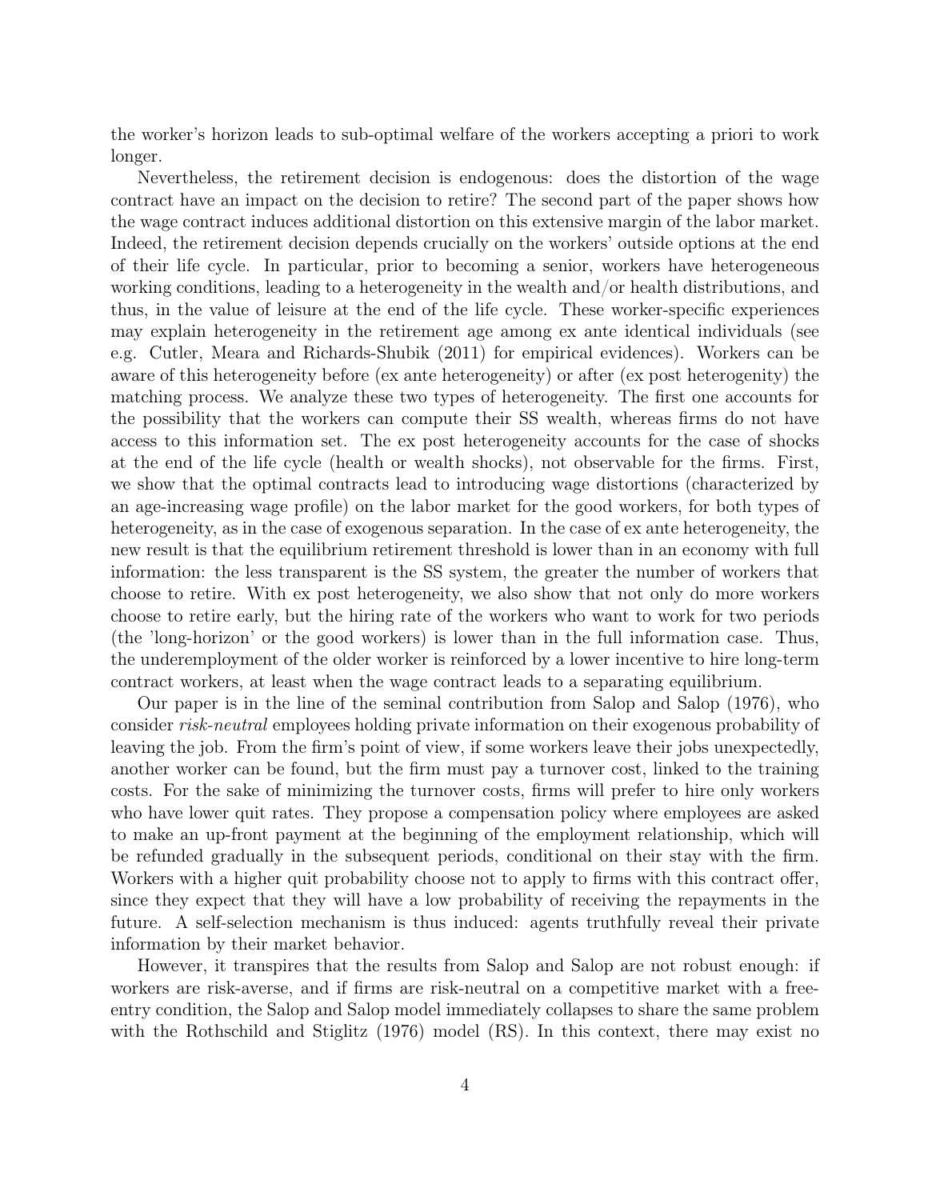the worker's horizon leads to sub-optimal welfare of the workers accepting a priori to work longer.

Nevertheless, the retirement decision is endogenous: does the distortion of the wage contract have an impact on the decision to retire? The second part of the paper shows how the wage contract induces additional distortion on this extensive margin of the labor market. Indeed, the retirement decision depends crucially on the workers' outside options at the end of their life cycle. In particular, prior to becoming a senior, workers have heterogeneous working conditions, leading to a heterogeneity in the wealth and/or health distributions, and thus, in the value of leisure at the end of the life cycle. These worker-specific experiences may explain heterogeneity in the retirement age among ex ante identical individuals (see e.g. Cutler, Meara and Richards-Shubik (2011) for empirical evidences). Workers can be aware of this heterogeneity before (ex ante heterogeneity) or after (ex post heterogenity) the matching process. We analyze these two types of heterogeneity. The first one accounts for the possibility that the workers can compute their SS wealth, whereas firms do not have access to this information set. The ex post heterogeneity accounts for the case of shocks at the end of the life cycle (health or wealth shocks), not observable for the firms. First, we show that the optimal contracts lead to introducing wage distortions (characterized by an age-increasing wage profile) on the labor market for the good workers, for both types of heterogeneity, as in the case of exogenous separation. In the case of ex ante heterogeneity, the new result is that the equilibrium retirement threshold is lower than in an economy with full information: the less transparent is the SS system, the greater the number of workers that choose to retire. With ex post heterogeneity, we also show that not only do more workers choose to retire early, but the hiring rate of the workers who want to work for two periods (the 'long-horizon' or the good workers) is lower than in the full information case. Thus, the underemployment of the older worker is reinforced by a lower incentive to hire long-term contract workers, at least when the wage contract leads to a separating equilibrium.

Our paper is in the line of the seminal contribution from Salop and Salop (1976), who consider *risk-neutral* employees holding private information on their exogenous probability of leaving the job. From the firm's point of view, if some workers leave their jobs unexpectedly, another worker can be found, but the firm must pay a turnover cost, linked to the training costs. For the sake of minimizing the turnover costs, firms will prefer to hire only workers who have lower quit rates. They propose a compensation policy where employees are asked to make an up-front payment at the beginning of the employment relationship, which will be refunded gradually in the subsequent periods, conditional on their stay with the firm. Workers with a higher quit probability choose not to apply to firms with this contract offer, since they expect that they will have a low probability of receiving the repayments in the future. A self-selection mechanism is thus induced: agents truthfully reveal their private information by their market behavior.

However, it transpires that the results from Salop and Salop are not robust enough: if workers are risk-averse, and if firms are risk-neutral on a competitive market with a free-entry condition, the Salop and Salop model immediately collapses to share the same problem with the Rothschild and Stiglitz (1976) model (RS). In this context, there may exist no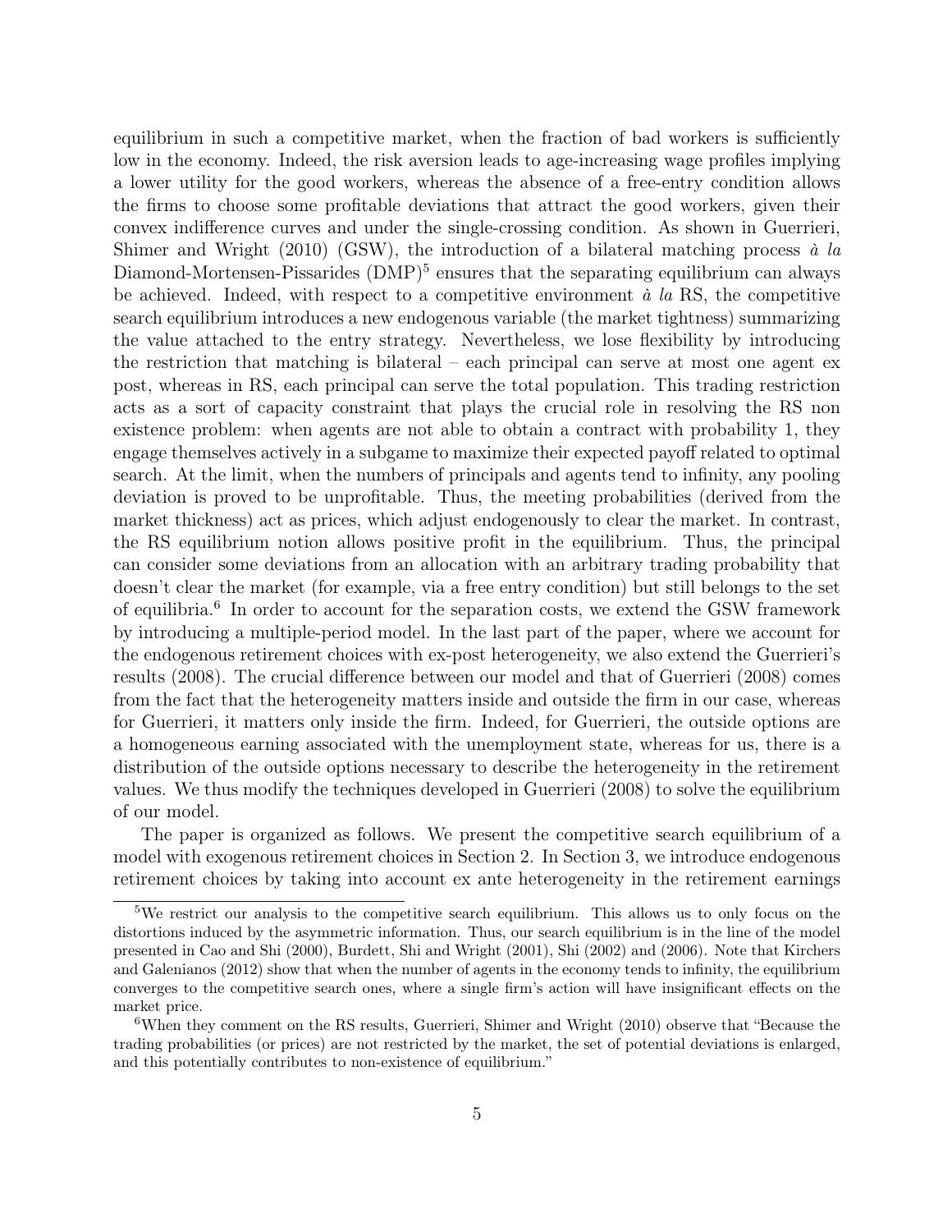equilibrium in such a competitive market, when the fraction of bad workers is sufficiently low in the economy. Indeed, the risk aversion leads to age-increasing wage profiles implying a lower utility for the good workers, whereas the absence of a free-entry condition allows the firms to choose some profitable deviations that attract the good workers, given their convex indifference curves and under the single-crossing condition. As shown in Guerrieri, Shimer and Wright (2010) (GSW), the introduction of a bilateral matching process *à la* Diamond-Mortensen-Pissarides (DMP)[5] ensures that the separating equilibrium can always be achieved. Indeed, with respect to a competitive environment *à la* RS, the competitive search equilibrium introduces a new endogenous variable (the market tightness) summarizing the value attached to the entry strategy. Nevertheless, we lose flexibility by introducing the restriction that matching is bilateral – each principal can serve at most one agent ex post, whereas in RS, each principal can serve the total population. This trading restriction acts as a sort of capacity constraint that plays the crucial role in resolving the RS non existence problem: when agents are not able to obtain a contract with probability 1, they engage themselves actively in a subgame to maximize their expected payoff related to optimal search. At the limit, when the numbers of principals and agents tend to infinity, any pooling deviation is proved to be unprofitable. Thus, the meeting probabilities (derived from the market thickness) act as prices, which adjust endogenously to clear the market. In contrast, the RS equilibrium notion allows positive profit in the equilibrium. Thus, the principal can consider some deviations from an allocation with an arbitrary trading probability that doesn't clear the market (for example, via a free entry condition) but still belongs to the set of equilibria.[6] In order to account for the separation costs, we extend the GSW framework by introducing a multiple-period model. In the last part of the paper, where we account for the endogenous retirement choices with ex-post heterogeneity, we also extend the Guerrieri's results (2008). The crucial difference between our model and that of Guerrieri (2008) comes from the fact that the heterogeneity matters inside and outside the firm in our case, whereas for Guerrieri, it matters only inside the firm. Indeed, for Guerrieri, the outside options are a homogeneous earning associated with the unemployment state, whereas for us, there is a distribution of the outside options necessary to describe the heterogeneity in the retirement values. We thus modify the techniques developed in Guerrieri (2008) to solve the equilibrium of our model.

The paper is organized as follows. We present the competitive search equilibrium of a model with exogenous retirement choices in Section 2. In Section 3, we introduce endogenous retirement choices by taking into account ex ante heterogeneity in the retirement earnings

---

[5] We restrict our analysis to the competitive search equilibrium. This allows us to only focus on the distortions induced by the asymmetric information. Thus, our search equilibrium is in the line of the model presented in Cao and Shi (2000), Burdett, Shi and Wright (2001), Shi (2002) and (2006). Note that Kirchers and Galenianos (2012) show that when the number of agents in the economy tends to infinity, the equilibrium converges to the competitive search ones, where a single firm's action will have insignificant effects on the market price.

[6] When they comment on the RS results, Guerrieri, Shimer and Wright (2010) observe that "Because the trading probabilities (or prices) are not restricted by the market, the set of potential deviations is enlarged, and this potentially contributes to non-existence of equilibrium."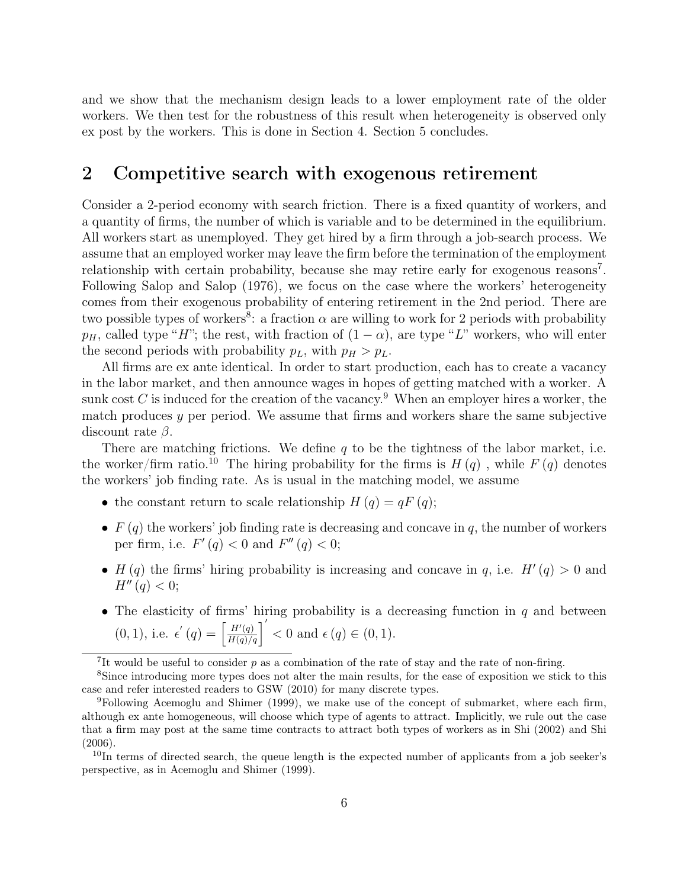and we show that the mechanism design leads to a lower employment rate of the older workers. We then test for the robustness of this result when heterogeneity is observed only ex post by the workers. This is done in Section 4. Section 5 concludes.

## 2 Competitive search with exogenous retirement

Consider a 2-period economy with search friction. There is a fixed quantity of workers, and a quantity of firms, the number of which is variable and to be determined in the equilibrium. All workers start as unemployed. They get hired by a firm through a job-search process. We assume that an employed worker may leave the firm before the termination of the employment relationship with certain probability, because she may retire early for exogenous reasons[7]. Following Salop and Salop (1976), we focus on the case where the workers' heterogeneity comes from their exogenous probability of entering retirement in the 2nd period. There are two possible types of workers[8]: a fraction $\alpha$ are willing to work for 2 periods with probability $p_H$, called type "$H$"; the rest, with fraction of $(1-\alpha)$, are type "$L$" workers, who will enter the second periods with probability $p_L$, with $p_H > p_L$.

All firms are ex ante identical. In order to start production, each has to create a vacancy in the labor market, and then announce wages in hopes of getting matched with a worker. A sunk cost $C$ is induced for the creation of the vacancy.[9] When an employer hires a worker, the match produces $y$ per period. We assume that firms and workers share the same subjective discount rate $\beta$.

There are matching frictions. We define $q$ to be the tightness of the labor market, i.e. the worker/firm ratio.[10] The hiring probability for the firms is $H(q)$ , while $F(q)$ denotes the workers' job finding rate. As is usual in the matching model, we assume

- the constant return to scale relationship $H(q) = qF(q)$;
- $F(q)$ the workers' job finding rate is decreasing and concave in $q$, the number of workers per firm, i.e. $F'(q) < 0$ and $F''(q) < 0$;
- $H(q)$ the firms' hiring probability is increasing and concave in $q$, i.e. $H'(q) > 0$ and $H''(q) < 0$;
- The elasticity of firms' hiring probability is a decreasing function in $q$ and between $(0,1)$, i.e. $\epsilon'(q) = \left[\frac{H'(q)}{H(q)/q}\right]' < 0$ and $\epsilon(q) \in (0,1)$.

---

[7] It would be useful to consider $p$ as a combination of the rate of stay and the rate of non-firing.

[8] Since introducing more types does not alter the main results, for the ease of exposition we stick to this case and refer interested readers to GSW (2010) for many discrete types.

[9] Following Acemoglu and Shimer (1999), we make use of the concept of submarket, where each firm, although ex ante homogeneous, will choose which type of agents to attract. Implicitly, we rule out the case that a firm may post at the same time contracts to attract both types of workers as in Shi (2002) and Shi (2006).

[10] In terms of directed search, the queue length is the expected number of applicants from a job seeker's perspective, as in Acemoglu and Shimer (1999).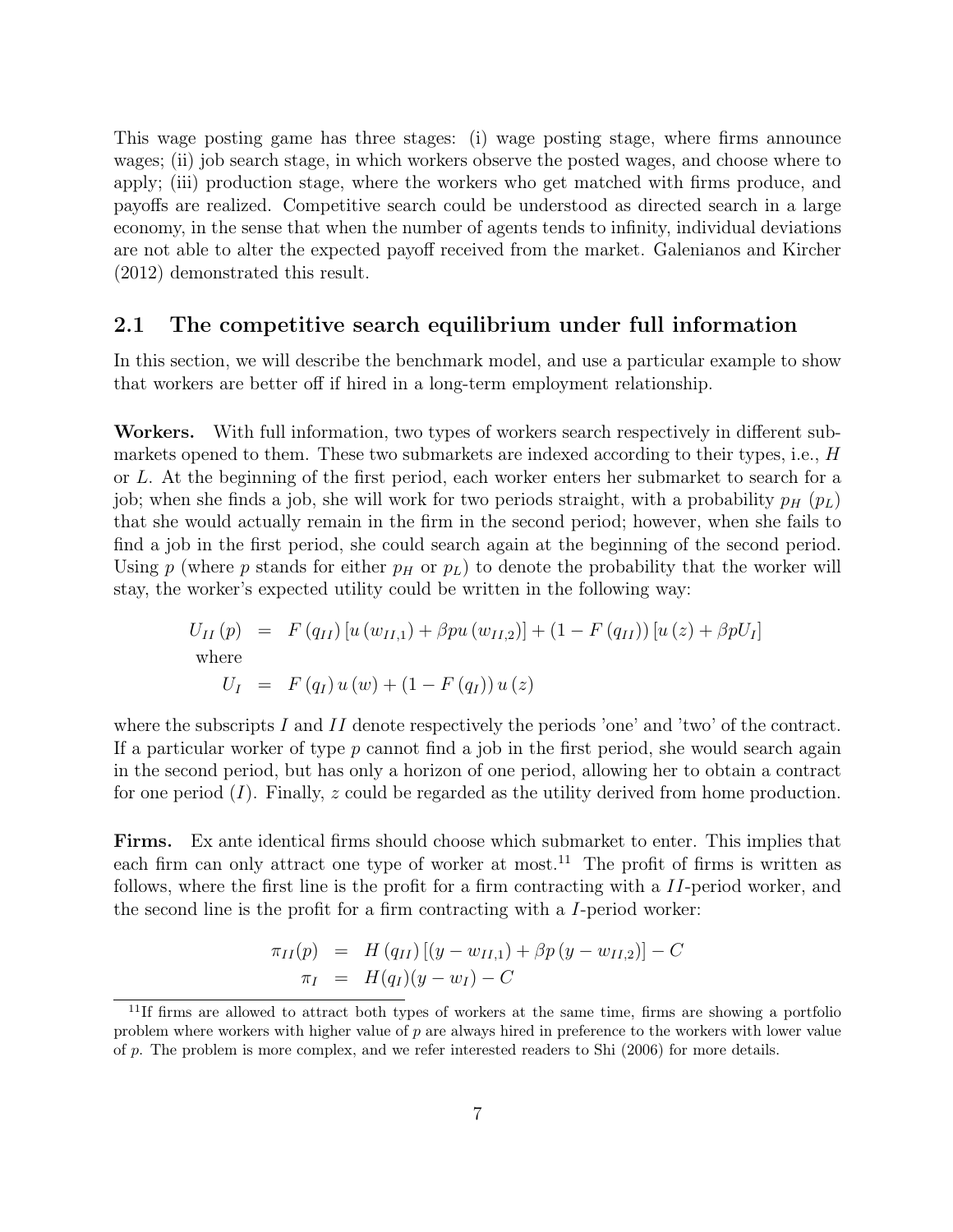This wage posting game has three stages: (i) wage posting stage, where firms announce wages; (ii) job search stage, in which workers observe the posted wages, and choose where to apply; (iii) production stage, where the workers who get matched with firms produce, and payoffs are realized. Competitive search could be understood as directed search in a large economy, in the sense that when the number of agents tends to infinity, individual deviations are not able to alter the expected payoff received from the market. Galenianos and Kircher (2012) demonstrated this result.

## 2.1 The competitive search equilibrium under full information

In this section, we will describe the benchmark model, and use a particular example to show that workers are better off if hired in a long-term employment relationship.

**Workers.** With full information, two types of workers search respectively in different submarkets opened to them. These two submarkets are indexed according to their types, i.e., $H$ or $L$. At the beginning of the first period, each worker enters her submarket to search for a job; when she finds a job, she will work for two periods straight, with a probability $p_H$ ($p_L$) that she would actually remain in the firm in the second period; however, when she fails to find a job in the first period, she could search again at the beginning of the second period. Using $p$ (where $p$ stands for either $p_H$ or $p_L$) to denote the probability that the worker will stay, the worker's expected utility could be written in the following way:

$$\begin{aligned}
U_{II}(p) &= F(q_{II})\left[u(w_{II,1}) + \beta p u(w_{II,2})\right] + (1 - F(q_{II}))\left[u(z) + \beta p U_I\right] \\
&\text{where} \\
U_I &= F(q_I)\, u(w) + (1 - F(q_I))\, u(z)
\end{aligned}$$

where the subscripts $I$ and $II$ denote respectively the periods 'one' and 'two' of the contract. If a particular worker of type $p$ cannot find a job in the first period, she would search again in the second period, but has only a horizon of one period, allowing her to obtain a contract for one period ($I$). Finally, $z$ could be regarded as the utility derived from home production.

**Firms.** Ex ante identical firms should choose which submarket to enter. This implies that each firm can only attract one type of worker at most.[11] The profit of firms is written as follows, where the first line is the profit for a firm contracting with a $II$-period worker, and the second line is the profit for a firm contracting with a $I$-period worker:

$$\begin{aligned}
\pi_{II}(p) &= H(q_{II})\left[(y - w_{II,1}) + \beta p\,(y - w_{II,2})\right] - C \\
\pi_I &= H(q_I)(y - w_I) - C
\end{aligned}$$

[11] If firms are allowed to attract both types of workers at the same time, firms are showing a portfolio problem where workers with higher value of $p$ are always hired in preference to the workers with lower value of $p$. The problem is more complex, and we refer interested readers to Shi (2006) for more details.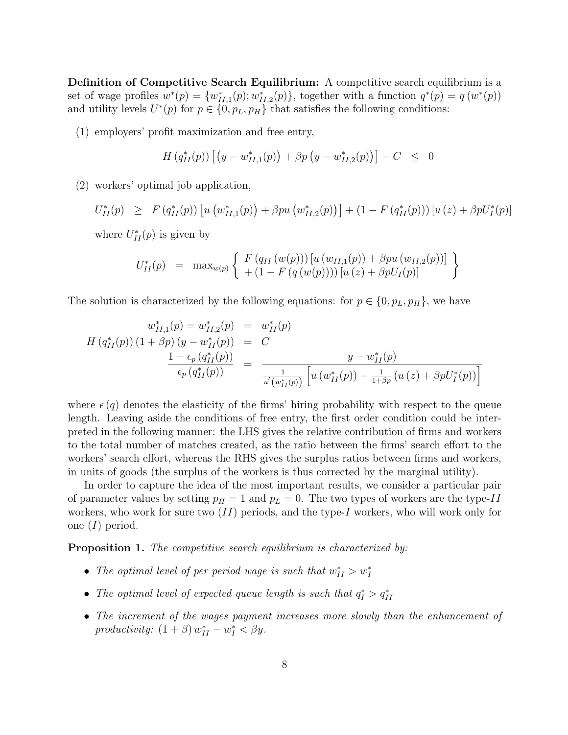**Definition of Competitive Search Equilibrium:** A competitive search equilibrium is a set of wage profiles $w^*(p) = \{w^*_{II,1}(p); w^*_{II,2}(p)\}$, together with a function $q^*(p) = q(w^*(p))$ and utility levels $U^*(p)$ for $p \in \{0, p_L, p_H\}$ that satisfies the following conditions:

(1) employers' profit maximization and free entry,

$$H\left(q^*_{II}(p)\right)\left[\left(y - w^*_{II,1}(p)\right) + \beta p\left(y - w^*_{II,2}(p)\right)\right] - C \quad \leq \quad 0$$

(2) workers' optimal job application,

$$U^*_{II}(p) \quad \geq \quad F\left(q^*_{II}(p)\right)\left[u\left(w^*_{II,1}(p)\right) + \beta p u\left(w^*_{II,2}(p)\right)\right] + \left(1 - F\left(q^*_{II}(p)\right)\right)\left[u\left(z\right) + \beta p U^*_I(p)\right]$$

where $U^*_{II}(p)$ is given by

$$U^*_{II}(p) \quad = \quad \max_{w(p)}\left\{\begin{array}{l} F\left(q_{II}\left(w(p)\right)\right)\left[u\left(w_{II,1}(p)\right) + \beta p u\left(w_{II,2}(p)\right)\right] \\ + \left(1 - F\left(q\left(w(p)\right)\right)\right)\left[u\left(z\right) + \beta p U_I(p)\right] \end{array}\right\}$$

The solution is characterized by the following equations: for $p \in \{0, p_L, p_H\}$, we have

$$\begin{aligned} w^*_{II,1}(p) = w^*_{II,2}(p) \quad &= \quad w^*_{II}(p) \\ H\left(q^*_{II}(p)\right)\left(1 + \beta p\right)\left(y - w^*_{II}(p)\right) \quad &= \quad C \\ \frac{1 - \epsilon_p\left(q^*_{II}(p)\right)}{\epsilon_p\left(q^*_{II}(p)\right)} \quad &= \quad \frac{y - w^*_{II}(p)}{\frac{1}{u'\left(w^*_{II}(p)\right)}\left[u\left(w^*_{II}(p)\right) - \frac{1}{1+\beta p}\left(u\left(z\right) + \beta p U^*_I(p)\right)\right]} \end{aligned}$$

where $\epsilon(q)$ denotes the elasticity of the firms' hiring probability with respect to the queue length. Leaving aside the conditions of free entry, the first order condition could be interpreted in the following manner: the LHS gives the relative contribution of firms and workers to the total number of matches created, as the ratio between the firms' search effort to the workers' search effort, whereas the RHS gives the surplus ratios between firms and workers, in units of goods (the surplus of the workers is thus corrected by the marginal utility).

In order to capture the idea of the most important results, we consider a particular pair of parameter values by setting $p_H = 1$ and $p_L = 0$. The two types of workers are the type-$II$ workers, who work for sure two ($II$) periods, and the type-$I$ workers, who will work only for one ($I$) period.

**Proposition 1.** *The competitive search equilibrium is characterized by:*

- *The optimal level of per period wage is such that* $w^*_{II} > w^*_I$
- *The optimal level of expected queue length is such that* $q^*_I > q^*_{II}$
- *The increment of the wages payment increases more slowly than the enhancement of productivity:* $(1 + \beta)\, w^*_{II} - w^*_I < \beta y$.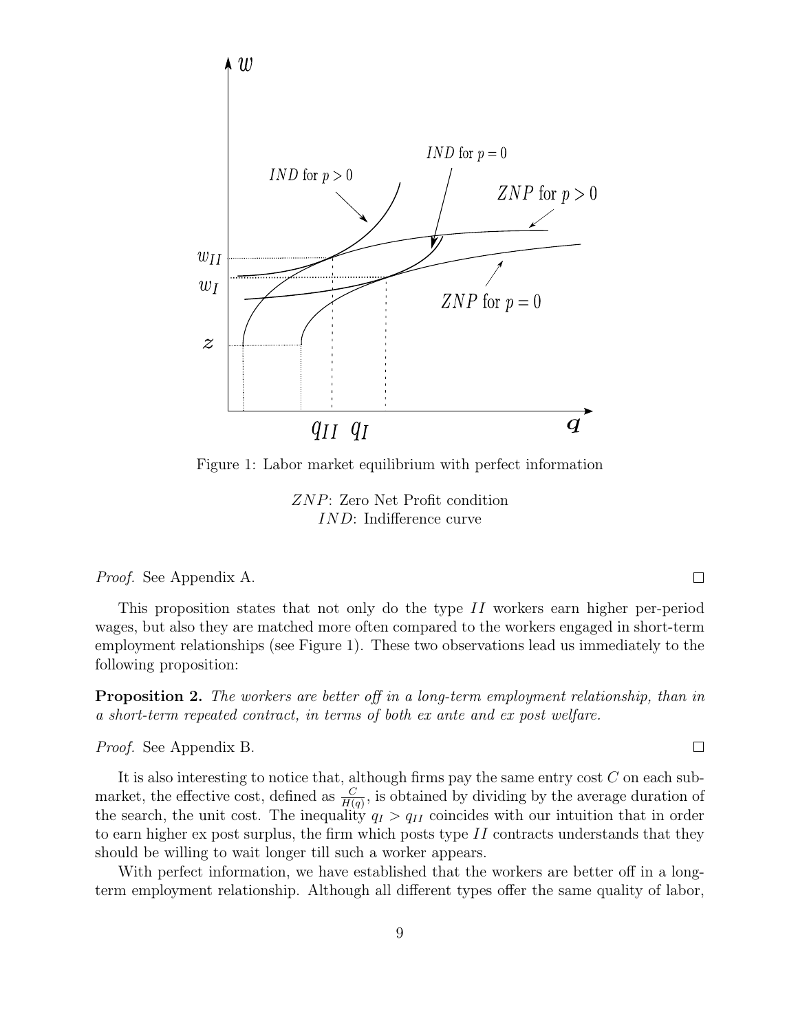Figure 1: Labor market equilibrium with perfect information

$ZNP$: Zero Net Profit condition
$IND$: Indifference curve

*Proof.* See Appendix A. □

This proposition states that not only do the type $II$ workers earn higher per-period wages, but also they are matched more often compared to the workers engaged in short-term employment relationships (see Figure 1). These two observations lead us immediately to the following proposition:

**Proposition 2.** *The workers are better off in a long-term employment relationship, than in a short-term repeated contract, in terms of both ex ante and ex post welfare.*

*Proof.* See Appendix B. □

It is also interesting to notice that, although firms pay the same entry cost $C$ on each sub-market, the effective cost, defined as $\frac{C}{H(q)}$, is obtained by dividing by the average duration of the search, the unit cost. The inequality $q_I > q_{II}$ coincides with our intuition that in order to earn higher ex post surplus, the firm which posts type $II$ contracts understands that they should be willing to wait longer till such a worker appears.

With perfect information, we have established that the workers are better off in a long-term employment relationship. Although all different types offer the same quality of labor,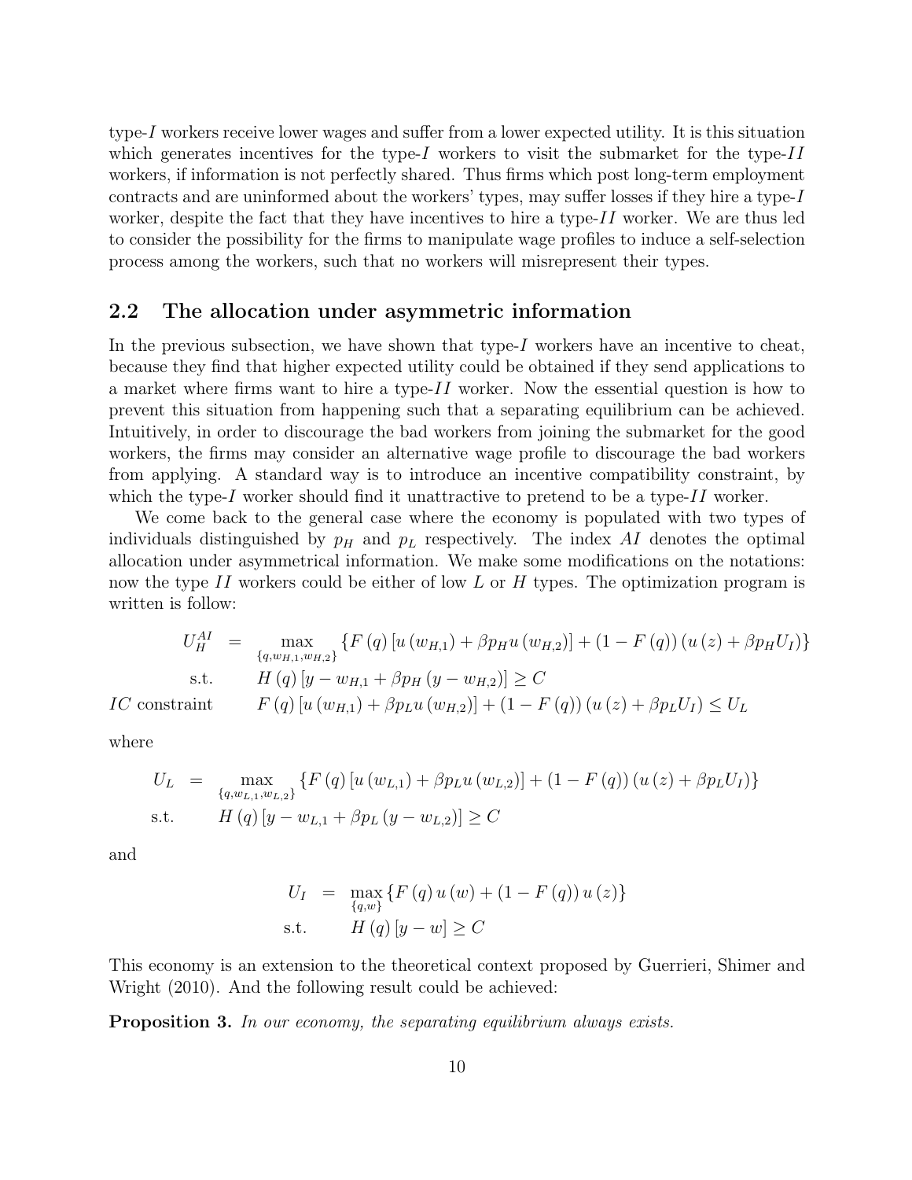type-$I$ workers receive lower wages and suffer from a lower expected utility. It is this situation which generates incentives for the type-$I$ workers to visit the submarket for the type-$II$ workers, if information is not perfectly shared. Thus firms which post long-term employment contracts and are uninformed about the workers' types, may suffer losses if they hire a type-$I$ worker, despite the fact that they have incentives to hire a type-$II$ worker. We are thus led to consider the possibility for the firms to manipulate wage profiles to induce a self-selection process among the workers, such that no workers will misrepresent their types.

## 2.2 The allocation under asymmetric information

In the previous subsection, we have shown that type-$I$ workers have an incentive to cheat, because they find that higher expected utility could be obtained if they send applications to a market where firms want to hire a type-$II$ worker. Now the essential question is how to prevent this situation from happening such that a separating equilibrium can be achieved. Intuitively, in order to discourage the bad workers from joining the submarket for the good workers, the firms may consider an alternative wage profile to discourage the bad workers from applying. A standard way is to introduce an incentive compatibility constraint, by which the type-$I$ worker should find it unattractive to pretend to be a type-$II$ worker.

We come back to the general case where the economy is populated with two types of individuals distinguished by $p_H$ and $p_L$ respectively. The index $AI$ denotes the optimal allocation under asymmetrical information. We make some modifications on the notations: now the type $II$ workers could be either of low $L$ or $H$ types. The optimization program is written is follow:

$$
\begin{aligned}
U_H^{AI} &= \max_{\{q,w_{H,1},w_{H,2}\}} \left\{F(q)\left[u(w_{H,1}) + \beta p_H u(w_{H,2})\right] + (1 - F(q))\left(u(z) + \beta p_H U_I\right)\right\} \\
\text{s.t.} \quad & H(q)\left[y - w_{H,1} + \beta p_H (y - w_{H,2})\right] \geq C \\
IC \text{ constraint} \quad & F(q)\left[u(w_{H,1}) + \beta p_L u(w_{H,2})\right] + (1 - F(q))\left(u(z) + \beta p_L U_I\right) \leq U_L
\end{aligned}
$$

where

$$
\begin{aligned}
U_L &= \max_{\{q,w_{L,1},w_{L,2}\}} \left\{F(q)\left[u(w_{L,1}) + \beta p_L u(w_{L,2})\right] + (1 - F(q))\left(u(z) + \beta p_L U_I\right)\right\} \\
\text{s.t.} \quad & H(q)\left[y - w_{L,1} + \beta p_L (y - w_{L,2})\right] \geq C
\end{aligned}
$$

and

$$
\begin{aligned}
U_I &= \max_{\{q,w\}} \left\{F(q)\, u(w) + (1 - F(q))\, u(z)\right\} \\
\text{s.t.} \quad & H(q)\left[y - w\right] \geq C
\end{aligned}
$$

This economy is an extension to the theoretical context proposed by Guerrieri, Shimer and Wright (2010). And the following result could be achieved:

**Proposition 3.** *In our economy, the separating equilibrium always exists.*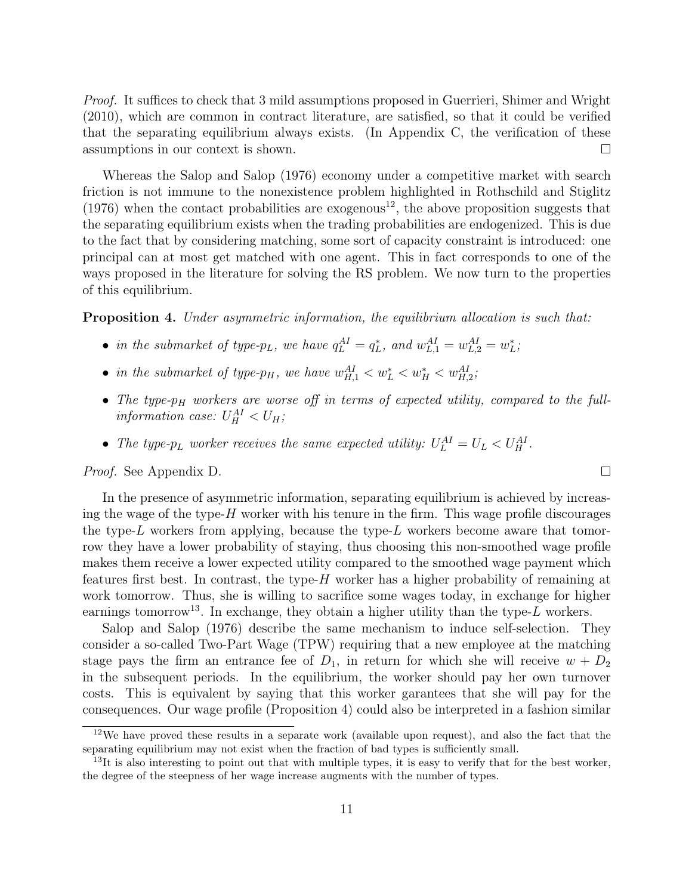*Proof.* It suffices to check that 3 mild assumptions proposed in Guerrieri, Shimer and Wright (2010), which are common in contract literature, are satisfied, so that it could be verified that the separating equilibrium always exists. (In Appendix C, the verification of these assumptions in our context is shown. □

Whereas the Salop and Salop (1976) economy under a competitive market with search friction is not immune to the nonexistence problem highlighted in Rothschild and Stiglitz (1976) when the contact probabilities are exogenous[12], the above proposition suggests that the separating equilibrium exists when the trading probabilities are endogenized. This is due to the fact that by considering matching, some sort of capacity constraint is introduced: one principal can at most get matched with one agent. This in fact corresponds to one of the ways proposed in the literature for solving the RS problem. We now turn to the properties of this equilibrium.

**Proposition 4.** *Under asymmetric information, the equilibrium allocation is such that:*

- *in the submarket of type-$p_L$, we have $q_L^{AI} = q_L^*$, and $w_{L,1}^{AI} = w_{L,2}^{AI} = w_L^*$;*
- *in the submarket of type-$p_H$, we have $w_{H,1}^{AI} < w_L^* < w_H^* < w_{H,2}^{AI}$;*
- *The type-$p_H$ workers are worse off in terms of expected utility, compared to the full-information case: $U_H^{AI} < U_H$;*
- *The type-$p_L$ worker receives the same expected utility: $U_L^{AI} = U_L < U_H^{AI}$.*

*Proof.* See Appendix D. □

In the presence of asymmetric information, separating equilibrium is achieved by increasing the wage of the type-$H$ worker with his tenure in the firm. This wage profile discourages the type-$L$ workers from applying, because the type-$L$ workers become aware that tomorrow they have a lower probability of staying, thus choosing this non-smoothed wage profile makes them receive a lower expected utility compared to the smoothed wage payment which features first best. In contrast, the type-$H$ worker has a higher probability of remaining at work tomorrow. Thus, she is willing to sacrifice some wages today, in exchange for higher earnings tomorrow[13]. In exchange, they obtain a higher utility than the type-$L$ workers.

Salop and Salop (1976) describe the same mechanism to induce self-selection. They consider a so-called Two-Part Wage (TPW) requiring that a new employee at the matching stage pays the firm an entrance fee of $D_1$, in return for which she will receive $w + D_2$ in the subsequent periods. In the equilibrium, the worker should pay her own turnover costs. This is equivalent by saying that this worker garantees that she will pay for the consequences. Our wage profile (Proposition 4) could also be interpreted in a fashion similar

[12] We have proved these results in a separate work (available upon request), and also the fact that the separating equilibrium may not exist when the fraction of bad types is sufficiently small.

[13] It is also interesting to point out that with multiple types, it is easy to verify that for the best worker, the degree of the steepness of her wage increase augments with the number of types.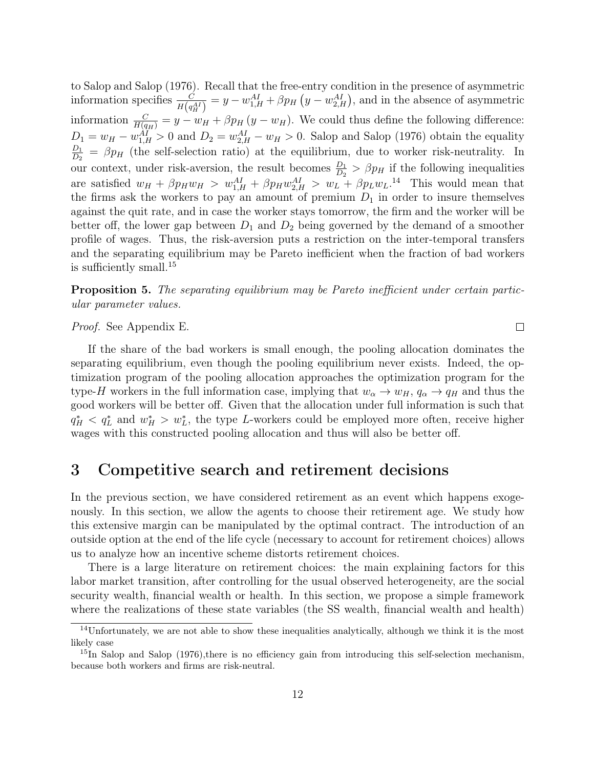to Salop and Salop (1976). Recall that the free-entry condition in the presence of asymmetric information specifies $\frac{C}{H(q_H^{AI})} = y - w_{1,H}^{AI} + \beta p_H \left(y - w_{2,H}^{AI}\right)$, and in the absence of asymmetric information $\frac{C}{H(q_H)} = y - w_H + \beta p_H (y - w_H)$. We could thus define the following difference: $D_1 = w_H - w_{1,H}^{AI} > 0$ and $D_2 = w_{2,H}^{AI} - w_H > 0$. Salop and Salop (1976) obtain the equality $\frac{D_1}{D_2} = \beta p_H$ (the self-selection ratio) at the equilibrium, due to worker risk-neutrality. In our context, under risk-aversion, the result becomes $\frac{D_1}{D_2} > \beta p_H$ if the following inequalities are satisfied $w_H + \beta p_H w_H > w_{1,H}^{AI} + \beta p_H w_{2,H}^{AI} > w_L + \beta p_L w_L$.[14] This would mean that the firms ask the workers to pay an amount of premium $D_1$ in order to insure themselves against the quit rate, and in case the worker stays tomorrow, the firm and the worker will be better off, the lower gap between $D_1$ and $D_2$ being governed by the demand of a smoother profile of wages. Thus, the risk-aversion puts a restriction on the inter-temporal transfers and the separating equilibrium may be Pareto inefficient when the fraction of bad workers is sufficiently small.[15]

**Proposition 5.** *The separating equilibrium may be Pareto inefficient under certain particular parameter values.*

*Proof.* See Appendix E. □

If the share of the bad workers is small enough, the pooling allocation dominates the separating equilibrium, even though the pooling equilibrium never exists. Indeed, the optimization program of the pooling allocation approaches the optimization program for the type-$H$ workers in the full information case, implying that $w_\alpha \to w_H$, $q_\alpha \to q_H$ and thus the good workers will be better off. Given that the allocation under full information is such that $q_H^* < q_L^*$ and $w_H^* > w_L^*$, the type $L$-workers could be employed more often, receive higher wages with this constructed pooling allocation and thus will also be better off.

# 3 Competitive search and retirement decisions

In the previous section, we have considered retirement as an event which happens exogenously. In this section, we allow the agents to choose their retirement age. We study how this extensive margin can be manipulated by the optimal contract. The introduction of an outside option at the end of the life cycle (necessary to account for retirement choices) allows us to analyze how an incentive scheme distorts retirement choices.

There is a large literature on retirement choices: the main explaining factors for this labor market transition, after controlling for the usual observed heterogeneity, are the social security wealth, financial wealth or health. In this section, we propose a simple framework where the realizations of these state variables (the SS wealth, financial wealth and health)

[14] Unfortunately, we are not able to show these inequalities analytically, although we think it is the most likely case

[15] In Salop and Salop (1976),there is no efficiency gain from introducing this self-selection mechanism, because both workers and firms are risk-neutral.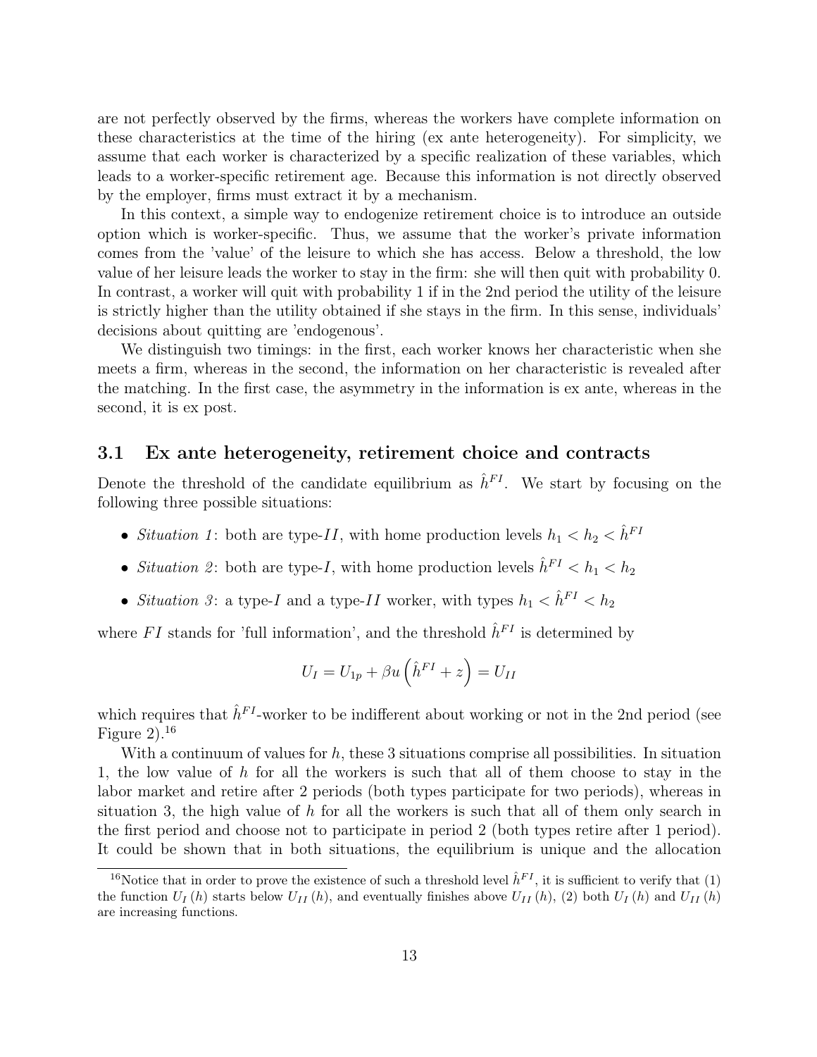are not perfectly observed by the firms, whereas the workers have complete information on these characteristics at the time of the hiring (ex ante heterogeneity). For simplicity, we assume that each worker is characterized by a specific realization of these variables, which leads to a worker-specific retirement age. Because this information is not directly observed by the employer, firms must extract it by a mechanism.

In this context, a simple way to endogenize retirement choice is to introduce an outside option which is worker-specific. Thus, we assume that the worker's private information comes from the 'value' of the leisure to which she has access. Below a threshold, the low value of her leisure leads the worker to stay in the firm: she will then quit with probability 0. In contrast, a worker will quit with probability 1 if in the 2nd period the utility of the leisure is strictly higher than the utility obtained if she stays in the firm. In this sense, individuals' decisions about quitting are 'endogenous'.

We distinguish two timings: in the first, each worker knows her characteristic when she meets a firm, whereas in the second, the information on her characteristic is revealed after the matching. In the first case, the asymmetry in the information is ex ante, whereas in the second, it is ex post.

## 3.1 Ex ante heterogeneity, retirement choice and contracts

Denote the threshold of the candidate equilibrium as $\hat{h}^{FI}$. We start by focusing on the following three possible situations:

- *Situation 1*: both are type-$II$, with home production levels $h_1 < h_2 < \hat{h}^{FI}$
- *Situation 2*: both are type-$I$, with home production levels $\hat{h}^{FI} < h_1 < h_2$
- *Situation 3*: a type-$I$ and a type-$II$ worker, with types $h_1 < \hat{h}^{FI} < h_2$

where $FI$ stands for 'full information', and the threshold $\hat{h}^{FI}$ is determined by

$$U_I = U_{1p} + \beta u \left( \hat{h}^{FI} + z \right) = U_{II}$$

which requires that $\hat{h}^{FI}$-worker to be indifferent about working or not in the 2nd period (see Figure 2).[16]

With a continuum of values for $h$, these 3 situations comprise all possibilities. In situation 1, the low value of $h$ for all the workers is such that all of them choose to stay in the labor market and retire after 2 periods (both types participate for two periods), whereas in situation 3, the high value of $h$ for all the workers is such that all of them only search in the first period and choose not to participate in period 2 (both types retire after 1 period). It could be shown that in both situations, the equilibrium is unique and the allocation

[16] Notice that in order to prove the existence of such a threshold level $\hat{h}^{FI}$, it is sufficient to verify that (1) the function $U_I(h)$ starts below $U_{II}(h)$, and eventually finishes above $U_{II}(h)$, (2) both $U_I(h)$ and $U_{II}(h)$ are increasing functions.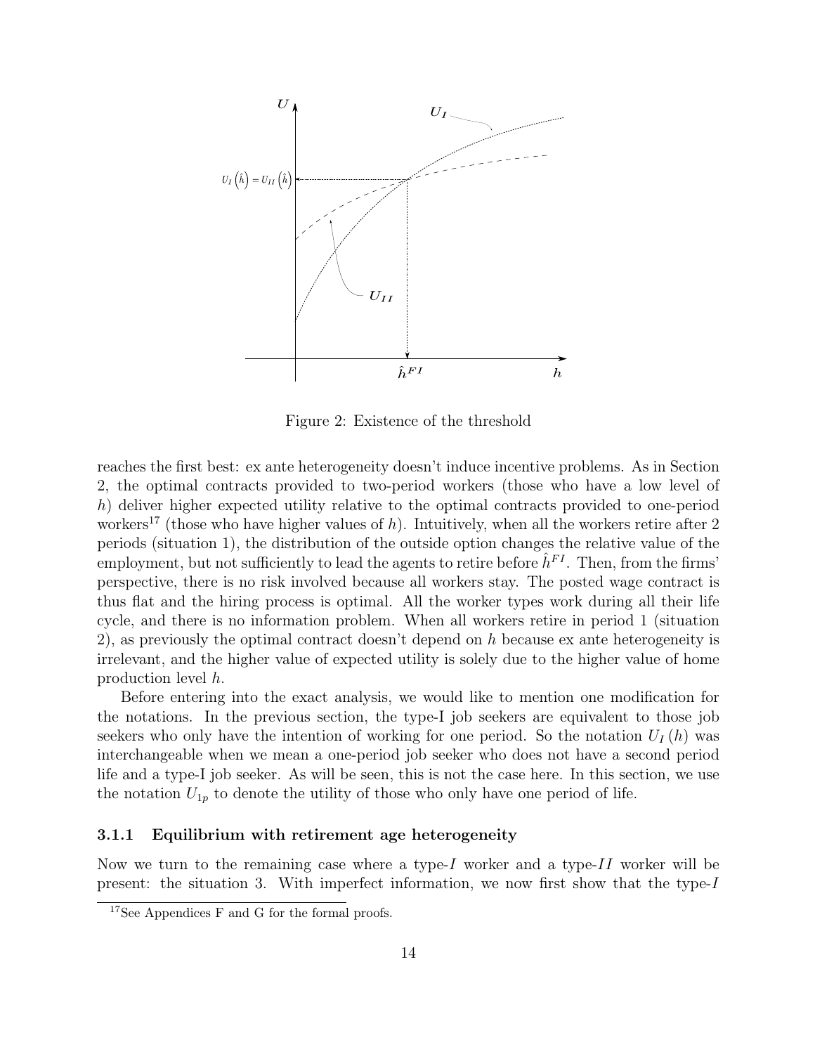Figure 2: Existence of the threshold

reaches the first best: ex ante heterogeneity doesn't induce incentive problems. As in Section 2, the optimal contracts provided to two-period workers (those who have a low level of $h$) deliver higher expected utility relative to the optimal contracts provided to one-period workers[17] (those who have higher values of $h$). Intuitively, when all the workers retire after 2 periods (situation 1), the distribution of the outside option changes the relative value of the employment, but not sufficiently to lead the agents to retire before $\hat{h}^{FI}$. Then, from the firms' perspective, there is no risk involved because all workers stay. The posted wage contract is thus flat and the hiring process is optimal. All the worker types work during all their life cycle, and there is no information problem. When all workers retire in period 1 (situation 2), as previously the optimal contract doesn't depend on $h$ because ex ante heterogeneity is irrelevant, and the higher value of expected utility is solely due to the higher value of home production level $h$.

Before entering into the exact analysis, we would like to mention one modification for the notations. In the previous section, the type-I job seekers are equivalent to those job seekers who only have the intention of working for one period. So the notation $U_I(h)$ was interchangeable when we mean a one-period job seeker who does not have a second period life and a type-I job seeker. As will be seen, this is not the case here. In this section, we use the notation $U_{1p}$ to denote the utility of those who only have one period of life.

#### 3.1.1 Equilibrium with retirement age heterogeneity

Now we turn to the remaining case where a type-$I$ worker and a type-$II$ worker will be present: the situation 3. With imperfect information, we now first show that the type-$I$

[17] See Appendices F and G for the formal proofs.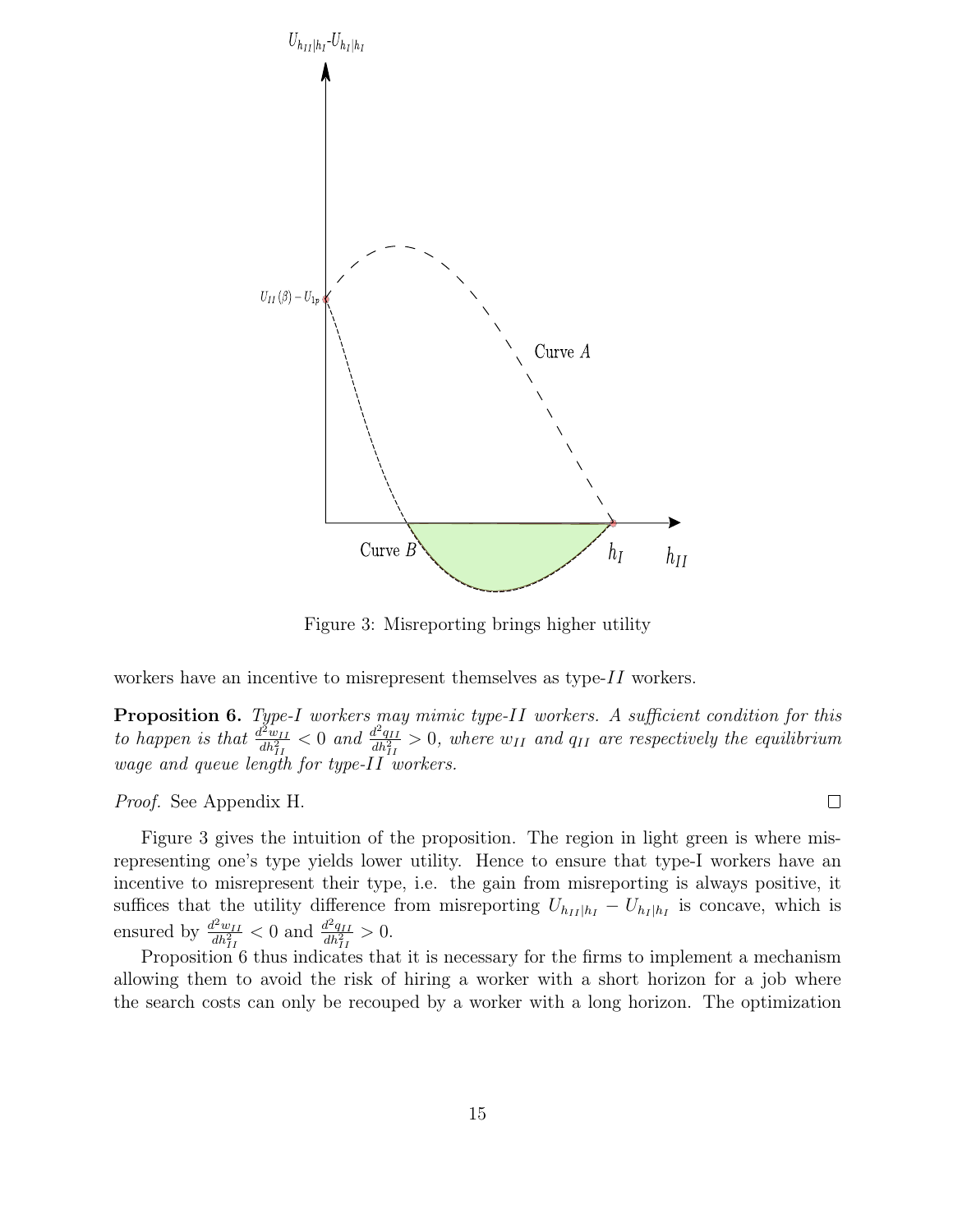Figure 3: Misreporting brings higher utility

workers have an incentive to misrepresent themselves as type-$II$ workers.

**Proposition 6.** *Type-I workers may mimic type-II workers. A sufficient condition for this to happen is that* $\frac{d^2 w_{II}}{dh_{II}^2} < 0$ *and* $\frac{d^2 q_{II}}{dh_{II}^2} > 0$*, where* $w_{II}$ *and* $q_{II}$ *are respectively the equilibrium wage and queue length for type-II workers.*

*Proof.* See Appendix H. □

Figure 3 gives the intuition of the proposition. The region in light green is where misrepresenting one's type yields lower utility. Hence to ensure that type-I workers have an incentive to misrepresent their type, i.e. the gain from misreporting is always positive, it suffices that the utility difference from misreporting $U_{h_{II}|h_I} - U_{h_I|h_I}$ is concave, which is ensured by $\frac{d^2 w_{II}}{dh_{II}^2} < 0$ and $\frac{d^2 q_{II}}{dh_{II}^2} > 0$.

Proposition 6 thus indicates that it is necessary for the firms to implement a mechanism allowing them to avoid the risk of hiring a worker with a short horizon for a job where the search costs can only be recouped by a worker with a long horizon. The optimization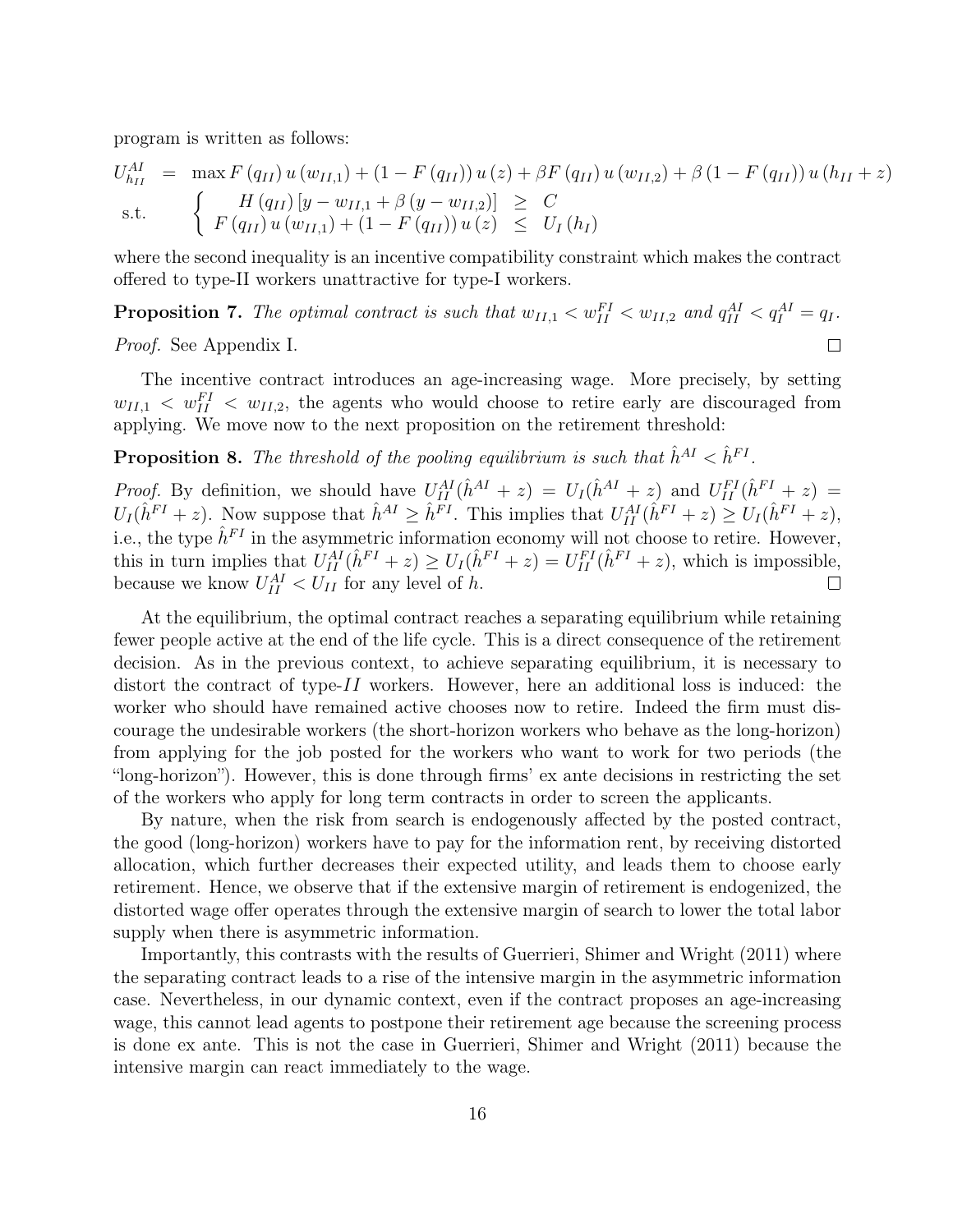program is written as follows:

$$
\begin{aligned}
U_{h_{II}}^{AI} &= \max F(q_{II})\, u(w_{II,1}) + (1 - F(q_{II}))\, u(z) + \beta F(q_{II})\, u(w_{II,2}) + \beta(1 - F(q_{II}))\, u(h_{II} + z) \\
\text{s.t.} & \quad \begin{cases} H(q_{II})\left[y - w_{II,1} + \beta(y - w_{II,2})\right] \geq C \\ F(q_{II})\, u(w_{II,1}) + (1 - F(q_{II}))\, u(z) \leq U_I(h_I) \end{cases}
\end{aligned}
$$

where the second inequality is an incentive compatibility constraint which makes the contract offered to type-II workers unattractive for type-I workers.

**Proposition 7.** *The optimal contract is such that* $w_{II,1} < w_{II}^{FI} < w_{II,2}$ *and* $q_{II}^{AI} < q_I^{AI} = q_I$.

*Proof.* See Appendix I. ∎

The incentive contract introduces an age-increasing wage. More precisely, by setting $w_{II,1} < w_{II}^{FI} < w_{II,2}$, the agents who would choose to retire early are discouraged from applying. We move now to the next proposition on the retirement threshold:

**Proposition 8.** *The threshold of the pooling equilibrium is such that* $\hat{h}^{AI} < \hat{h}^{FI}$.

*Proof.* By definition, we should have $U_{II}^{AI}(\hat{h}^{AI} + z) = U_I(\hat{h}^{AI} + z)$ and $U_{II}^{FI}(\hat{h}^{FI} + z) = U_I(\hat{h}^{FI} + z)$. Now suppose that $\hat{h}^{AI} \geq \hat{h}^{FI}$. This implies that $U_{II}^{AI}(\hat{h}^{FI} + z) \geq U_I(\hat{h}^{FI} + z)$, i.e., the type $\hat{h}^{FI}$ in the asymmetric information economy will not choose to retire. However, this in turn implies that $U_{II}^{AI}(\hat{h}^{FI} + z) \geq U_I(\hat{h}^{FI} + z) = U_{II}^{FI}(\hat{h}^{FI} + z)$, which is impossible, because we know $U_{II}^{AI} < U_{II}$ for any level of $h$. ∎

At the equilibrium, the optimal contract reaches a separating equilibrium while retaining fewer people active at the end of the life cycle. This is a direct consequence of the retirement decision. As in the previous context, to achieve separating equilibrium, it is necessary to distort the contract of type-$II$ workers. However, here an additional loss is induced: the worker who should have remained active chooses now to retire. Indeed the firm must discourage the undesirable workers (the short-horizon workers who behave as the long-horizon) from applying for the job posted for the workers who want to work for two periods (the "long-horizon"). However, this is done through firms' ex ante decisions in restricting the set of the workers who apply for long term contracts in order to screen the applicants.

By nature, when the risk from search is endogenously affected by the posted contract, the good (long-horizon) workers have to pay for the information rent, by receiving distorted allocation, which further decreases their expected utility, and leads them to choose early retirement. Hence, we observe that if the extensive margin of retirement is endogenized, the distorted wage offer operates through the extensive margin of search to lower the total labor supply when there is asymmetric information.

Importantly, this contrasts with the results of Guerrieri, Shimer and Wright (2011) where the separating contract leads to a rise of the intensive margin in the asymmetric information case. Nevertheless, in our dynamic context, even if the contract proposes an age-increasing wage, this cannot lead agents to postpone their retirement age because the screening process is done ex ante. This is not the case in Guerrieri, Shimer and Wright (2011) because the intensive margin can react immediately to the wage.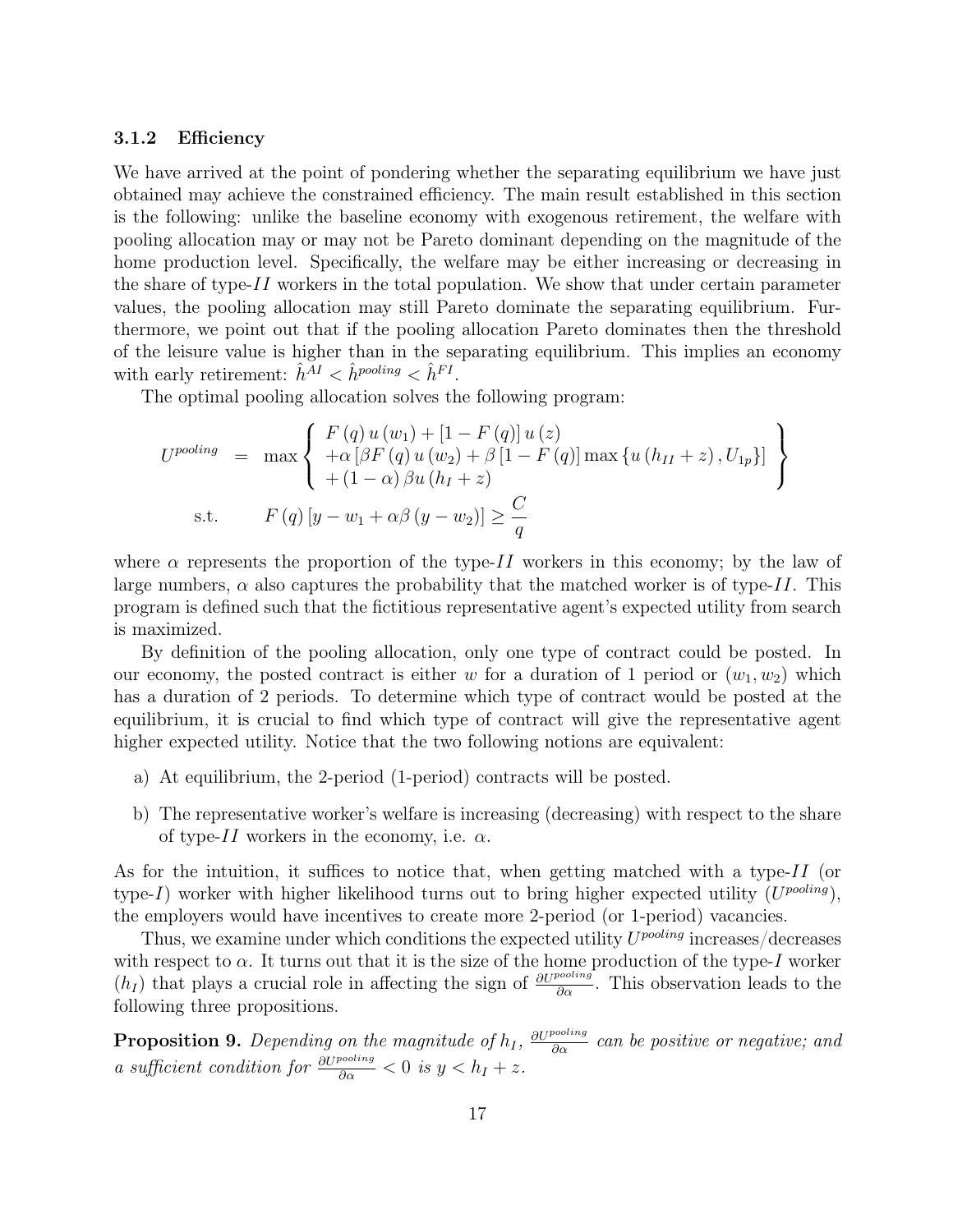### 3.1.2 Efficiency

We have arrived at the point of pondering whether the separating equilibrium we have just obtained may achieve the constrained efficiency. The main result established in this section is the following: unlike the baseline economy with exogenous retirement, the welfare with pooling allocation may or may not be Pareto dominant depending on the magnitude of the home production level. Specifically, the welfare may be either increasing or decreasing in the share of type-$II$ workers in the total population. We show that under certain parameter values, the pooling allocation may still Pareto dominate the separating equilibrium. Furthermore, we point out that if the pooling allocation Pareto dominates then the threshold of the leisure value is higher than in the separating equilibrium. This implies an economy with early retirement: $\hat{h}^{AI} < \hat{h}^{pooling} < \hat{h}^{FI}$.

The optimal pooling allocation solves the following program:

$$
\begin{aligned}
U^{pooling} &= \max \left\{ \begin{array}{l} F(q)\,u(w_1) + [1 - F(q)]\,u(z) \\ +\alpha\left[\beta F(q)\,u(w_2) + \beta\,[1 - F(q)]\max\{u(h_{II} + z), U_{1p}\}\right] \\ +(1-\alpha)\,\beta u(h_I + z) \end{array} \right\} \\
\text{s.t.} \quad & F(q)\left[y - w_1 + \alpha\beta\,(y - w_2)\right] \geq \frac{C}{q}
\end{aligned}
$$

where $\alpha$ represents the proportion of the type-$II$ workers in this economy; by the law of large numbers, $\alpha$ also captures the probability that the matched worker is of type-$II$. This program is defined such that the fictitious representative agent's expected utility from search is maximized.

By definition of the pooling allocation, only one type of contract could be posted. In our economy, the posted contract is either $w$ for a duration of 1 period or $(w_1, w_2)$ which has a duration of 2 periods. To determine which type of contract would be posted at the equilibrium, it is crucial to find which type of contract will give the representative agent higher expected utility. Notice that the two following notions are equivalent:

a) At equilibrium, the 2-period (1-period) contracts will be posted.

b) The representative worker's welfare is increasing (decreasing) with respect to the share of type-$II$ workers in the economy, i.e. $\alpha$.

As for the intuition, it suffices to notice that, when getting matched with a type-$II$ (or type-$I$) worker with higher likelihood turns out to bring higher expected utility ($U^{pooling}$), the employers would have incentives to create more 2-period (or 1-period) vacancies.

Thus, we examine under which conditions the expected utility $U^{pooling}$ increases/decreases with respect to $\alpha$. It turns out that it is the size of the home production of the type-$I$ worker ($h_I$) that plays a crucial role in affecting the sign of $\frac{\partial U^{pooling}}{\partial \alpha}$. This observation leads to the following three propositions.

**Proposition 9.** *Depending on the magnitude of $h_I$, $\frac{\partial U^{pooling}}{\partial \alpha}$ can be positive or negative; and a sufficient condition for $\frac{\partial U^{pooling}}{\partial \alpha} < 0$ is $y < h_I + z$.*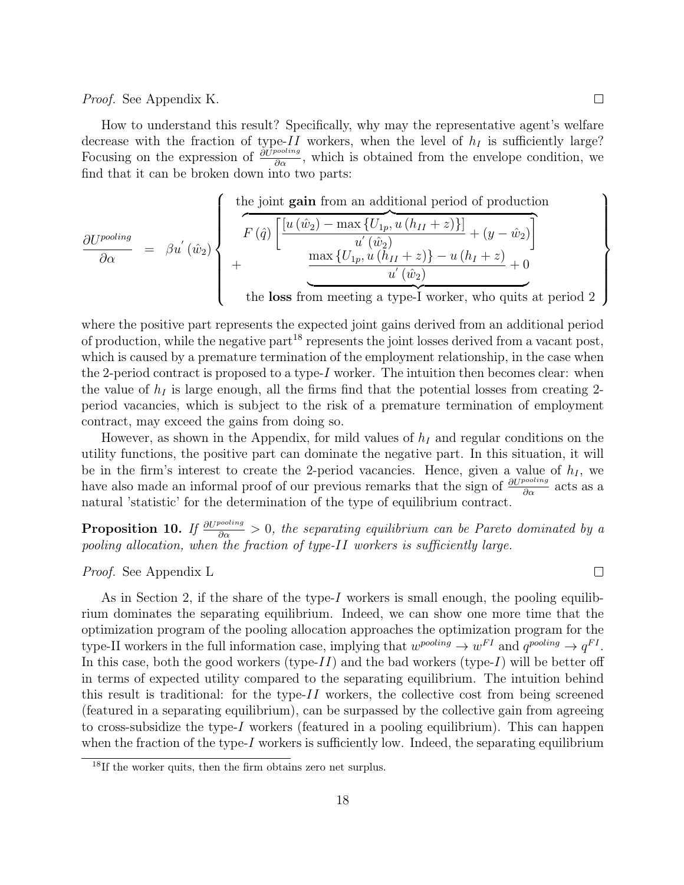*Proof.* See Appendix K. ∎

How to understand this result? Specifically, why may the representative agent's welfare decrease with the fraction of type-$II$ workers, when the level of $h_I$ is sufficiently large? Focusing on the expression of $\frac{\partial U^{pooling}}{\partial \alpha}$, which is obtained from the envelope condition, we find that it can be broken down into two parts:

$$\frac{\partial U^{pooling}}{\partial \alpha} = \beta u^{'}(\hat{w}_2) \left\{ \begin{array}{c} \overbrace{F(\hat{q}) \left[ \frac{[u(\hat{w}_2) - \max\{U_{1p}, u(h_{II}+z)\}]}{u^{'}(\hat{w}_2)} + (y - \hat{w}_2) \right]}^{\text{the joint } \textbf{gain} \text{ from an additional period of production}} \\ + \underbrace{\frac{\max\{U_{1p}, u(h_{II}+z)\} - u(h_I + z)}{u^{'}(\hat{w}_2)} + 0}_{\text{the } \textbf{loss} \text{ from meeting a type-I worker, who quits at period 2}} \end{array} \right\}$$

where the positive part represents the expected joint gains derived from an additional period of production, while the negative part[18] represents the joint losses derived from a vacant post, which is caused by a premature termination of the employment relationship, in the case when the 2-period contract is proposed to a type-$I$ worker. The intuition then becomes clear: when the value of $h_I$ is large enough, all the firms find that the potential losses from creating 2-period vacancies, which is subject to the risk of a premature termination of employment contract, may exceed the gains from doing so.

However, as shown in the Appendix, for mild values of $h_I$ and regular conditions on the utility functions, the positive part can dominate the negative part. In this situation, it will be in the firm's interest to create the 2-period vacancies. Hence, given a value of $h_I$, we have also made an informal proof of our previous remarks that the sign of $\frac{\partial U^{pooling}}{\partial \alpha}$ acts as a natural 'statistic' for the determination of the type of equilibrium contract.

**Proposition 10.** *If $\frac{\partial U^{pooling}}{\partial \alpha} > 0$, the separating equilibrium can be Pareto dominated by a pooling allocation, when the fraction of type-$II$ workers is sufficiently large.*

*Proof.* See Appendix L ∎

As in Section 2, if the share of the type-$I$ workers is small enough, the pooling equilibrium dominates the separating equilibrium. Indeed, we can show one more time that the optimization program of the pooling allocation approaches the optimization program for the type-II workers in the full information case, implying that $w^{pooling} \rightarrow w^{FI}$ and $q^{pooling} \rightarrow q^{FI}$. In this case, both the good workers (type-$II$) and the bad workers (type-$I$) will be better off in terms of expected utility compared to the separating equilibrium. The intuition behind this result is traditional: for the type-$II$ workers, the collective cost from being screened (featured in a separating equilibrium), can be surpassed by the collective gain from agreeing to cross-subsidize the type-$I$ workers (featured in a pooling equilibrium). This can happen when the fraction of the type-$I$ workers is sufficiently low. Indeed, the separating equilibrium

[18] If the worker quits, then the firm obtains zero net surplus.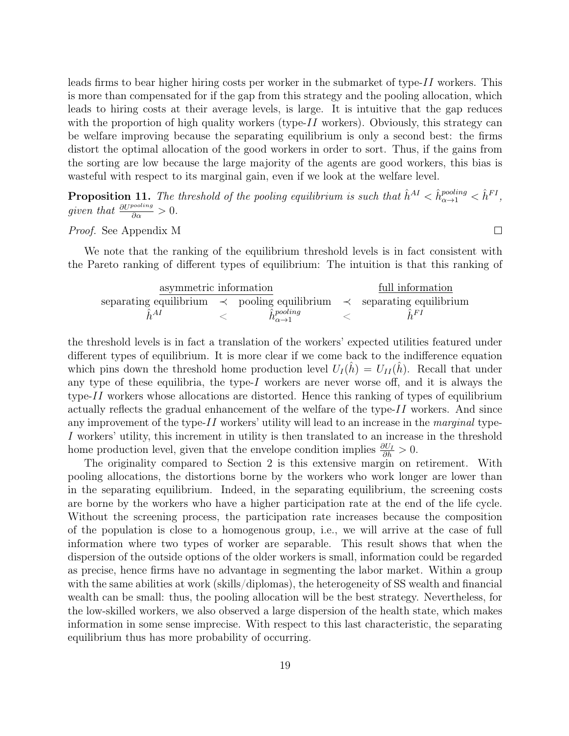leads firms to bear higher hiring costs per worker in the submarket of type-$II$ workers. This is more than compensated for if the gap from this strategy and the pooling allocation, which leads to hiring costs at their average levels, is large. It is intuitive that the gap reduces with the proportion of high quality workers (type-$II$ workers). Obviously, this strategy can be welfare improving because the separating equilibrium is only a second best: the firms distort the optimal allocation of the good workers in order to sort. Thus, if the gains from the sorting are low because the large majority of the agents are good workers, this bias is wasteful with respect to its marginal gain, even if we look at the welfare level.

**Proposition 11.** *The threshold of the pooling equilibrium is such that* $\hat{h}^{AI} < \hat{h}^{pooling}_{\alpha \to 1} < \hat{h}^{FI}$*, given that* $\frac{\partial U^{pooling}}{\partial \alpha} > 0$*.*

*Proof.* See Appendix M ∎

We note that the ranking of the equilibrium threshold levels is in fact consistent with the Pareto ranking of different types of equilibrium: The intuition is that this ranking of

| asymmetric information | | | | full information |
|---|---|---|---|---|
| separating equilibrium | $\prec$ | pooling equilibrium | $\prec$ | separating equilibrium |
| $\hat{h}^{AI}$ | $<$ | $\hat{h}^{pooling}_{\alpha \to 1}$ | $<$ | $\hat{h}^{FI}$ |

the threshold levels is in fact a translation of the workers' expected utilities featured under different types of equilibrium. It is more clear if we come back to the indifference equation which pins down the threshold home production level $U_I(\hat{h}) = U_{II}(\hat{h})$. Recall that under any type of these equilibria, the type-$I$ workers are never worse off, and it is always the type-$II$ workers whose allocations are distorted. Hence this ranking of types of equilibrium actually reflects the gradual enhancement of the welfare of the type-$II$ workers. And since any improvement of the type-$II$ workers' utility will lead to an increase in the *marginal* type-$I$ workers' utility, this increment in utility is then translated to an increase in the threshold home production level, given that the envelope condition implies $\frac{\partial U_I}{\partial h} > 0$.

The originality compared to Section 2 is this extensive margin on retirement. With pooling allocations, the distortions borne by the workers who work longer are lower than in the separating equilibrium. Indeed, in the separating equilibrium, the screening costs are borne by the workers who have a higher participation rate at the end of the life cycle. Without the screening process, the participation rate increases because the composition of the population is close to a homogenous group, i.e., we will arrive at the case of full information where two types of worker are separable. This result shows that when the dispersion of the outside options of the older workers is small, information could be regarded as precise, hence firms have no advantage in segmenting the labor market. Within a group with the same abilities at work (skills/diplomas), the heterogeneity of SS wealth and financial wealth can be small: thus, the pooling allocation will be the best strategy. Nevertheless, for the low-skilled workers, we also observed a large dispersion of the health state, which makes information in some sense imprecise. With respect to this last characteristic, the separating equilibrium thus has more probability of occurring.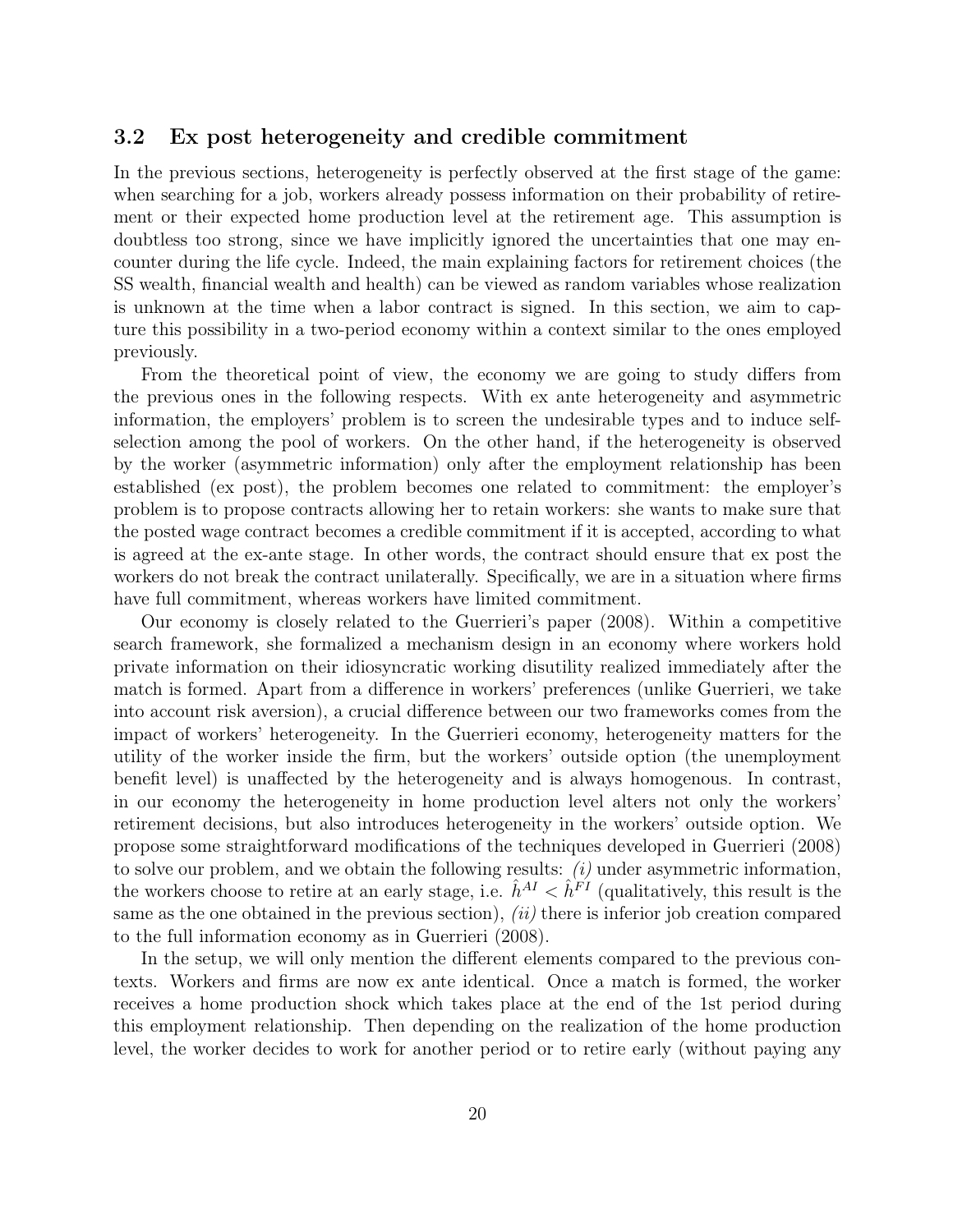### 3.2 Ex post heterogeneity and credible commitment

In the previous sections, heterogeneity is perfectly observed at the first stage of the game: when searching for a job, workers already possess information on their probability of retirement or their expected home production level at the retirement age. This assumption is doubtless too strong, since we have implicitly ignored the uncertainties that one may encounter during the life cycle. Indeed, the main explaining factors for retirement choices (the SS wealth, financial wealth and health) can be viewed as random variables whose realization is unknown at the time when a labor contract is signed. In this section, we aim to capture this possibility in a two-period economy within a context similar to the ones employed previously.

From the theoretical point of view, the economy we are going to study differs from the previous ones in the following respects. With ex ante heterogeneity and asymmetric information, the employers' problem is to screen the undesirable types and to induce self-selection among the pool of workers. On the other hand, if the heterogeneity is observed by the worker (asymmetric information) only after the employment relationship has been established (ex post), the problem becomes one related to commitment: the employer's problem is to propose contracts allowing her to retain workers: she wants to make sure that the posted wage contract becomes a credible commitment if it is accepted, according to what is agreed at the ex-ante stage. In other words, the contract should ensure that ex post the workers do not break the contract unilaterally. Specifically, we are in a situation where firms have full commitment, whereas workers have limited commitment.

Our economy is closely related to the Guerrieri's paper (2008). Within a competitive search framework, she formalized a mechanism design in an economy where workers hold private information on their idiosyncratic working disutility realized immediately after the match is formed. Apart from a difference in workers' preferences (unlike Guerrieri, we take into account risk aversion), a crucial difference between our two frameworks comes from the impact of workers' heterogeneity. In the Guerrieri economy, heterogeneity matters for the utility of the worker inside the firm, but the workers' outside option (the unemployment benefit level) is unaffected by the heterogeneity and is always homogenous. In contrast, in our economy the heterogeneity in home production level alters not only the workers' retirement decisions, but also introduces heterogeneity in the workers' outside option. We propose some straightforward modifications of the techniques developed in Guerrieri (2008) to solve our problem, and we obtain the following results: *(i)* under asymmetric information, the workers choose to retire at an early stage, i.e. $\hat{h}^{AI} < \hat{h}^{FI}$ (qualitatively, this result is the same as the one obtained in the previous section), *(ii)* there is inferior job creation compared to the full information economy as in Guerrieri (2008).

In the setup, we will only mention the different elements compared to the previous contexts. Workers and firms are now ex ante identical. Once a match is formed, the worker receives a home production shock which takes place at the end of the 1st period during this employment relationship. Then depending on the realization of the home production level, the worker decides to work for another period or to retire early (without paying any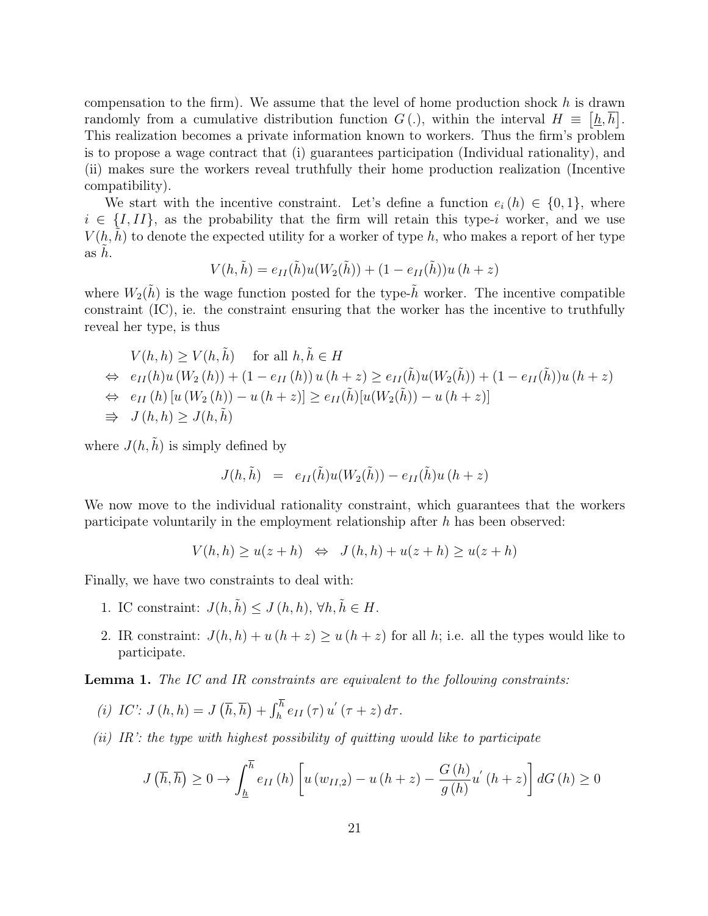compensation to the firm). We assume that the level of home production shock $h$ is drawn randomly from a cumulative distribution function $G(.)$, within the interval $H \equiv \left[\underline{h}, \overline{h}\right]$. This realization becomes a private information known to workers. Thus the firm's problem is to propose a wage contract that (i) guarantees participation (Individual rationality), and (ii) makes sure the workers reveal truthfully their home production realization (Incentive compatibility).

We start with the incentive constraint. Let's define a function $e_i(h) \in \{0, 1\}$, where $i \in \{I, II\}$, as the probability that the firm will retain this type-$i$ worker, and we use $V(h, \tilde{h})$ to denote the expected utility for a worker of type $h$, who makes a report of her type as $\tilde{h}$.

$$V(h, \tilde{h}) = e_{II}(\tilde{h})u(W_2(\tilde{h})) + (1 - e_{II}(\tilde{h}))u(h + z)$$

where $W_2(\tilde{h})$ is the wage function posted for the type-$\tilde{h}$ worker. The incentive compatible constraint (IC), ie. the constraint ensuring that the worker has the incentive to truthfully reveal her type, is thus

$$\begin{aligned}
& V(h, h) \geq V(h, \tilde{h}) \quad \text{ for all } h, \tilde{h} \in H \\
\Leftrightarrow \; & e_{II}(h)u(W_2(h)) + (1 - e_{II}(h))u(h + z) \geq e_{II}(\tilde{h})u(W_2(\tilde{h})) + (1 - e_{II}(\tilde{h}))u(h + z) \\
\Leftrightarrow \; & e_{II}(h)\left[u(W_2(h)) - u(h + z)\right] \geq e_{II}(\tilde{h})[u(W_2(\tilde{h})) - u(h + z)] \\
\Rightarrow \; & J(h, h) \geq J(h, \tilde{h})
\end{aligned}$$

where $J(h, \tilde{h})$ is simply defined by

$$J(h, \tilde{h}) \;\; = \;\; e_{II}(\tilde{h})u(W_2(\tilde{h})) - e_{II}(\tilde{h})u(h + z)$$

We now move to the individual rationality constraint, which guarantees that the workers participate voluntarily in the employment relationship after $h$ has been observed:

$$V(h, h) \geq u(z + h) \;\; \Leftrightarrow \;\; J(h, h) + u(z + h) \geq u(z + h)$$

Finally, we have two constraints to deal with:

1. IC constraint: $J(h, \tilde{h}) \leq J(h, h)$, $\forall h, \tilde{h} \in H$.
2. IR constraint: $J(h, h) + u(h + z) \geq u(h + z)$ for all $h$; i.e. all the types would like to participate.

**Lemma 1.** *The IC and IR constraints are equivalent to the following constraints:*

*(i) IC': $J(h, h) = J\left(\overline{h}, \overline{h}\right) + \int_h^{\overline{h}} e_{II}(\tau)\, u'(\tau + z)\, d\tau$.*

*(ii) IR': the type with highest possibility of quitting would like to participate*

$$J\left(\overline{h}, \overline{h}\right) \geq 0 \rightarrow \int_{\underline{h}}^{\overline{h}} e_{II}(h)\left[u(w_{II,2}) - u(h + z) - \frac{G(h)}{g(h)}u'(h + z)\right] dG(h) \geq 0$$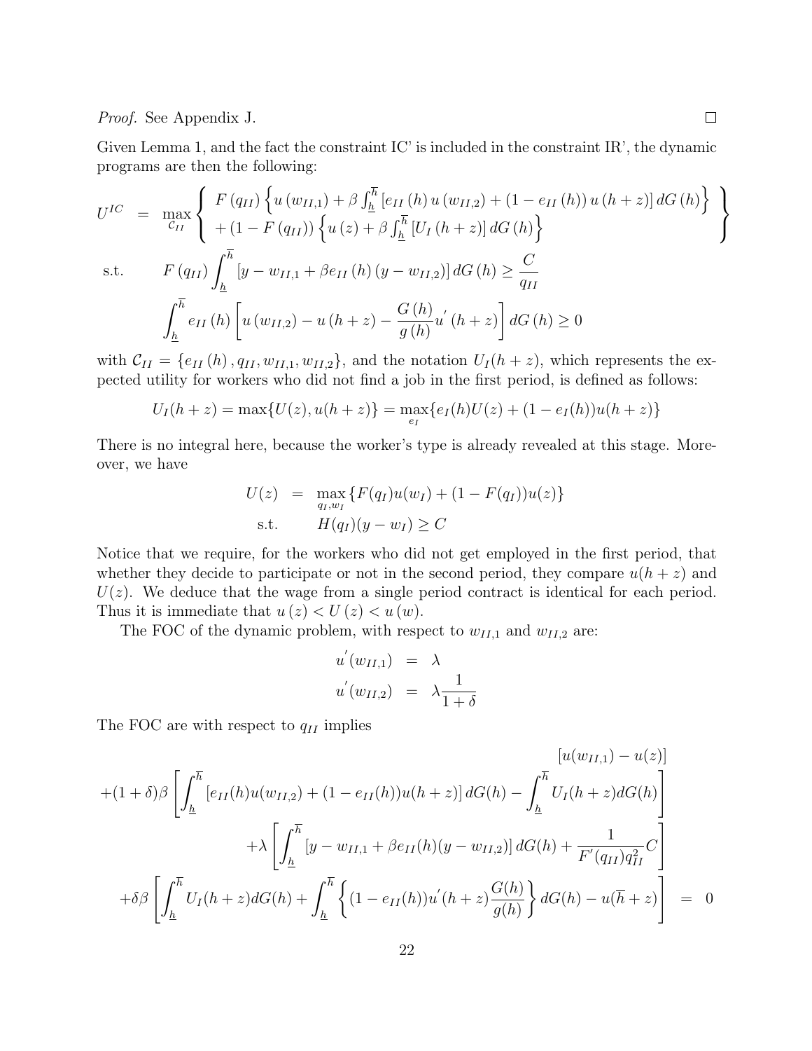*Proof.* See Appendix J. ∎

Given Lemma 1, and the fact the constraint IC' is included in the constraint IR', the dynamic programs are then the following:

$$
\begin{aligned}
U^{IC} \quad &= \quad \max_{\mathcal{C}_{II}} \left\{ \begin{array}{l} F\left(q_{II}\right)\left\{u\left(w_{II,1}\right)+\beta \int_{\underline{h}}^{\overline{h}}\left[e_{II}\left(h\right) u\left(w_{II,2}\right)+\left(1-e_{II}\left(h\right)\right) u\left(h+z\right)\right] dG\left(h\right)\right\} \\ +\left(1-F\left(q_{II}\right)\right)\left\{u\left(z\right)+\beta \int_{\underline{h}}^{\overline{h}}\left[U_{I}\left(h+z\right)\right] dG\left(h\right)\right\} \end{array} \right\} \\
\text{s.t.} \qquad & F\left(q_{II}\right) \int_{\underline{h}}^{\overline{h}}\left[y-w_{II,1}+\beta e_{II}\left(h\right)\left(y-w_{II,2}\right)\right] dG\left(h\right) \geq \frac{C}{q_{II}} \\
& \int_{\underline{h}}^{\overline{h}} e_{II}\left(h\right)\left[u\left(w_{II,2}\right)-u\left(h+z\right)-\frac{G\left(h\right)}{g\left(h\right)} u^{'}\left(h+z\right)\right] dG\left(h\right) \geq 0
\end{aligned}
$$

with $\mathcal{C}_{II} = \{e_{II}(h), q_{II}, w_{II,1}, w_{II,2}\}$, and the notation $U_I(h+z)$, which represents the expected utility for workers who did not find a job in the first period, is defined as follows:

$$
U_I(h+z) = \max\{U(z), u(h+z)\} = \max_{e_I}\{e_I(h)U(z) + (1-e_I(h))u(h+z)\}
$$

There is no integral here, because the worker's type is already revealed at this stage. Moreover, we have

$$
\begin{aligned}
U(z) \quad &= \quad \max_{q_I, w_I}\{F(q_I)u(w_I) + (1-F(q_I))u(z)\} \\
\text{s.t.} \qquad & H(q_I)(y-w_I) \geq C
\end{aligned}
$$

Notice that we require, for the workers who did not get employed in the first period, that whether they decide to participate or not in the second period, they compare $u(h+z)$ and $U(z)$. We deduce that the wage from a single period contract is identical for each period. Thus it is immediate that $u(z) < U(z) < u(w)$.

The FOC of the dynamic problem, with respect to $w_{II,1}$ and $w_{II,2}$ are:

$$
\begin{aligned}
u^{'}(w_{II,1}) \quad &= \quad \lambda \\
u^{'}(w_{II,2}) \quad &= \quad \lambda\frac{1}{1+\delta}
\end{aligned}
$$

The FOC are with respect to $q_{II}$ implies

$$
\begin{aligned}
& [u(w_{II,1}) - u(z)] \\
+(1+\delta)\beta & \left[\int_{\underline{h}}^{\overline{h}} [e_{II}(h)u(w_{II,2}) + (1-e_{II}(h))u(h+z)]\, dG(h) - \int_{\underline{h}}^{\overline{h}} U_I(h+z) dG(h)\right] \\
& +\lambda\left[\int_{\underline{h}}^{\overline{h}} [y - w_{II,1} + \beta e_{II}(h)(y-w_{II,2})]\, dG(h) + \frac{1}{F^{'}(q_{II})q_{II}^2}C\right] \\
+\delta\beta & \left[\int_{\underline{h}}^{\overline{h}} U_I(h+z) dG(h) + \int_{\underline{h}}^{\overline{h}} \left\{(1-e_{II}(h))u^{'}(h+z)\frac{G(h)}{g(h)}\right\} dG(h) - u(\overline{h}+z)\right] \quad = \quad 0
\end{aligned}
$$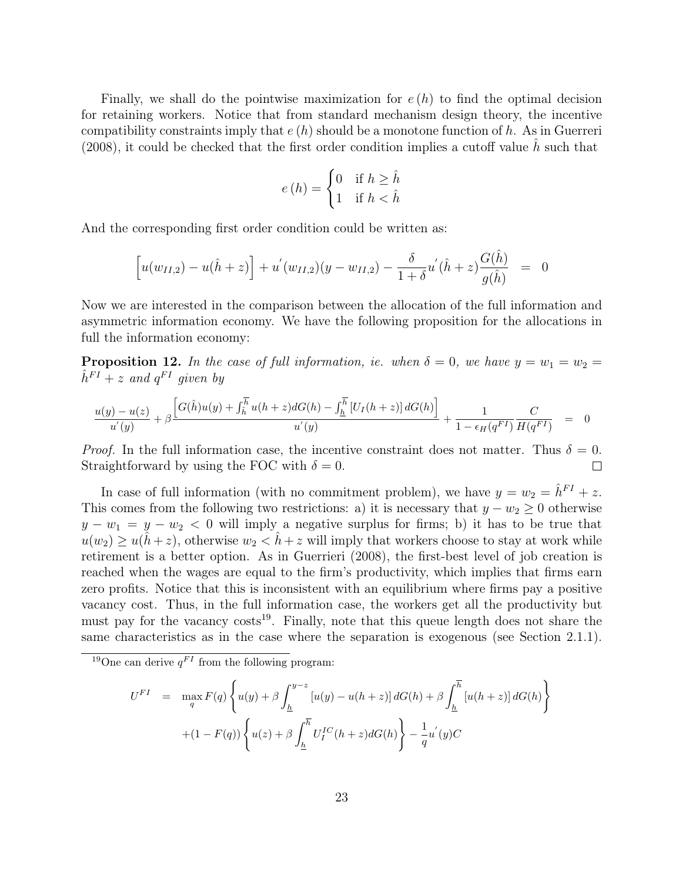Finally, we shall do the pointwise maximization for $e(h)$ to find the optimal decision for retaining workers. Notice that from standard mechanism design theory, the incentive compatibility constraints imply that $e(h)$ should be a monotone function of $h$. As in Guerreri (2008), it could be checked that the first order condition implies a cutoff value $\hat{h}$ such that

$$e(h) = \begin{cases} 0 & \text{if } h \geq \hat{h} \\ 1 & \text{if } h < \hat{h} \end{cases}$$

And the corresponding first order condition could be written as:

$$\left[u(w_{II,2}) - u(\hat{h} + z)\right] + u'(w_{II,2})(y - w_{II,2}) - \frac{\delta}{1+\delta} u'(\hat{h} + z)\frac{G(\hat{h})}{g(\hat{h})} \quad = \quad 0$$

Now we are interested in the comparison between the allocation of the full information and asymmetric information economy. We have the following proposition for the allocations in full the information economy:

**Proposition 12.** *In the case of full information, ie. when $\delta = 0$, we have $y = w_1 = w_2 = \hat{h}^{FI} + z$ and $q^{FI}$ given by*

$$\frac{u(y) - u(z)}{u'(y)} + \beta \frac{\left[G(\hat{h})u(y) + \int_{\hat{h}}^{\overline{h}} u(h+z)dG(h) - \int_{\underline{h}}^{\overline{h}} \left[U_I(h+z)\right] dG(h)\right]}{u'(y)} + \frac{1}{1 - \epsilon_H(q^{FI})} \frac{C}{H(q^{FI})} \quad = \quad 0$$

*Proof.* In the full information case, the incentive constraint does not matter. Thus $\delta = 0$. Straightforward by using the FOC with $\delta = 0$. $\square$

In case of full information (with no commitment problem), we have $y = w_2 = \hat{h}^{FI} + z$. This comes from the following two restrictions: a) it is necessary that $y - w_2 \geq 0$ otherwise $y - w_1 = y - w_2 < 0$ will imply a negative surplus for firms; b) it has to be true that $u(w_2) \geq u(\hat{h} + z)$, otherwise $w_2 < \hat{h} + z$ will imply that workers choose to stay at work while retirement is a better option. As in Guerrieri (2008), the first-best level of job creation is reached when the wages are equal to the firm's productivity, which implies that firms earn zero profits. Notice that this is inconsistent with an equilibrium where firms pay a positive vacancy cost. Thus, in the full information case, the workers get all the productivity but must pay for the vacancy costs[19]. Finally, note that this queue length does not share the same characteristics as in the case where the separation is exogenous (see Section 2.1.1).

[19]One can derive $q^{FI}$ from the following program:

$$\begin{aligned} U^{FI} \quad = \quad & \max_q F(q) \left\{ u(y) + \beta \int_{\underline{h}}^{y-z} \left[u(y) - u(h+z)\right] dG(h) + \beta \int_{\underline{h}}^{\overline{h}} \left[u(h+z)\right] dG(h) \right\} \\ & + (1 - F(q)) \left\{ u(z) + \beta \int_{\underline{h}}^{\overline{h}} U_I^{IC}(h+z) dG(h) \right\} - \frac{1}{q} u'(y) C \end{aligned}$$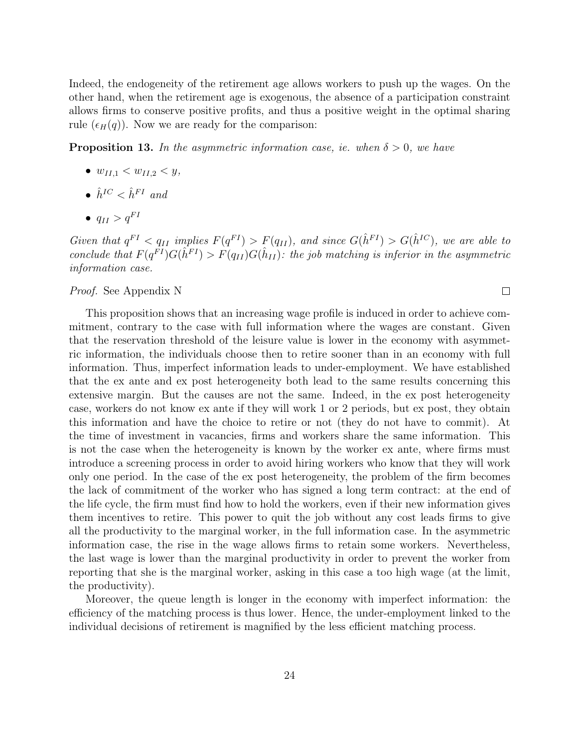Indeed, the endogeneity of the retirement age allows workers to push up the wages. On the other hand, when the retirement age is exogenous, the absence of a participation constraint allows firms to conserve positive profits, and thus a positive weight in the optimal sharing rule ($\epsilon_H(q)$). Now we are ready for the comparison:

**Proposition 13.** *In the asymmetric information case, ie. when $\delta > 0$, we have*

- $w_{II,1} < w_{II,2} < y$,
- $\hat{h}^{IC} < \hat{h}^{FI}$ *and*
- $q_{II} > q^{FI}$

*Given that $q^{FI} < q_{II}$ implies $F(q^{FI}) > F(q_{II})$, and since $G(\hat{h}^{FI}) > G(\hat{h}^{IC})$, we are able to conclude that $F(q^{FI})G(\hat{h}^{FI}) > F(q_{II})G(\hat{h}_{II})$: the job matching is inferior in the asymmetric information case.*

*Proof.* See Appendix N ∎

This proposition shows that an increasing wage profile is induced in order to achieve commitment, contrary to the case with full information where the wages are constant. Given that the reservation threshold of the leisure value is lower in the economy with asymmetric information, the individuals choose then to retire sooner than in an economy with full information. Thus, imperfect information leads to under-employment. We have established that the ex ante and ex post heterogeneity both lead to the same results concerning this extensive margin. But the causes are not the same. Indeed, in the ex post heterogeneity case, workers do not know ex ante if they will work 1 or 2 periods, but ex post, they obtain this information and have the choice to retire or not (they do not have to commit). At the time of investment in vacancies, firms and workers share the same information. This is not the case when the heterogeneity is known by the worker ex ante, where firms must introduce a screening process in order to avoid hiring workers who know that they will work only one period. In the case of the ex post heterogeneity, the problem of the firm becomes the lack of commitment of the worker who has signed a long term contract: at the end of the life cycle, the firm must find how to hold the workers, even if their new information gives them incentives to retire. This power to quit the job without any cost leads firms to give all the productivity to the marginal worker, in the full information case. In the asymmetric information case, the rise in the wage allows firms to retain some workers. Nevertheless, the last wage is lower than the marginal productivity in order to prevent the worker from reporting that she is the marginal worker, asking in this case a too high wage (at the limit, the productivity).

Moreover, the queue length is longer in the economy with imperfect information: the efficiency of the matching process is thus lower. Hence, the under-employment linked to the individual decisions of retirement is magnified by the less efficient matching process.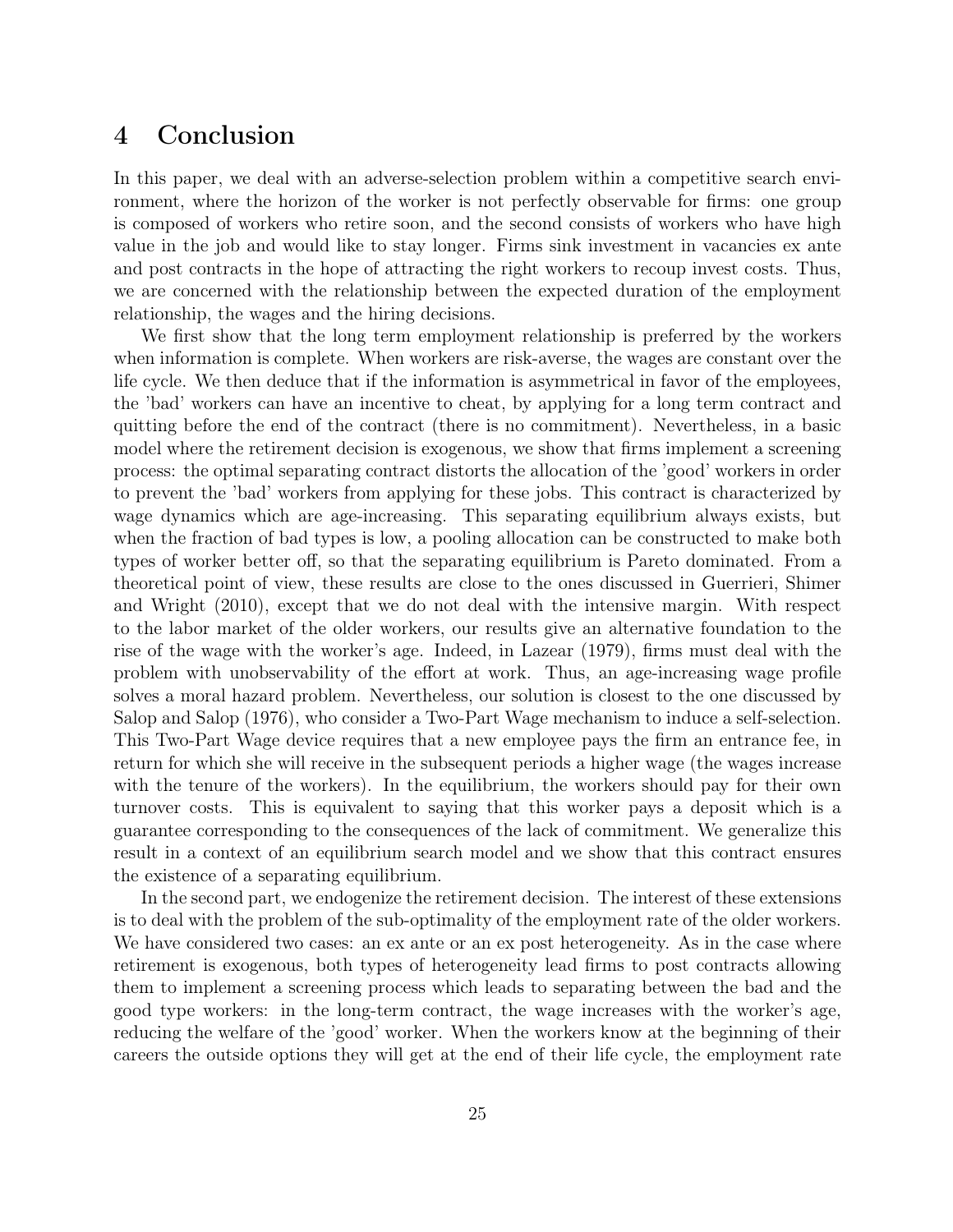# 4 Conclusion

In this paper, we deal with an adverse-selection problem within a competitive search environment, where the horizon of the worker is not perfectly observable for firms: one group is composed of workers who retire soon, and the second consists of workers who have high value in the job and would like to stay longer. Firms sink investment in vacancies ex ante and post contracts in the hope of attracting the right workers to recoup invest costs. Thus, we are concerned with the relationship between the expected duration of the employment relationship, the wages and the hiring decisions.

We first show that the long term employment relationship is preferred by the workers when information is complete. When workers are risk-averse, the wages are constant over the life cycle. We then deduce that if the information is asymmetrical in favor of the employees, the 'bad' workers can have an incentive to cheat, by applying for a long term contract and quitting before the end of the contract (there is no commitment). Nevertheless, in a basic model where the retirement decision is exogenous, we show that firms implement a screening process: the optimal separating contract distorts the allocation of the 'good' workers in order to prevent the 'bad' workers from applying for these jobs. This contract is characterized by wage dynamics which are age-increasing. This separating equilibrium always exists, but when the fraction of bad types is low, a pooling allocation can be constructed to make both types of worker better off, so that the separating equilibrium is Pareto dominated. From a theoretical point of view, these results are close to the ones discussed in Guerrieri, Shimer and Wright (2010), except that we do not deal with the intensive margin. With respect to the labor market of the older workers, our results give an alternative foundation to the rise of the wage with the worker's age. Indeed, in Lazear (1979), firms must deal with the problem with unobservability of the effort at work. Thus, an age-increasing wage profile solves a moral hazard problem. Nevertheless, our solution is closest to the one discussed by Salop and Salop (1976), who consider a Two-Part Wage mechanism to induce a self-selection. This Two-Part Wage device requires that a new employee pays the firm an entrance fee, in return for which she will receive in the subsequent periods a higher wage (the wages increase with the tenure of the workers). In the equilibrium, the workers should pay for their own turnover costs. This is equivalent to saying that this worker pays a deposit which is a guarantee corresponding to the consequences of the lack of commitment. We generalize this result in a context of an equilibrium search model and we show that this contract ensures the existence of a separating equilibrium.

In the second part, we endogenize the retirement decision. The interest of these extensions is to deal with the problem of the sub-optimality of the employment rate of the older workers. We have considered two cases: an ex ante or an ex post heterogeneity. As in the case where retirement is exogenous, both types of heterogeneity lead firms to post contracts allowing them to implement a screening process which leads to separating between the bad and the good type workers: in the long-term contract, the wage increases with the worker's age, reducing the welfare of the 'good' worker. When the workers know at the beginning of their careers the outside options they will get at the end of their life cycle, the employment rate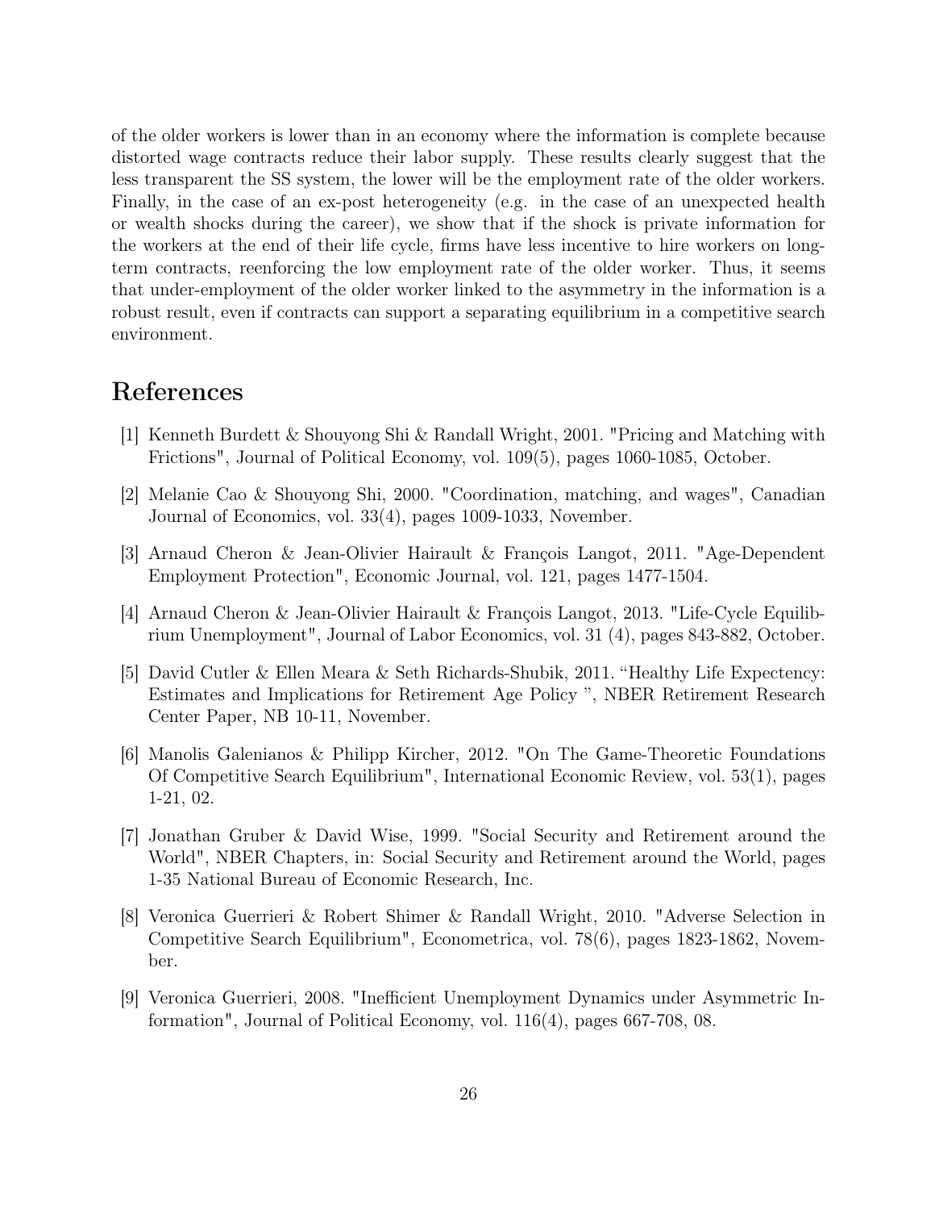of the older workers is lower than in an economy where the information is complete because distorted wage contracts reduce their labor supply. These results clearly suggest that the less transparent the SS system, the lower will be the employment rate of the older workers. Finally, in the case of an ex-post heterogeneity (e.g. in the case of an unexpected health or wealth shocks during the career), we show that if the shock is private information for the workers at the end of their life cycle, firms have less incentive to hire workers on long-term contracts, reenforcing the low employment rate of the older worker. Thus, it seems that under-employment of the older worker linked to the asymmetry in the information is a robust result, even if contracts can support a separating equilibrium in a competitive search environment.

# References

[1] Kenneth Burdett & Shouyong Shi & Randall Wright, 2001. "Pricing and Matching with Frictions", Journal of Political Economy, vol. 109(5), pages 1060-1085, October.

[2] Melanie Cao & Shouyong Shi, 2000. "Coordination, matching, and wages", Canadian Journal of Economics, vol. 33(4), pages 1009-1033, November.

[3] Arnaud Cheron & Jean-Olivier Hairault & François Langot, 2011. "Age-Dependent Employment Protection", Economic Journal, vol. 121, pages 1477-1504.

[4] Arnaud Cheron & Jean-Olivier Hairault & François Langot, 2013. "Life-Cycle Equilibrium Unemployment", Journal of Labor Economics, vol. 31 (4), pages 843-882, October.

[5] David Cutler & Ellen Meara & Seth Richards-Shubik, 2011. "Healthy Life Expectency: Estimates and Implications for Retirement Age Policy ", NBER Retirement Research Center Paper, NB 10-11, November.

[6] Manolis Galenianos & Philipp Kircher, 2012. "On The Game-Theoretic Foundations Of Competitive Search Equilibrium", International Economic Review, vol. 53(1), pages 1-21, 02.

[7] Jonathan Gruber & David Wise, 1999. "Social Security and Retirement around the World", NBER Chapters, in: Social Security and Retirement around the World, pages 1-35 National Bureau of Economic Research, Inc.

[8] Veronica Guerrieri & Robert Shimer & Randall Wright, 2010. "Adverse Selection in Competitive Search Equilibrium", Econometrica, vol. 78(6), pages 1823-1862, November.

[9] Veronica Guerrieri, 2008. "Inefficient Unemployment Dynamics under Asymmetric Information", Journal of Political Economy, vol. 116(4), pages 667-708, 08.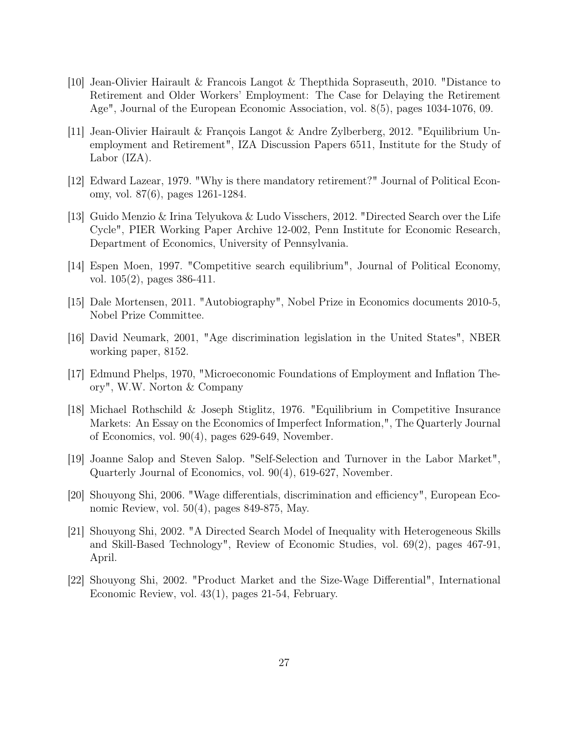[10] Jean-Olivier Hairault & Francois Langot & Thepthida Sopraseuth, 2010. "Distance to Retirement and Older Workers' Employment: The Case for Delaying the Retirement Age", Journal of the European Economic Association, vol. 8(5), pages 1034-1076, 09.

[11] Jean-Olivier Hairault & François Langot & Andre Zylberberg, 2012. "Equilibrium Unemployment and Retirement", IZA Discussion Papers 6511, Institute for the Study of Labor (IZA).

[12] Edward Lazear, 1979. "Why is there mandatory retirement?" Journal of Political Economy, vol. 87(6), pages 1261-1284.

[13] Guido Menzio & Irina Telyukova & Ludo Visschers, 2012. "Directed Search over the Life Cycle", PIER Working Paper Archive 12-002, Penn Institute for Economic Research, Department of Economics, University of Pennsylvania.

[14] Espen Moen, 1997. "Competitive search equilibrium", Journal of Political Economy, vol. 105(2), pages 386-411.

[15] Dale Mortensen, 2011. "Autobiography", Nobel Prize in Economics documents 2010-5, Nobel Prize Committee.

[16] David Neumark, 2001, "Age discrimination legislation in the United States", NBER working paper, 8152.

[17] Edmund Phelps, 1970, "Microeconomic Foundations of Employment and Inflation Theory", W.W. Norton & Company

[18] Michael Rothschild & Joseph Stiglitz, 1976. "Equilibrium in Competitive Insurance Markets: An Essay on the Economics of Imperfect Information,", The Quarterly Journal of Economics, vol. 90(4), pages 629-649, November.

[19] Joanne Salop and Steven Salop. "Self-Selection and Turnover in the Labor Market", Quarterly Journal of Economics, vol. 90(4), 619-627, November.

[20] Shouyong Shi, 2006. "Wage differentials, discrimination and efficiency", European Economic Review, vol. 50(4), pages 849-875, May.

[21] Shouyong Shi, 2002. "A Directed Search Model of Inequality with Heterogeneous Skills and Skill-Based Technology", Review of Economic Studies, vol. 69(2), pages 467-91, April.

[22] Shouyong Shi, 2002. "Product Market and the Size-Wage Differential", International Economic Review, vol. 43(1), pages 21-54, February.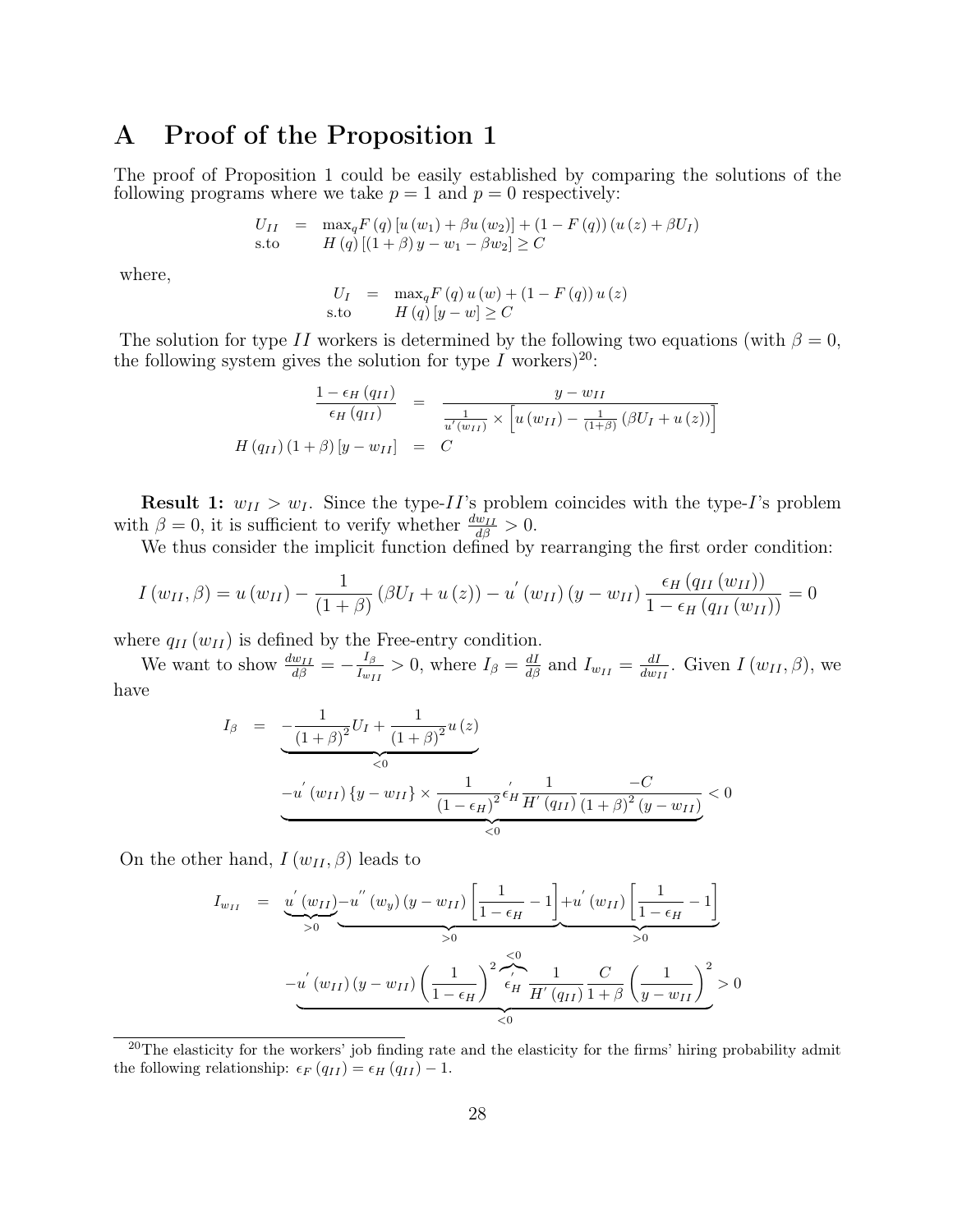# A Proof of the Proposition 1

The proof of Proposition 1 could be easily established by comparing the solutions of the following programs where we take $p = 1$ and $p = 0$ respectively:

$$
\begin{array}{rcl}
U_{II} & = & \max_q F(q)\left[u(w_1) + \beta u(w_2)\right] + (1 - F(q))(u(z) + \beta U_I) \\
\text{s.to} & & H(q)\left[(1+\beta)y - w_1 - \beta w_2\right] \geq C
\end{array}
$$

where,

$$
\begin{array}{rcl}
U_I & = & \max_q F(q)\, u(w) + (1 - F(q))\, u(z) \\
\text{s.to} & & H(q)\left[y - w\right] \geq C
\end{array}
$$

The solution for type $II$ workers is determined by the following two equations (with $\beta = 0$, the following system gives the solution for type $I$ workers)[20]:

$$
\begin{array}{rcl}
\dfrac{1 - \epsilon_H(q_{II})}{\epsilon_H(q_{II})} & = & \dfrac{y - w_{II}}{\frac{1}{u'(w_{II})} \times \left[u(w_{II}) - \frac{1}{(1+\beta)}(\beta U_I + u(z))\right]} \\
H(q_{II})(1+\beta)\left[y - w_{II}\right] & = & C
\end{array}
$$

**Result 1:** $w_{II} > w_I$. Since the type-$II$'s problem coincides with the type-$I$'s problem with $\beta = 0$, it is sufficient to verify whether $\frac{dw_{II}}{d\beta} > 0$.

We thus consider the implicit function defined by rearranging the first order condition:

$$
I(w_{II}, \beta) = u(w_{II}) - \frac{1}{(1+\beta)}(\beta U_I + u(z)) - u'(w_{II})(y - w_{II})\frac{\epsilon_H(q_{II}(w_{II}))}{1 - \epsilon_H(q_{II}(w_{II}))} = 0
$$

where $q_{II}(w_{II})$ is defined by the Free-entry condition.

We want to show $\frac{dw_{II}}{d\beta} = -\frac{I_\beta}{I_{w_{II}}} > 0$, where $I_\beta = \frac{dI}{d\beta}$ and $I_{w_{II}} = \frac{dI}{dw_{II}}$. Given $I(w_{II}, \beta)$, we have

$$
\begin{array}{rcl}
I_\beta & = & \underbrace{-\dfrac{1}{(1+\beta)^2}U_I + \dfrac{1}{(1+\beta)^2}u(z)}_{<0} \\
& & \underbrace{-u'(w_{II})\{y - w_{II}\} \times \dfrac{1}{(1-\epsilon_H)^2}\epsilon_H' \dfrac{1}{H'(q_{II})}\dfrac{-C}{(1+\beta)^2(y - w_{II})}}_{<0} < 0
\end{array}
$$

On the other hand, $I(w_{II}, \beta)$ leads to

$$
\begin{array}{rcl}
I_{w_{II}} & = & \underbrace{u'(w_{II})}_{>0} \underbrace{- u''(w_y)(y - w_{II})\left[\dfrac{1}{1-\epsilon_H} - 1\right]}_{>0} \underbrace{+ u'(w_{II})\left[\dfrac{1}{1-\epsilon_H} - 1\right]}_{>0} \\
& & \underbrace{-u'(w_{II})(y - w_{II})\left(\dfrac{1}{1-\epsilon_H}\right)^2 \overbrace{\epsilon_H'}^{<0} \dfrac{1}{H'(q_{II})}\dfrac{C}{1+\beta}\left(\dfrac{1}{y - w_{II}}\right)^2}_{<0} > 0
\end{array}
$$

[20] The elasticity for the workers' job finding rate and the elasticity for the firms' hiring probability admit the following relationship: $\epsilon_F(q_{II}) = \epsilon_H(q_{II}) - 1$.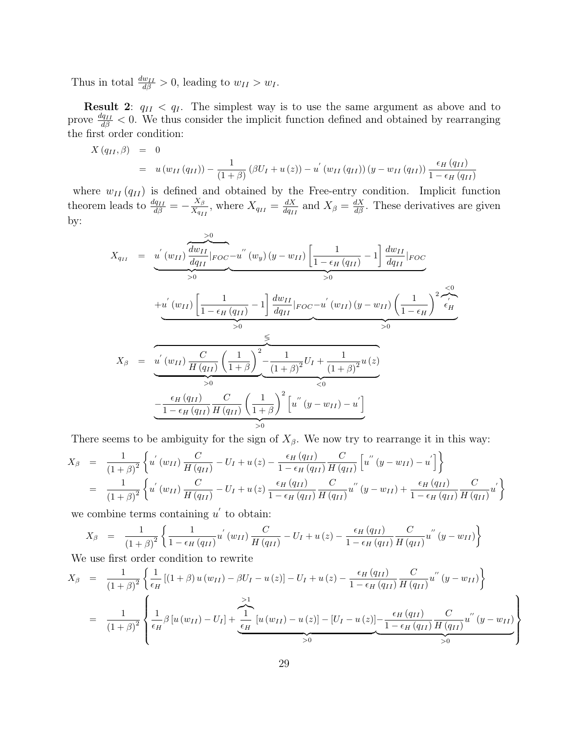Thus in total $\frac{dw_{II}}{d\beta} > 0$, leading to $w_{II} > w_I$.

**Result 2**: $q_{II} < q_I$. The simplest way is to use the same argument as above and to prove $\frac{dq_{II}}{d\beta} < 0$. We thus consider the implicit function defined and obtained by rearranging the first order condition:

$$
\begin{aligned}
X(q_{II}, \beta) &= 0 \\
&= u(w_{II}(q_{II})) - \frac{1}{(1+\beta)}(\beta U_I + u(z)) - u'(w_{II}(q_{II}))(y - w_{II}(q_{II}))\frac{\epsilon_H(q_{II})}{1-\epsilon_H(q_{II})}
\end{aligned}
$$

where $w_{II}(q_{II})$ is defined and obtained by the Free-entry condition. Implicit function theorem leads to $\frac{dq_{II}}{d\beta} = -\frac{X_\beta}{X_{q_{II}}}$, where $X_{q_{II}} = \frac{dX}{dq_{II}}$ and $X_\beta = \frac{dX}{d\beta}$. These derivatives are given by:

$$
\begin{aligned}
X_{q_{II}} &= \underbrace{u'(w_{II})\overbrace{\frac{dw_{II}}{dq_{II}}|_{FOC}}^{>0}}_{>0} \underbrace{- u''(w_y)(y - w_{II})\left[\frac{1}{1-\epsilon_H(q_{II})} - 1\right]\frac{dw_{II}}{dq_{II}}|_{FOC}}_{>0} \\
&\quad \underbrace{+ u'(w_{II})\left[\frac{1}{1-\epsilon_H(q_{II})} - 1\right]\frac{dw_{II}}{dq_{II}}|_{FOC}}_{>0} \underbrace{- u'(w_{II})(y - w_{II})\left(\frac{1}{1-\epsilon_H}\right)^2 \overbrace{\epsilon_H'}^{<0}}_{>0} \\
X_\beta &= \overbrace{\underbrace{u'(w_{II})\frac{C}{H(q_{II})}\left(\frac{1}{1+\beta}\right)^2}_{>0} \underbrace{- \frac{1}{(1+\beta)^2}U_I + \frac{1}{(1+\beta)^2}u(z)}_{<0}}^{\lesseqgtr} \\
&\quad \underbrace{- \frac{\epsilon_H(q_{II})}{1-\epsilon_H(q_{II})}\frac{C}{H(q_{II})}\left(\frac{1}{1+\beta}\right)^2\left[u''(y - w_{II}) - u'\right]}_{>0}
\end{aligned}
$$

There seems to be ambiguity for the sign of $X_\beta$. We now try to rearrange it in this way:

$$
\begin{aligned}
X_\beta &= \frac{1}{(1+\beta)^2}\left\{u'(w_{II})\frac{C}{H(q_{II})} - U_I + u(z) - \frac{\epsilon_H(q_{II})}{1-\epsilon_H(q_{II})}\frac{C}{H(q_{II})}\left[u''(y - w_{II}) - u'\right]\right\} \\
&= \frac{1}{(1+\beta)^2}\left\{u'(w_{II})\frac{C}{H(q_{II})} - U_I + u(z)\frac{\epsilon_H(q_{II})}{1-\epsilon_H(q_{II})}\frac{C}{H(q_{II})}u''(y - w_{II}) + \frac{\epsilon_H(q_{II})}{1-\epsilon_H(q_{II})}\frac{C}{H(q_{II})}u'\right\}
\end{aligned}
$$

we combine terms containing $u'$ to obtain:

$$
X_\beta = \frac{1}{(1+\beta)^2}\left\{\frac{1}{1-\epsilon_H(q_{II})}u'(w_{II})\frac{C}{H(q_{II})} - U_I + u(z) - \frac{\epsilon_H(q_{II})}{1-\epsilon_H(q_{II})}\frac{C}{H(q_{II})}u''(y - w_{II})\right\}
$$

We use first order condition to rewrite

$$
\begin{aligned}
X_\beta &= \frac{1}{(1+\beta)^2}\left\{\frac{1}{\epsilon_H}\left[(1+\beta)u(w_{II}) - \beta U_I - u(z)\right] - U_I + u(z) - \frac{\epsilon_H(q_{II})}{1-\epsilon_H(q_{II})}\frac{C}{H(q_{II})}u''(y - w_{II})\right\} \\
&= \frac{1}{(1+\beta)^2}\left\{\frac{1}{\epsilon_H}\beta\left[u(w_{II}) - U_I\right] + \underbrace{\overbrace{\frac{1}{\epsilon_H}}^{>1}\left[u(w_{II}) - u(z)\right] - \left[U_I - u(z)\right]}_{>0} \underbrace{- \frac{\epsilon_H(q_{II})}{1-\epsilon_H(q_{II})}\frac{C}{H(q_{II})}u''(y - w_{II})}_{>0}\right\}
\end{aligned}
$$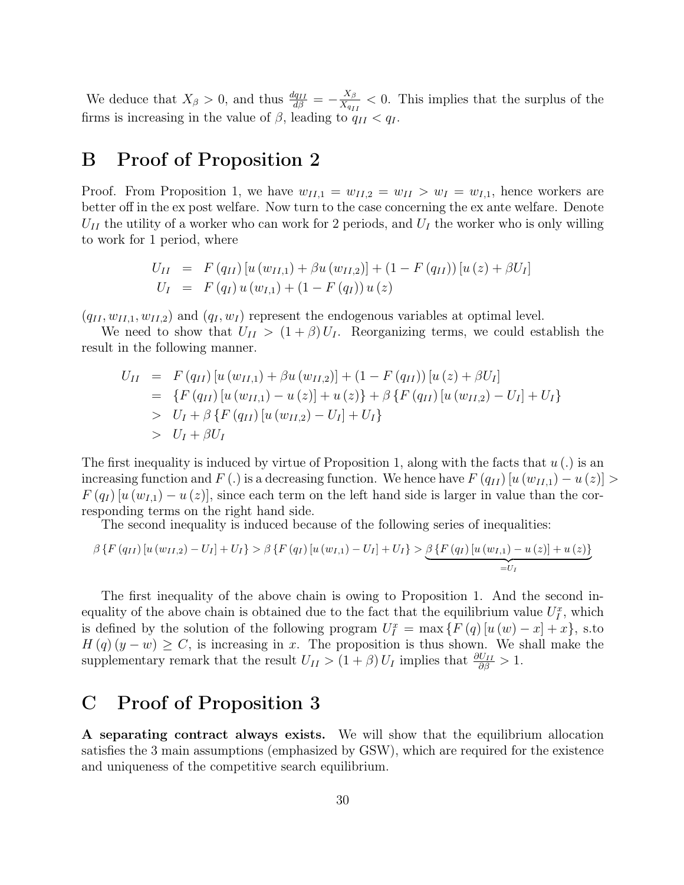We deduce that $X_\beta > 0$, and thus $\frac{dq_{II}}{d\beta} = -\frac{X_\beta}{X_{q_{II}}} < 0$. This implies that the surplus of the firms is increasing in the value of $\beta$, leading to $q_{II} < q_I$.

# B Proof of Proposition 2

Proof. From Proposition 1, we have $w_{II,1} = w_{II,2} = w_{II} > w_I = w_{I,1}$, hence workers are better off in the ex post welfare. Now turn to the case concerning the ex ante welfare. Denote $U_{II}$ the utility of a worker who can work for 2 periods, and $U_I$ the worker who is only willing to work for 1 period, where

$$
\begin{aligned}
U_{II} &= F(q_{II})\left[u(w_{II,1}) + \beta u(w_{II,2})\right] + (1 - F(q_{II}))\left[u(z) + \beta U_I\right] \\
U_I &= F(q_I)\, u(w_{I,1}) + (1 - F(q_I))\, u(z)
\end{aligned}
$$

$(q_{II}, w_{II,1}, w_{II,2})$ and $(q_I, w_I)$ represent the endogenous variables at optimal level.

We need to show that $U_{II} > (1+\beta) U_I$. Reorganizing terms, we could establish the result in the following manner.

$$
\begin{aligned}
U_{II} &= F(q_{II})\left[u(w_{II,1}) + \beta u(w_{II,2})\right] + (1 - F(q_{II}))\left[u(z) + \beta U_I\right] \\
&= \left\{F(q_{II})\left[u(w_{II,1}) - u(z)\right] + u(z)\right\} + \beta\left\{F(q_{II})\left[u(w_{II,2}) - U_I\right] + U_I\right\} \\
&> U_I + \beta\left\{F(q_{II})\left[u(w_{II,2}) - U_I\right] + U_I\right\} \\
&> U_I + \beta U_I
\end{aligned}
$$

The first inequality is induced by virtue of Proposition 1, along with the facts that $u(.)$ is an increasing function and $F(.)$ is a decreasing function. We hence have $F(q_{II})\left[u(w_{II,1}) - u(z)\right] > F(q_I)\left[u(w_{I,1}) - u(z)\right]$, since each term on the left hand side is larger in value than the corresponding terms on the right hand side.

The second inequality is induced because of the following series of inequalities:

$$
\beta\left\{F(q_{II})\left[u(w_{II,2}) - U_I\right] + U_I\right\} > \beta\left\{F(q_I)\left[u(w_{I,1}) - U_I\right] + U_I\right\} > \underbrace{\beta\left\{F(q_I)\left[u(w_{I,1}) - u(z)\right] + u(z)\right\}}_{=U_I}
$$

The first inequality of the above chain is owing to Proposition 1. And the second inequality of the above chain is obtained due to the fact that the equilibrium value $U_I^x$, which is defined by the solution of the following program $U_I^x = \max\left\{F(q)\left[u(w) - x\right] + x\right\}$, s.to $H(q)(y - w) \geq C$, is increasing in $x$. The proposition is thus shown. We shall make the supplementary remark that the result $U_{II} > (1+\beta) U_I$ implies that $\frac{\partial U_{II}}{\partial \beta} > 1$.

# C Proof of Proposition 3

**A separating contract always exists.** We will show that the equilibrium allocation satisfies the 3 main assumptions (emphasized by GSW), which are required for the existence and uniqueness of the competitive search equilibrium.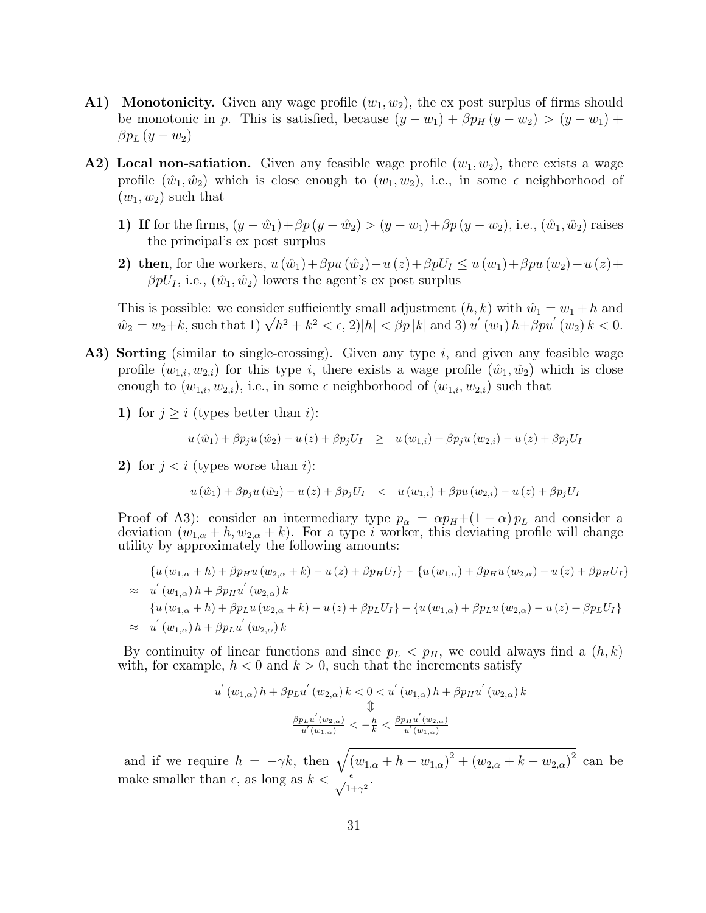**A1) Monotonicity.** Given any wage profile $(w_1, w_2)$, the ex post surplus of firms should be monotonic in $p$. This is satisfied, because $(y - w_1) + \beta p_H (y - w_2) > (y - w_1) + \beta p_L (y - w_2)$

**A2) Local non-satiation.** Given any feasible wage profile $(w_1, w_2)$, there exists a wage profile $(\hat{w}_1, \hat{w}_2)$ which is close enough to $(w_1, w_2)$, i.e., in some $\epsilon$ neighborhood of $(w_1, w_2)$ such that

- **1) If** for the firms, $(y - \hat{w}_1) + \beta p (y - \hat{w}_2) > (y - w_1) + \beta p (y - w_2)$, i.e., $(\hat{w}_1, \hat{w}_2)$ raises the principal's ex post surplus
- **2) then**, for the workers, $u(\hat{w}_1) + \beta p u(\hat{w}_2) - u(z) + \beta p U_I \leq u(w_1) + \beta p u(w_2) - u(z) + \beta p U_I$, i.e., $(\hat{w}_1, \hat{w}_2)$ lowers the agent's ex post surplus

This is possible: we consider sufficiently small adjustment $(h, k)$ with $\hat{w}_1 = w_1 + h$ and $\hat{w}_2 = w_2 + k$, such that 1) $\sqrt{h^2 + k^2} < \epsilon$, 2)$|h| < \beta p |k|$ and 3) $u'(w_1) h + \beta p u'(w_2) k < 0$.

**A3) Sorting** (similar to single-crossing). Given any type $i$, and given any feasible wage profile $(w_{1,i}, w_{2,i})$ for this type $i$, there exists a wage profile $(\hat{w}_1, \hat{w}_2)$ which is close enough to $(w_{1,i}, w_{2,i})$, i.e., in some $\epsilon$ neighborhood of $(w_{1,i}, w_{2,i})$ such that

- **1)** for $j \geq i$ (types better than $i$):

$$u(\hat{w}_1) + \beta p_j u(\hat{w}_2) - u(z) + \beta p_j U_I \quad \geq \quad u(w_{1,i}) + \beta p_j u(w_{2,i}) - u(z) + \beta p_j U_I$$

- **2)** for $j < i$ (types worse than $i$):

$$u(\hat{w}_1) + \beta p_j u(\hat{w}_2) - u(z) + \beta p_j U_I \quad < \quad u(w_{1,i}) + \beta p u(w_{2,i}) - u(z) + \beta p_j U_I$$

Proof of A3): consider an intermediary type $p_\alpha = \alpha p_H + (1 - \alpha) p_L$ and consider a deviation $(w_{1,\alpha} + h, w_{2,\alpha} + k)$. For a type $i$ worker, this deviating profile will change utility by approximately the following amounts:

$$\begin{aligned}
& \{u(w_{1,\alpha} + h) + \beta p_H u(w_{2,\alpha} + k) - u(z) + \beta p_H U_I\} - \{u(w_{1,\alpha}) + \beta p_H u(w_{2,\alpha}) - u(z) + \beta p_H U_I\} \\
\approx \quad & u'(w_{1,\alpha}) h + \beta p_H u'(w_{2,\alpha}) k \\
& \{u(w_{1,\alpha} + h) + \beta p_L u(w_{2,\alpha} + k) - u(z) + \beta p_L U_I\} - \{u(w_{1,\alpha}) + \beta p_L u(w_{2,\alpha}) - u(z) + \beta p_L U_I\} \\
\approx \quad & u'(w_{1,\alpha}) h + \beta p_L u'(w_{2,\alpha}) k
\end{aligned}$$

By continuity of linear functions and since $p_L < p_H$, we could always find a $(h, k)$ with, for example, $h < 0$ and $k > 0$, such that the increments satisfy

$$\begin{gathered}
u'(w_{1,\alpha}) h + \beta p_L u'(w_{2,\alpha}) k < 0 < u'(w_{1,\alpha}) h + \beta p_H u'(w_{2,\alpha}) k \\
\Updownarrow \\
\frac{\beta p_L u'(w_{2,\alpha})}{u'(w_{1,\alpha})} < -\frac{h}{k} < \frac{\beta p_H u'(w_{2,\alpha})}{u'(w_{1,\alpha})}
\end{gathered}$$

and if we require $h = -\gamma k$, then $\sqrt{(w_{1,\alpha} + h - w_{1,\alpha})^2 + (w_{2,\alpha} + k - w_{2,\alpha})^2}$ can be make smaller than $\epsilon$, as long as $k < \frac{\epsilon}{\sqrt{1+\gamma^2}}$.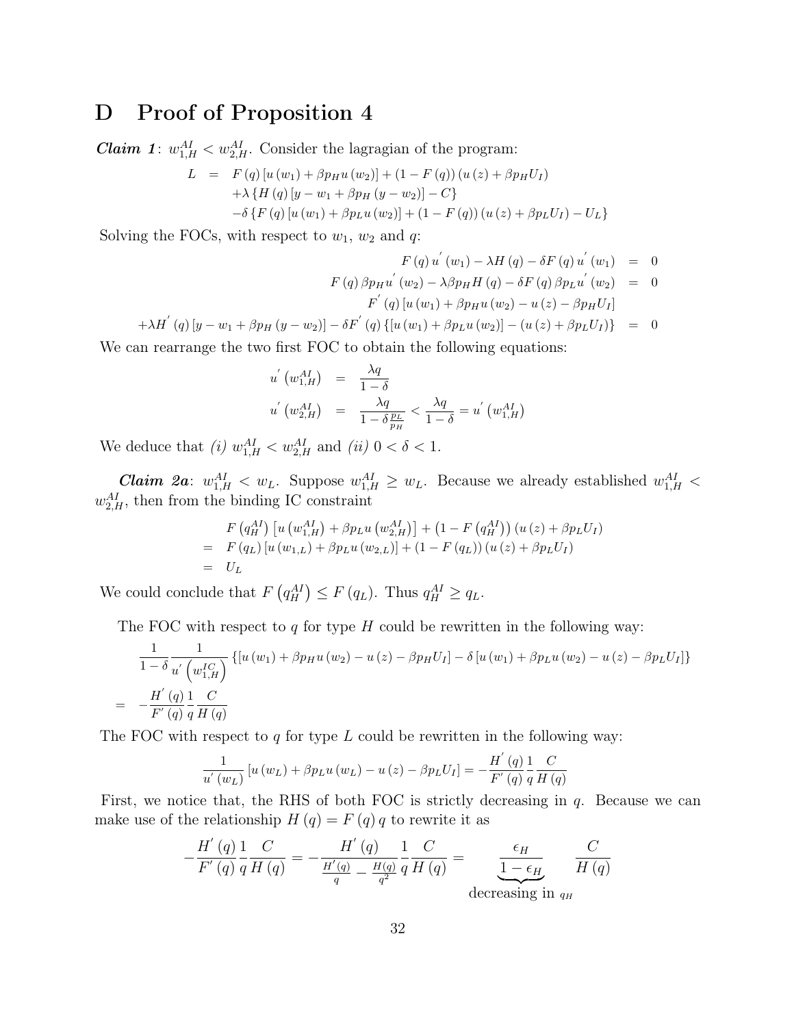# D Proof of Proposition 4

***Claim 1***: $w_{1,H}^{AI} < w_{2,H}^{AI}$. Consider the lagragian of the program:

$$
\begin{aligned}
L &= F(q)\left[u(w_1) + \beta p_H u(w_2)\right] + (1 - F(q))(u(z) + \beta p_H U_I) \\
&\quad + \lambda \left\{ H(q)\left[y - w_1 + \beta p_H (y - w_2)\right] - C \right\} \\
&\quad - \delta \left\{ F(q)\left[u(w_1) + \beta p_L u(w_2)\right] + (1 - F(q))(u(z) + \beta p_L U_I) - U_L \right\}
\end{aligned}
$$

Solving the FOCs, with respect to $w_1$, $w_2$ and $q$:

$$
\begin{aligned}
F(q)\,u'(w_1) - \lambda H(q) - \delta F(q)\,u'(w_1) &= 0 \\
F(q)\,\beta p_H u'(w_2) - \lambda \beta p_H H(q) - \delta F(q)\,\beta p_L u'(w_2) &= 0 \\
F'(q)\left[u(w_1) + \beta p_H u(w_2) - u(z) - \beta p_H U_I\right] & \\
+ \lambda H'(q)\left[y - w_1 + \beta p_H (y - w_2)\right] - \delta F'(q)\left\{\left[u(w_1) + \beta p_L u(w_2)\right] - (u(z) + \beta p_L U_I)\right\} &= 0
\end{aligned}
$$

We can rearrange the two first FOC to obtain the following equations:

$$
\begin{aligned}
u'\left(w_{1,H}^{AI}\right) &= \frac{\lambda q}{1 - \delta} \\
u'\left(w_{2,H}^{AI}\right) &= \frac{\lambda q}{1 - \delta \frac{p_L}{p_H}} < \frac{\lambda q}{1 - \delta} = u'\left(w_{1,H}^{AI}\right)
\end{aligned}
$$

We deduce that *(i)* $w_{1,H}^{AI} < w_{2,H}^{AI}$ and *(ii)* $0 < \delta < 1$.

***Claim 2a***: $w_{1,H}^{AI} < w_L$. Suppose $w_{1,H}^{AI} \geq w_L$. Because we already established $w_{1,H}^{AI} < w_{2,H}^{AI}$, then from the binding IC constraint

$$
\begin{aligned}
& F\left(q_H^{AI}\right)\left[u\left(w_{1,H}^{AI}\right) + \beta p_L u\left(w_{2,H}^{AI}\right)\right] + \left(1 - F\left(q_H^{AI}\right)\right)(u(z) + \beta p_L U_I) \\
=\; & F(q_L)\left[u(w_{1,L}) + \beta p_L u(w_{2,L})\right] + (1 - F(q_L))(u(z) + \beta p_L U_I) \\
=\; & U_L
\end{aligned}
$$

We could conclude that $F\left(q_H^{AI}\right) \leq F(q_L)$. Thus $q_H^{AI} \geq q_L$.

The FOC with respect to $q$ for type $H$ could be rewritten in the following way:

$$
\begin{aligned}
& \frac{1}{1 - \delta} \frac{1}{u'\left(w_{1,H}^{IC}\right)} \left\{\left[u(w_1) + \beta p_H u(w_2) - u(z) - \beta p_H U_I\right] - \delta\left[u(w_1) + \beta p_L u(w_2) - u(z) - \beta p_L U_I\right]\right\} \\
=\; & -\frac{H'(q)}{F'(q)} \frac{1}{q} \frac{C}{H(q)}
\end{aligned}
$$

The FOC with respect to $q$ for type $L$ could be rewritten in the following way:

$$
\frac{1}{u'(w_L)}\left[u(w_L) + \beta p_L u(w_L) - u(z) - \beta p_L U_I\right] = -\frac{H'(q)}{F'(q)} \frac{1}{q} \frac{C}{H(q)}
$$

First, we notice that, the RHS of both FOC is strictly decreasing in $q$. Because we can make use of the relationship $H(q) = F(q)\,q$ to rewrite it as

$$
-\frac{H'(q)}{F'(q)} \frac{1}{q} \frac{C}{H(q)} = -\frac{H'(q)}{\frac{H'(q)}{q} - \frac{H(q)}{q^2}} \frac{1}{q} \frac{C}{H(q)} = \underbrace{\frac{\epsilon_H}{1 - \epsilon_H}}_{\text{decreasing in } q_H} \frac{C}{H(q)}
$$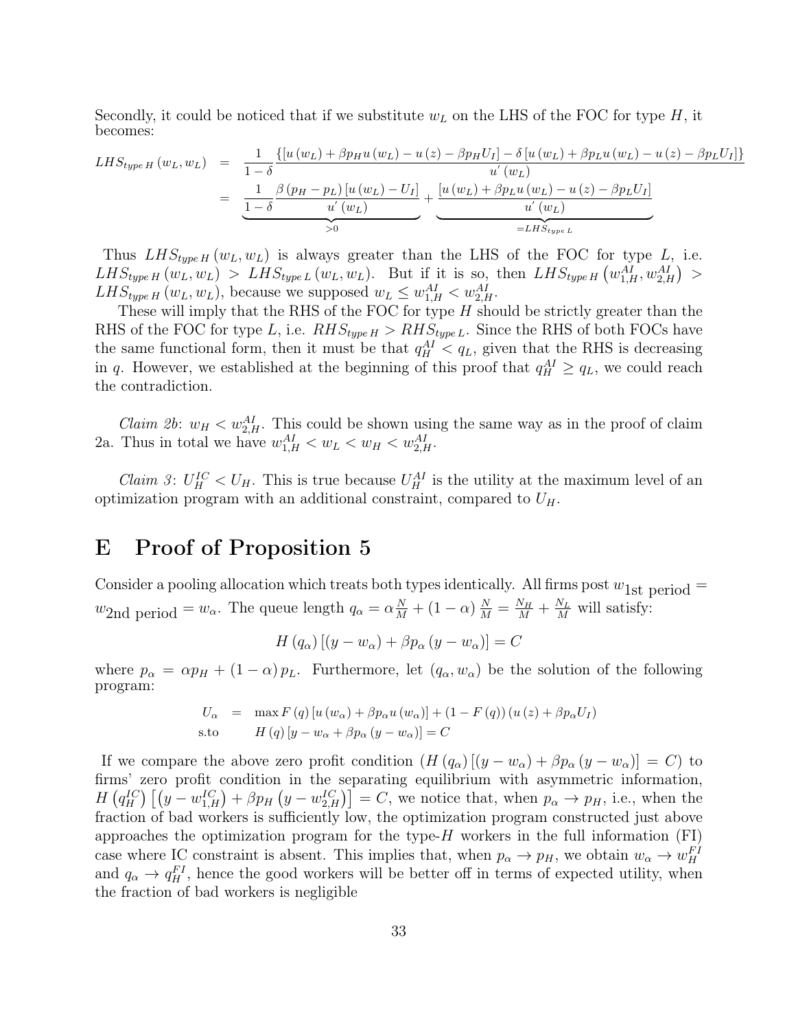Secondly, it could be noticed that if we substitute $w_L$ on the LHS of the FOC for type $H$, it becomes:

$$
\begin{aligned}
LHS_{type\,H}\left(w_L, w_L\right) &= \frac{1}{1-\delta} \frac{\left\{\left[u\left(w_L\right)+\beta p_H u\left(w_L\right)-u\left(z\right)-\beta p_H U_I\right]-\delta\left[u\left(w_L\right)+\beta p_L u\left(w_L\right)-u\left(z\right)-\beta p_L U_I\right]\right\}}{u'\left(w_L\right)} \\
&= \underbrace{\frac{1}{1-\delta} \frac{\beta\left(p_H-p_L\right)\left[u\left(w_L\right)-U_I\right]}{u'\left(w_L\right)}}_{>0}+\underbrace{\frac{\left[u\left(w_L\right)+\beta p_L u\left(w_L\right)-u\left(z\right)-\beta p_L U_I\right]}{u'\left(w_L\right)}}_{=LHS_{type\,L}}
\end{aligned}
$$

Thus $LHS_{type\,H}\left(w_L, w_L\right)$ is always greater than the LHS of the FOC for type $L$, i.e. $LHS_{type\,H}\left(w_L, w_L\right) > LHS_{type\,L}\left(w_L, w_L\right)$. But if it is so, then $LHS_{type\,H}\left(w_{1,H}^{AI}, w_{2,H}^{AI}\right) > LHS_{type\,H}\left(w_L, w_L\right)$, because we supposed $w_L \leq w_{1,H}^{AI} < w_{2,H}^{AI}$.

These will imply that the RHS of the FOC for type $H$ should be strictly greater than the RHS of the FOC for type $L$, i.e. $RHS_{type\,H} > RHS_{type\,L}$. Since the RHS of both FOCs have the same functional form, then it must be that $q_H^{AI} < q_L$, given that the RHS is decreasing in $q$. However, we established at the beginning of this proof that $q_H^{AI} \geq q_L$, we could reach the contradiction.

*Claim 2b*: $w_H < w_{2,H}^{AI}$. This could be shown using the same way as in the proof of claim 2a. Thus in total we have $w_{1,H}^{AI} < w_L < w_H < w_{2,H}^{AI}$.

*Claim 3*: $U_H^{IC} < U_H$. This is true because $U_H^{AI}$ is the utility at the maximum level of an optimization program with an additional constraint, compared to $U_H$.

# E Proof of Proposition 5

Consider a pooling allocation which treats both types identically. All firms post $w_{\text{1st period}} = w_{\text{2nd period}} = w_\alpha$. The queue length $q_\alpha = \alpha \frac{N}{M} + (1-\alpha)\frac{N}{M} = \frac{N_H}{M} + \frac{N_L}{M}$ will satisfy:

$$
H\left(q_\alpha\right)\left[\left(y-w_\alpha\right)+\beta p_\alpha\left(y-w_\alpha\right)\right]=C
$$

where $p_\alpha = \alpha p_H + (1-\alpha) p_L$. Furthermore, let $(q_\alpha, w_\alpha)$ be the solution of the following program:

$$
\begin{aligned}
U_\alpha &= \max F\left(q\right)\left[u\left(w_\alpha\right)+\beta p_\alpha u\left(w_\alpha\right)\right]+\left(1-F\left(q\right)\right)\left(u\left(z\right)+\beta p_\alpha U_I\right) \\
\text{s.to} \quad & H\left(q\right)\left[y-w_\alpha+\beta p_\alpha\left(y-w_\alpha\right)\right]=C
\end{aligned}
$$

If we compare the above zero profit condition $\left(H\left(q_\alpha\right)\left[\left(y-w_\alpha\right)+\beta p_\alpha\left(y-w_\alpha\right)\right]=C\right)$ to firms' zero profit condition in the separating equilibrium with asymmetric information, $H\left(q_H^{IC}\right)\left[\left(y-w_{1,H}^{IC}\right)+\beta p_H\left(y-w_{2,H}^{IC}\right)\right]=C$, we notice that, when $p_\alpha \to p_H$, i.e., when the fraction of bad workers is sufficiently low, the optimization program constructed just above approaches the optimization program for the type-$H$ workers in the full information (FI) case where IC constraint is absent. This implies that, when $p_\alpha \to p_H$, we obtain $w_\alpha \to w_H^{FI}$ and $q_\alpha \to q_H^{FI}$, hence the good workers will be better off in terms of expected utility, when the fraction of bad workers is negligible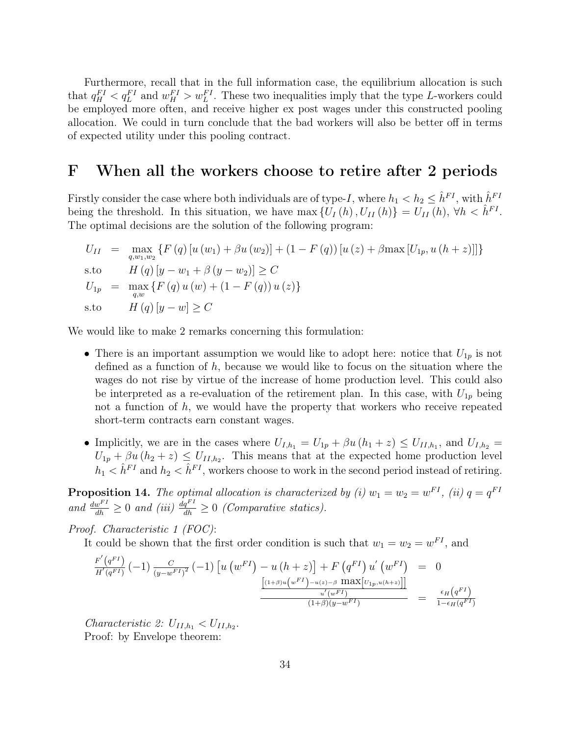Furthermore, recall that in the full information case, the equilibrium allocation is such that $q_H^{FI} < q_L^{FI}$ and $w_H^{FI} > w_L^{FI}$. These two inequalities imply that the type $L$-workers could be employed more often, and receive higher ex post wages under this constructed pooling allocation. We could in turn conclude that the bad workers will also be better off in terms of expected utility under this pooling contract.

# F When all the workers choose to retire after 2 periods

Firstly consider the case where both individuals are of type-$I$, where $h_1 < h_2 \leq \hat{h}^{FI}$, with $\hat{h}^{FI}$ being the threshold. In this situation, we have $\max\{U_I(h), U_{II}(h)\} = U_{II}(h)$, $\forall h < \hat{h}^{FI}$. The optimal decisions are the solution of the following program:

$$
\begin{aligned}
U_{II} &= \max_{q,w_1,w_2} \left\{F(q)\left[u(w_1) + \beta u(w_2)\right] + (1 - F(q))\left[u(z) + \beta \max\left[U_{1p}, u(h+z)\right]\right]\right\} \\
\text{s.to} \quad & H(q)\left[y - w_1 + \beta(y - w_2)\right] \geq C \\
U_{1p} &= \max_{q,w} \left\{F(q)\, u(w) + (1 - F(q))\, u(z)\right\} \\
\text{s.to} \quad & H(q)\left[y - w\right] \geq C
\end{aligned}
$$

We would like to make 2 remarks concerning this formulation:

- There is an important assumption we would like to adopt here: notice that $U_{1p}$ is not defined as a function of $h$, because we would like to focus on the situation where the wages do not rise by virtue of the increase of home production level. This could also be interpreted as a re-evaluation of the retirement plan. In this case, with $U_{1p}$ being not a function of $h$, we would have the property that workers who receive repeated short-term contracts earn constant wages.
- Implicitly, we are in the cases where $U_{I,h_1} = U_{1p} + \beta u(h_1 + z) \leq U_{II,h_1}$, and $U_{I,h_2} = U_{1p} + \beta u(h_2 + z) \leq U_{II,h_2}$. This means that at the expected home production level $h_1 < \hat{h}^{FI}$ and $h_2 < \hat{h}^{FI}$, workers choose to work in the second period instead of retiring.

**Proposition 14.** *The optimal allocation is characterized by (i) $w_1 = w_2 = w^{FI}$, (ii) $q = q^{FI}$ and $\frac{dw^{FI}}{dh} \geq 0$ and (iii) $\frac{dq^{FI}}{dh} \geq 0$ (Comparative statics).*

*Proof. Characteristic 1 (FOC)*:

It could be shown that the first order condition is such that $w_1 = w_2 = w^{FI}$, and

$$
\begin{aligned}
\frac{F'(q^{FI})}{H'(q^{FI})}(-1)\frac{C}{(y - w^{FI})^2}(-1)\left[u(w^{FI}) - u(h+z)\right] + F(q^{FI})\, u'(w^{FI}) &= 0 \\
\frac{\frac{\left[(1+\beta)u(w^{FI}) - u(z) - \beta\ \max\left[U_{1p}, u(h+z)\right]\right]}{u'(w^{FI})}}{(1+\beta)(y - w^{FI})} &= \frac{\epsilon_H(q^{FI})}{1 - \epsilon_H(q^{FI})}
\end{aligned}
$$

*Characteristic 2: $U_{II,h_1} < U_{II,h_2}$.*

Proof: by Envelope theorem: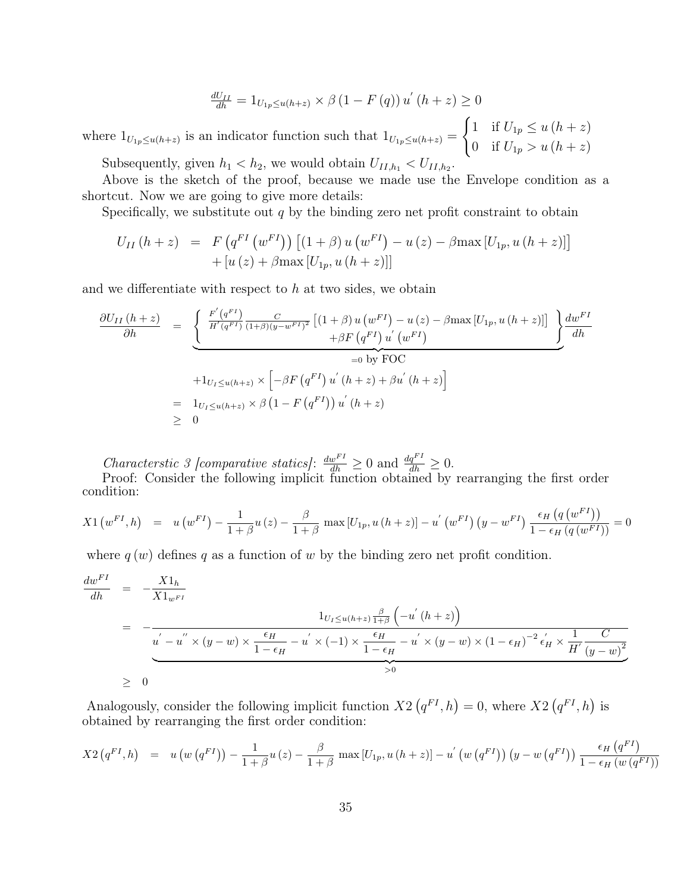$$\frac{dU_{II}}{dh} = 1_{U_{1p} \leq u(h+z)} \times \beta \left(1 - F\left(q\right)\right) u^{'}\left(h+z\right) \geq 0$$

where $1_{U_{1p} \leq u(h+z)}$ is an indicator function such that $1_{U_{1p} \leq u(h+z)} = \begin{cases} 1 & \text{if } U_{1p} \leq u\left(h+z\right) \\ 0 & \text{if } U_{1p} > u\left(h+z\right) \end{cases}$

Subsequently, given $h_1 < h_2$, we would obtain $U_{II,h_1} < U_{II,h_2}$.

Above is the sketch of the proof, because we made use the Envelope condition as a shortcut. Now we are going to give more details:

Specifically, we substitute out $q$ by the binding zero net profit constraint to obtain

$$\begin{aligned} U_{II}\left(h+z\right) &= F\left(q^{FI}\left(w^{FI}\right)\right)\left[\left(1+\beta\right)u\left(w^{FI}\right) - u\left(z\right) - \beta \max\left[U_{1p}, u\left(h+z\right)\right]\right] \\ &\quad + \left[u\left(z\right) + \beta \max\left[U_{1p}, u\left(h+z\right)\right]\right] \end{aligned}$$

and we differentiate with respect to $h$ at two sides, we obtain

$$\begin{aligned} \frac{\partial U_{II}\left(h+z\right)}{\partial h} &= \underbrace{\left\{ \begin{array}{c} \frac{F^{'}\left(q^{FI}\right)}{H^{'}\left(q^{FI}\right)} \frac{C}{\left(1+\beta\right)\left(y-w^{FI}\right)^2}\left[\left(1+\beta\right)u\left(w^{FI}\right) - u\left(z\right) - \beta \max\left[U_{1p}, u\left(h+z\right)\right]\right] \\ + \beta F\left(q^{FI}\right) u^{'}\left(w^{FI}\right) \end{array} \right\}}_{=0 \text{ by FOC}} \frac{dw^{FI}}{dh} \\ &\quad + 1_{U_I \leq u(h+z)} \times \left[-\beta F\left(q^{FI}\right) u^{'}\left(h+z\right) + \beta u^{'}\left(h+z\right)\right] \\ &= 1_{U_I \leq u(h+z)} \times \beta\left(1 - F\left(q^{FI}\right)\right) u^{'}\left(h+z\right) \\ &\geq 0 \end{aligned}$$

*Characterstic 3 [comparative statics]*: $\frac{dw^{FI}}{dh} \geq 0$ and $\frac{dq^{FI}}{dh} \geq 0$.

Proof: Consider the following implicit function obtained by rearranging the first order condition:

$$X1\left(w^{FI}, h\right) = u\left(w^{FI}\right) - \frac{1}{1+\beta}u\left(z\right) - \frac{\beta}{1+\beta}\max\left[U_{1p}, u\left(h+z\right)\right] - u^{'}\left(w^{FI}\right)\left(y - w^{FI}\right)\frac{\epsilon_H\left(q\left(w^{FI}\right)\right)}{1 - \epsilon_H\left(q\left(w^{FI}\right)\right)} = 0$$

where $q\left(w\right)$ defines $q$ as a function of $w$ by the binding zero net profit condition.

$$\begin{aligned} \frac{dw^{FI}}{dh} &= -\frac{X1_h}{X1_{w^{FI}}} \\ &= -\frac{1_{U_I \leq u(h+z)} \frac{\beta}{1+\beta}\left(-u^{'}\left(h+z\right)\right)}{\underbrace{u^{'} - u^{''} \times \left(y-w\right) \times \frac{\epsilon_H}{1-\epsilon_H} - u^{'} \times \left(-1\right) \times \frac{\epsilon_H}{1-\epsilon_H} - u^{'} \times \left(y-w\right) \times \left(1-\epsilon_H\right)^{-2}\epsilon_H^{'} \times \frac{1}{H^{'}}\frac{C}{\left(y-w\right)^2}}_{>0}} \\ &\geq 0 \end{aligned}$$

Analogously, consider the following implicit function $X2\left(q^{FI}, h\right) = 0$, where $X2\left(q^{FI}, h\right)$ is obtained by rearranging the first order condition:

$$X2\left(q^{FI}, h\right) = u\left(w\left(q^{FI}\right)\right) - \frac{1}{1+\beta}u\left(z\right) - \frac{\beta}{1+\beta}\max\left[U_{1p}, u\left(h+z\right)\right] - u^{'}\left(w\left(q^{FI}\right)\right)\left(y - w\left(q^{FI}\right)\right)\frac{\epsilon_H\left(q^{FI}\right)}{1 - \epsilon_H\left(w\left(q^{FI}\right)\right)}$$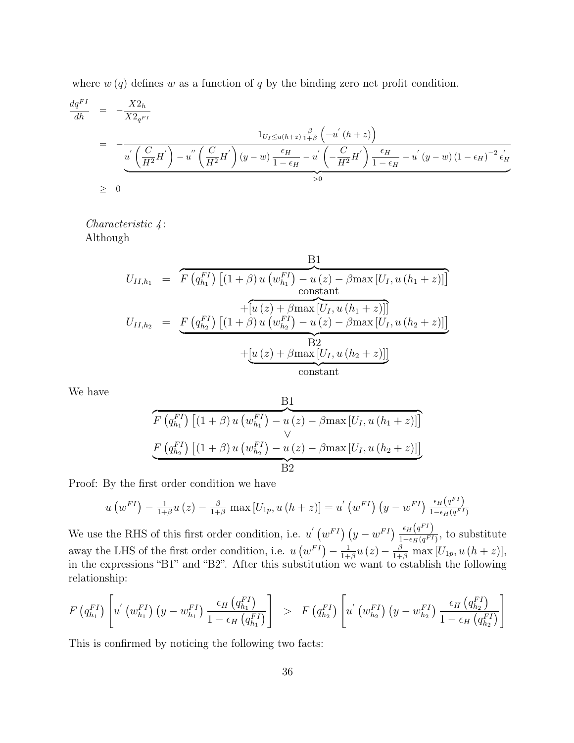where $w(q)$ defines $w$ as a function of $q$ by the binding zero net profit condition.

$$
\begin{aligned}
\frac{dq^{FI}}{dh} &= -\frac{X2_h}{X2_{q^{FI}}} \\
&= -\frac{1_{U_I \leq u(h+z)} \frac{\beta}{1+\beta}\left(-u^{'}(h+z)\right)}{\underbrace{u^{'}\left(\frac{C}{H^2}H^{'}\right) - u^{''}\left(\frac{C}{H^2}H^{'}\right)(y-w)\frac{\epsilon_H}{1-\epsilon_H} - u^{'}\left(-\frac{C}{H^2}H^{'}\right)\frac{\epsilon_H}{1-\epsilon_H} - u^{'}(y-w)(1-\epsilon_H)^{-2}\epsilon_H^{'}}_{>0}} \\
&\geq 0
\end{aligned}
$$

*Characteristic 4*:
Although

$$
\begin{aligned}
U_{II,h_1} &= \overbrace{F\left(q_{h_1}^{FI}\right)\left[(1+\beta)u\left(w_{h_1}^{FI}\right) - u(z) - \beta\max\left[U_I, u(h_1+z)\right]\right]}^{\text{B1}} \\
&\quad + \overbrace{\left[u(z) + \beta\max\left[U_I, u(h_1+z)\right]\right]}^{\text{constant}} \\
U_{II,h_2} &= \underbrace{F\left(q_{h_2}^{FI}\right)\left[(1+\beta)u\left(w_{h_2}^{FI}\right) - u(z) - \beta\max\left[U_I, u(h_2+z)\right]\right]}_{\text{B2}} \\
&\quad + \underbrace{\left[u(z) + \beta\max\left[U_I, u(h_2+z)\right]\right]}_{\text{constant}}
\end{aligned}
$$

We have

$$
\overbrace{F\left(q_{h_1}^{FI}\right)\left[(1+\beta)u\left(w_{h_1}^{FI}\right) - u(z) - \beta\max\left[U_I, u(h_1+z)\right]\right]}^{\text{B1}}
$$
$$
\vee
$$
$$
\underbrace{F\left(q_{h_2}^{FI}\right)\left[(1+\beta)u\left(w_{h_2}^{FI}\right) - u(z) - \beta\max\left[U_I, u(h_2+z)\right]\right]}_{\text{B2}}
$$

Proof: By the first order condition we have

$$
u\left(w^{FI}\right) - \tfrac{1}{1+\beta}u(z) - \tfrac{\beta}{1+\beta}\max\left[U_{1p}, u(h+z)\right] = u^{'}\left(w^{FI}\right)\left(y - w^{FI}\right)\tfrac{\epsilon_H\left(q^{FI}\right)}{1-\epsilon_H\left(q^{FI}\right)}
$$

We use the RHS of this first order condition, i.e. $u^{'}\left(w^{FI}\right)\left(y - w^{FI}\right)\frac{\epsilon_H\left(q^{FI}\right)}{1-\epsilon_H\left(q^{FI}\right)}$, to substitute away the LHS of the first order condition, i.e. $u\left(w^{FI}\right) - \frac{1}{1+\beta}u(z) - \frac{\beta}{1+\beta}\max\left[U_{1p}, u(h+z)\right]$, in the expressions "B1" and "B2". After this substitution we want to establish the following relationship:

$$
F\left(q_{h_1}^{FI}\right)\left[u^{'}\left(w_{h_1}^{FI}\right)\left(y - w_{h_1}^{FI}\right)\frac{\epsilon_H\left(q_{h_1}^{FI}\right)}{1-\epsilon_H\left(q_{h_1}^{FI}\right)}\right] \quad > \quad F\left(q_{h_2}^{FI}\right)\left[u^{'}\left(w_{h_2}^{FI}\right)\left(y - w_{h_2}^{FI}\right)\frac{\epsilon_H\left(q_{h_2}^{FI}\right)}{1-\epsilon_H\left(q_{h_2}^{FI}\right)}\right]
$$

This is confirmed by noticing the following two facts: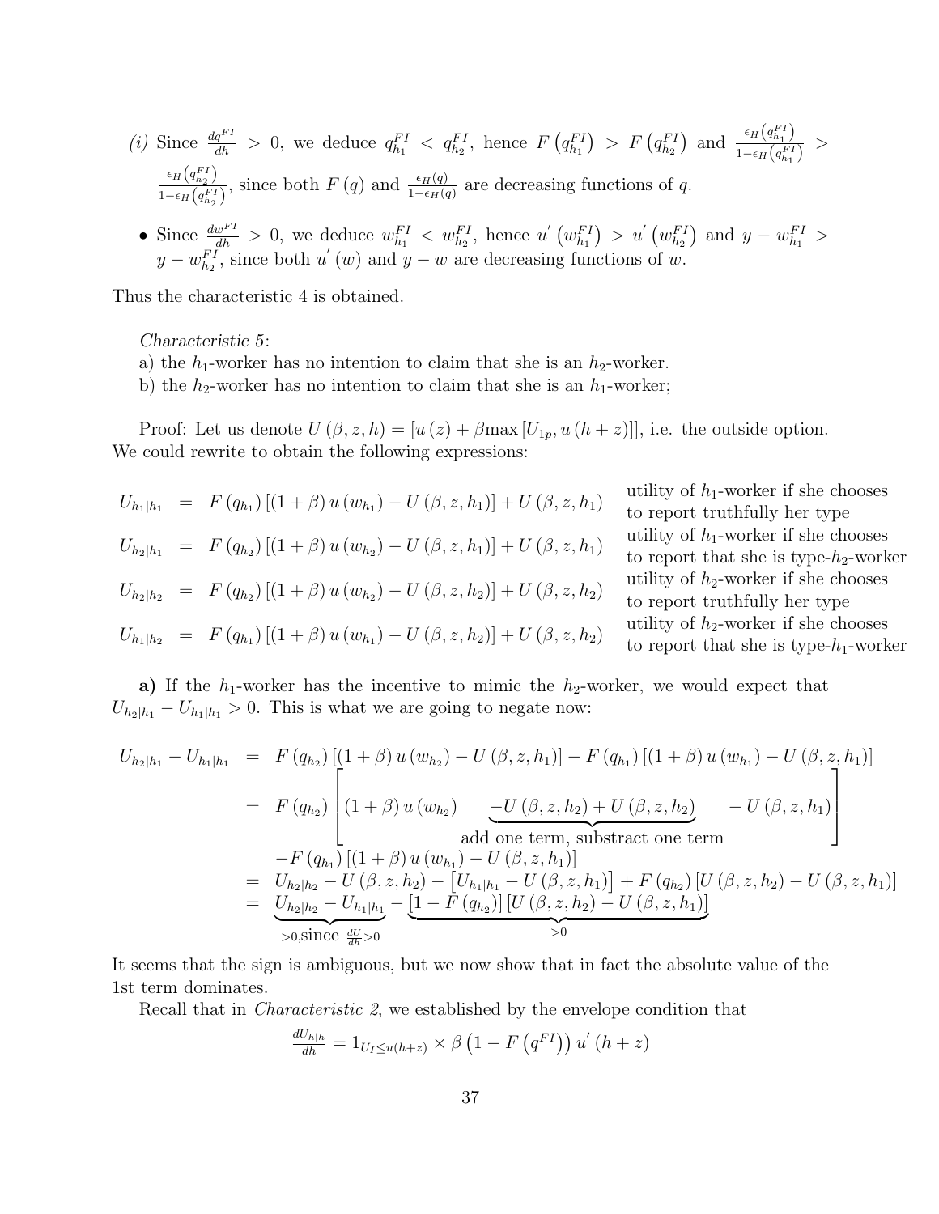(i) Since $\frac{dq^{FI}}{dh} > 0$, we deduce $q^{FI}_{h_1} < q^{FI}_{h_2}$, hence $F\left(q^{FI}_{h_1}\right) > F\left(q^{FI}_{h_2}\right)$ and $\frac{\epsilon_H\left(q^{FI}_{h_1}\right)}{1-\epsilon_H\left(q^{FI}_{h_1}\right)} > \frac{\epsilon_H\left(q^{FI}_{h_2}\right)}{1-\epsilon_H\left(q^{FI}_{h_2}\right)}$, since both $F(q)$ and $\frac{\epsilon_H(q)}{1-\epsilon_H(q)}$ are decreasing functions of $q$.

- Since $\frac{dw^{FI}}{dh} > 0$, we deduce $w^{FI}_{h_1} < w^{FI}_{h_2}$, hence $u'\left(w^{FI}_{h_1}\right) > u'\left(w^{FI}_{h_2}\right)$ and $y - w^{FI}_{h_1} > y - w^{FI}_{h_2}$, since both $u'(w)$ and $y-w$ are decreasing functions of $w$.

Thus the characteristic 4 is obtained.

*Characteristic 5*:
a) the $h_1$-worker has no intention to claim that she is an $h_2$-worker.
b) the $h_2$-worker has no intention to claim that she is an $h_1$-worker;

Proof: Let us denote $U(\beta, z, h) = [u(z) + \beta \max[U_{1p}, u(h+z)]]$, i.e. the outside option. We could rewrite to obtain the following expressions:

$$U_{h_1|h_1} = F(q_{h_1})\left[(1+\beta)u(w_{h_1}) - U(\beta,z,h_1)\right] + U(\beta,z,h_1) \quad \text{utility of } h_1\text{-worker if she chooses to report truthfully her type}$$

$$U_{h_2|h_1} = F(q_{h_2})\left[(1+\beta)u(w_{h_2}) - U(\beta,z,h_1)\right] + U(\beta,z,h_1) \quad \text{utility of } h_1\text{-worker if she chooses to report that she is type-}h_2\text{-worker}$$

$$U_{h_2|h_2} = F(q_{h_2})\left[(1+\beta)u(w_{h_2}) - U(\beta,z,h_2)\right] + U(\beta,z,h_2) \quad \text{utility of } h_2\text{-worker if she chooses to report truthfully her type}$$

$$U_{h_1|h_2} = F(q_{h_1})\left[(1+\beta)u(w_{h_1}) - U(\beta,z,h_2)\right] + U(\beta,z,h_2) \quad \text{utility of } h_2\text{-worker if she chooses to report that she is type-}h_1\text{-worker}$$

**a)** If the $h_1$-worker has the incentive to mimic the $h_2$-worker, we would expect that $U_{h_2|h_1} - U_{h_1|h_1} > 0$. This is what we are going to negate now:

$$\begin{aligned}
U_{h_2|h_1} - U_{h_1|h_1} &= F(q_{h_2})\left[(1+\beta)u(w_{h_2}) - U(\beta,z,h_1)\right] - F(q_{h_1})\left[(1+\beta)u(w_{h_1}) - U(\beta,z,h_1)\right] \\
&= F(q_{h_2})\left[(1+\beta)u(w_{h_2}) \underbrace{-U(\beta,z,h_2) + U(\beta,z,h_2)}_{\text{add one term, substract one term}} - U(\beta,z,h_1)\right] \\
&\quad - F(q_{h_1})\left[(1+\beta)u(w_{h_1}) - U(\beta,z,h_1)\right] \\
&= U_{h_2|h_2} - U(\beta,z,h_2) - \left[U_{h_1|h_1} - U(\beta,z,h_1)\right] + F(q_{h_2})\left[U(\beta,z,h_2) - U(\beta,z,h_1)\right] \\
&= \underbrace{U_{h_2|h_2} - U_{h_1|h_1}}_{>0, \text{since } \frac{dU}{dh}>0} - \underbrace{\left[1 - F(q_{h_2})\right]\left[U(\beta,z,h_2) - U(\beta,z,h_1)\right]}_{>0}
\end{aligned}$$

It seems that the sign is ambiguous, but we now show that in fact the absolute value of the 1st term dominates.

Recall that in *Characteristic 2*, we established by the envelope condition that

$$\frac{dU_{h|h}}{dh} = 1_{U_I \le u(h+z)} \times \beta\left(1 - F\left(q^{FI}\right)\right)u'(h+z)$$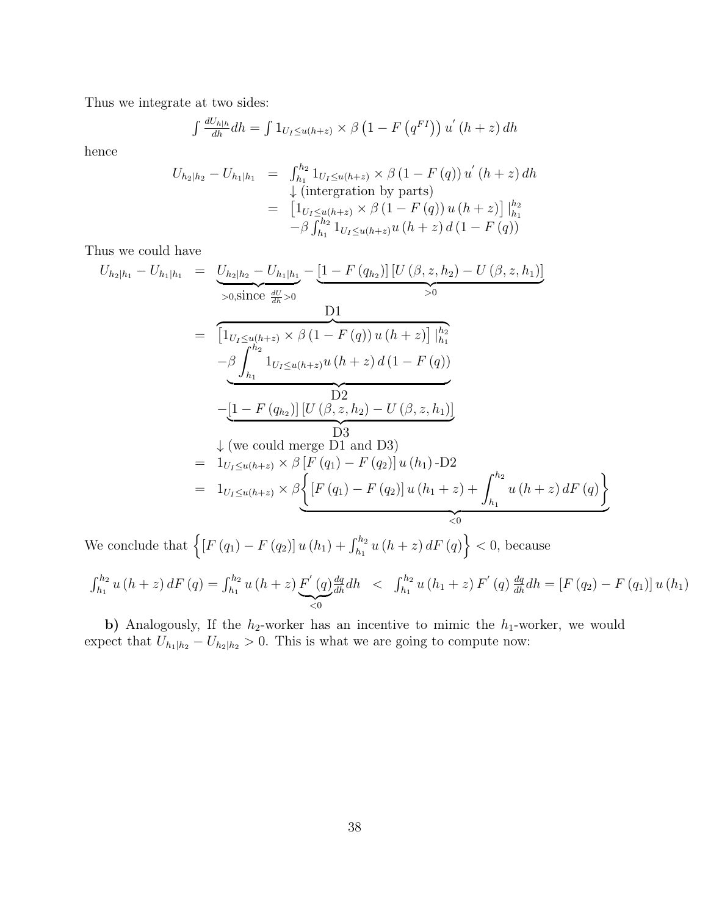Thus we integrate at two sides:

$$\int \frac{dU_{h|h}}{dh} dh = \int 1_{U_I \leq u(h+z)} \times \beta \left(1 - F\left(q^{FI}\right)\right) u^{'}(h+z)\, dh$$

hence

$$\begin{aligned}
U_{h_2|h_2} - U_{h_1|h_1} &= \int_{h_1}^{h_2} 1_{U_I \leq u(h+z)} \times \beta \left(1 - F(q)\right) u^{'}(h+z)\, dh \\
&\downarrow \text{(intergration by parts)} \\
&= \left[1_{U_I \leq u(h+z)} \times \beta \left(1 - F(q)\right) u(h+z)\right] \Big|_{h_1}^{h_2} \\
&\quad -\beta \int_{h_1}^{h_2} 1_{U_I \leq u(h+z)} u(h+z)\, d\left(1 - F(q)\right)
\end{aligned}$$

Thus we could have

$$\begin{aligned}
U_{h_2|h_1} - U_{h_1|h_1} &= \underbrace{U_{h_2|h_2} - U_{h_1|h_1}}_{>0, \text{since } \frac{dU}{dh}>0} - \underbrace{\left[1 - F\left(q_{h_2}\right)\right]\left[U\left(\beta, z, h_2\right) - U\left(\beta, z, h_1\right)\right]}_{>0} \\
&= \overbrace{\left[1_{U_I \leq u(h+z)} \times \beta \left(1 - F(q)\right) u(h+z)\right] \Big|_{h_1}^{h_2}}^{\text{D1}} \\
&\quad \underbrace{-\beta \int_{h_1}^{h_2} 1_{U_I \leq u(h+z)} u(h+z)\, d\left(1 - F(q)\right)}_{\text{D2}} \\
&\quad -\underbrace{\left[1 - F\left(q_{h_2}\right)\right]\left[U\left(\beta, z, h_2\right) - U\left(\beta, z, h_1\right)\right]}_{\text{D3}} \\
&\downarrow \text{(we could merge D1 and D3)} \\
&= 1_{U_I \leq u(h+z)} \times \beta \left[F\left(q_1\right) - F\left(q_2\right)\right] u\left(h_1\right) \text{-D2} \\
&= 1_{U_I \leq u(h+z)} \times \beta \underbrace{\left\{\left[F\left(q_1\right) - F\left(q_2\right)\right] u\left(h_1 + z\right) + \int_{h_1}^{h_2} u(h+z)\, dF(q)\right\}}_{<0}
\end{aligned}$$

We conclude that $\left\{\left[F\left(q_1\right) - F\left(q_2\right)\right] u\left(h_1\right) + \int_{h_1}^{h_2} u(h+z)\, dF(q)\right\} < 0$, because

$$\int_{h_1}^{h_2} u(h+z)\, dF(q) = \int_{h_1}^{h_2} u(h+z) \underbrace{F^{'}(q)}_{<0} \frac{dq}{dh} dh \quad < \quad \int_{h_1}^{h_2} u\left(h_1 + z\right) F^{'}(q) \frac{dq}{dh} dh = \left[F\left(q_2\right) - F\left(q_1\right)\right] u\left(h_1\right)$$

**b)** Analogously, If the $h_2$-worker has an incentive to mimic the $h_1$-worker, we would expect that $U_{h_1|h_2} - U_{h_2|h_2} > 0$. This is what we are going to compute now: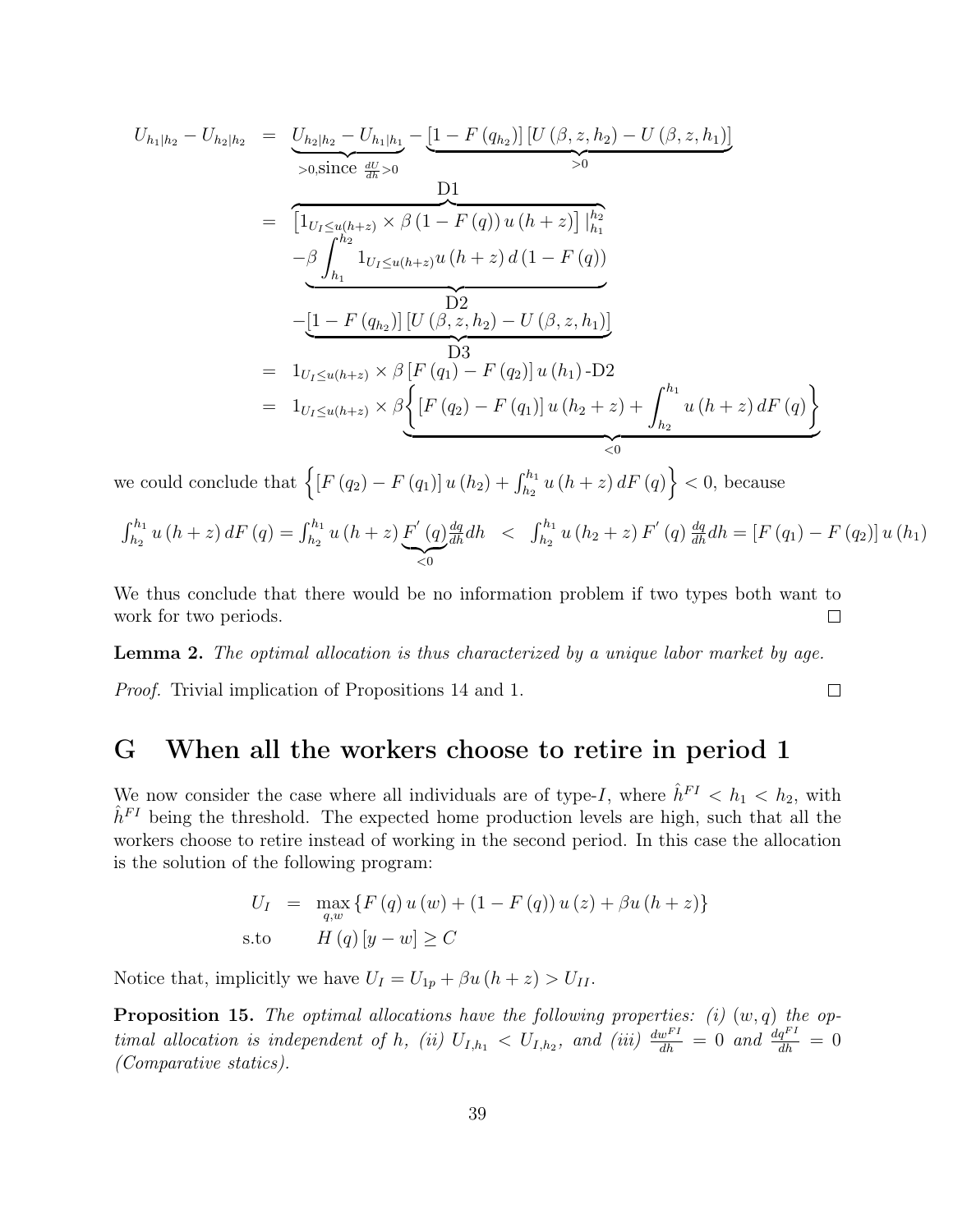$$
\begin{aligned}
U_{h_1|h_2} - U_{h_2|h_2} &= \underbrace{U_{h_2|h_2} - U_{h_1|h_1}}_{>0, \text{since } \frac{dU}{dh}>0} - \underbrace{\left[1 - F\left(q_{h_2}\right)\right]\left[U\left(\beta, z, h_2\right) - U\left(\beta, z, h_1\right)\right]}_{>0} \\
&= \overbrace{\left[1_{U_I \leq u(h+z)} \times \beta\left(1 - F\left(q\right)\right) u\left(h+z\right)\right]\Big|_{h_1}^{h_2}}^{\text{D1}} \\
&\quad \underbrace{-\beta \int_{h_1}^{h_2} 1_{U_I \leq u(h+z)} u\left(h+z\right) d\left(1 - F\left(q\right)\right)}_{\text{D2}} \\
&\quad - \underbrace{\left[1 - F\left(q_{h_2}\right)\right]\left[U\left(\beta, z, h_2\right) - U\left(\beta, z, h_1\right)\right]}_{\text{D3}} \\
&= 1_{U_I \leq u(h+z)} \times \beta\left[F\left(q_1\right) - F\left(q_2\right)\right] u\left(h_1\right) \text{-D2} \\
&= 1_{U_I \leq u(h+z)} \times \beta \underbrace{\left\{\left[F\left(q_2\right) - F\left(q_1\right)\right] u\left(h_2 + z\right) + \int_{h_2}^{h_1} u\left(h+z\right) dF\left(q\right)\right\}}_{<0}
\end{aligned}
$$

we could conclude that $\left\{\left[F\left(q_2\right) - F\left(q_1\right)\right] u\left(h_2\right) + \int_{h_2}^{h_1} u\left(h+z\right) dF\left(q\right)\right\} < 0$, because

$$
\int_{h_2}^{h_1} u\left(h+z\right) dF\left(q\right) = \int_{h_2}^{h_1} u\left(h+z\right) \underbrace{F'\left(q\right)}_{<0} \frac{dq}{dh} dh \quad < \quad \int_{h_2}^{h_1} u\left(h_2+z\right) F'\left(q\right) \frac{dq}{dh} dh = \left[F\left(q_1\right) - F\left(q_2\right)\right] u\left(h_1\right)
$$

We thus conclude that there would be no information problem if two types both want to work for two periods. ∎

**Lemma 2.** *The optimal allocation is thus characterized by a unique labor market by age.*

*Proof.* Trivial implication of Propositions 14 and 1. ∎

## G When all the workers choose to retire in period 1

We now consider the case where all individuals are of type-$I$, where $\hat{h}^{FI} < h_1 < h_2$, with $\hat{h}^{FI}$ being the threshold. The expected home production levels are high, such that all the workers choose to retire instead of working in the second period. In this case the allocation is the solution of the following program:

$$
\begin{aligned}
U_I &= \max_{q,w} \left\{F\left(q\right) u\left(w\right) + \left(1 - F\left(q\right)\right) u\left(z\right) + \beta u\left(h+z\right)\right\} \\
\text{s.to} & \qquad H\left(q\right)\left[y - w\right] \geq C
\end{aligned}
$$

Notice that, implicitly we have $U_I = U_{1p} + \beta u\left(h+z\right) > U_{II}$.

**Proposition 15.** *The optimal allocations have the following properties: (i) $(w, q)$ the optimal allocation is independent of $h$, (ii) $U_{I,h_1} < U_{I,h_2}$, and (iii) $\frac{dw^{FI}}{dh} = 0$ and $\frac{dq^{FI}}{dh} = 0$ (Comparative statics).*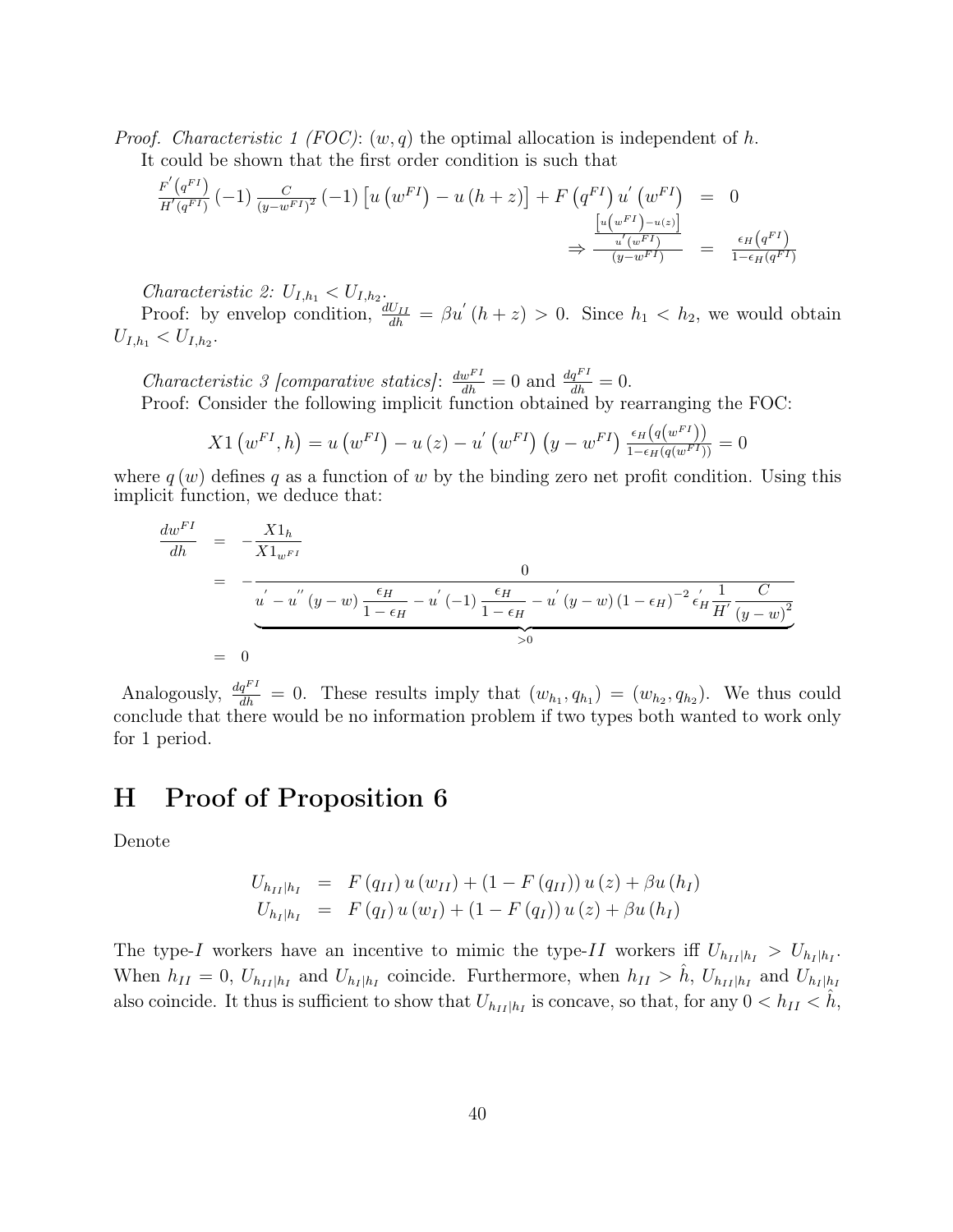*Proof. Characteristic 1 (FOC)*: $(w,q)$ the optimal allocation is independent of $h$.

It could be shown that the first order condition is such that

$$
\begin{aligned}
\frac{F'\left(q^{FI}\right)}{H'\left(q^{FI}\right)}(-1)\frac{C}{\left(y-w^{FI}\right)^{2}}(-1)\left[u\left(w^{FI}\right)-u\left(h+z\right)\right]+F\left(q^{FI}\right)u'\left(w^{FI}\right) &= 0 \\
\Rightarrow \frac{\frac{\left[u\left(w^{FI}\right)-u(z)\right]}{u'\left(w^{FI}\right)}}{\left(y-w^{FI}\right)} &= \frac{\epsilon_{H}\left(q^{FI}\right)}{1-\epsilon_{H}\left(q^{FI}\right)}
\end{aligned}
$$

*Characteristic 2:* $U_{I,h_1} < U_{I,h_2}$.

Proof: by envelop condition, $\frac{dU_{II}}{dh} = \beta u'\left(h+z\right) > 0$. Since $h_1 < h_2$, we would obtain $U_{I,h_1} < U_{I,h_2}$.

*Characteristic 3 [comparative statics]*: $\frac{dw^{FI}}{dh} = 0$ and $\frac{dq^{FI}}{dh} = 0$.

Proof: Consider the following implicit function obtained by rearranging the FOC:

$$
X1\left(w^{FI},h\right) = u\left(w^{FI}\right) - u\left(z\right) - u'\left(w^{FI}\right)\left(y-w^{FI}\right)\frac{\epsilon_{H}\left(q\left(w^{FI}\right)\right)}{1-\epsilon_{H}\left(q\left(w^{FI}\right)\right)} = 0
$$

where $q\left(w\right)$ defines $q$ as a function of $w$ by the binding zero net profit condition. Using this implicit function, we deduce that:

$$
\begin{aligned}
\frac{dw^{FI}}{dh} &= -\frac{X1_{h}}{X1_{w^{FI}}} \\
&= -\underbrace{\frac{0}{u' - u''\left(y-w\right)\frac{\epsilon_{H}}{1-\epsilon_{H}} - u'\left(-1\right)\frac{\epsilon_{H}}{1-\epsilon_{H}} - u'\left(y-w\right)\left(1-\epsilon_{H}\right)^{-2}\epsilon_{H}'\frac{1}{H'}\frac{C}{\left(y-w\right)^{2}}}}_{>0} \\
&= 0
\end{aligned}
$$

Analogously, $\frac{dq^{FI}}{dh} = 0$. These results imply that $\left(w_{h_1},q_{h_1}\right) = \left(w_{h_2},q_{h_2}\right)$. We thus could conclude that there would be no information problem if two types both wanted to work only for 1 period.

# H Proof of Proposition 6

Denote

$$
\begin{aligned}
U_{h_{II}|h_{I}} &= F\left(q_{II}\right)u\left(w_{II}\right) + \left(1-F\left(q_{II}\right)\right)u\left(z\right) + \beta u\left(h_{I}\right) \\
U_{h_{I}|h_{I}} &= F\left(q_{I}\right)u\left(w_{I}\right) + \left(1-F\left(q_{I}\right)\right)u\left(z\right) + \beta u\left(h_{I}\right)
\end{aligned}
$$

The type-$I$ workers have an incentive to mimic the type-$II$ workers iff $U_{h_{II}|h_{I}} > U_{h_{I}|h_{I}}$. When $h_{II} = 0$, $U_{h_{II}|h_{I}}$ and $U_{h_{I}|h_{I}}$ coincide. Furthermore, when $h_{II} > \hat{h}$, $U_{h_{II}|h_{I}}$ and $U_{h_{I}|h_{I}}$ also coincide. It thus is sufficient to show that $U_{h_{II}|h_{I}}$ is concave, so that, for any $0 < h_{II} < \hat{h}$,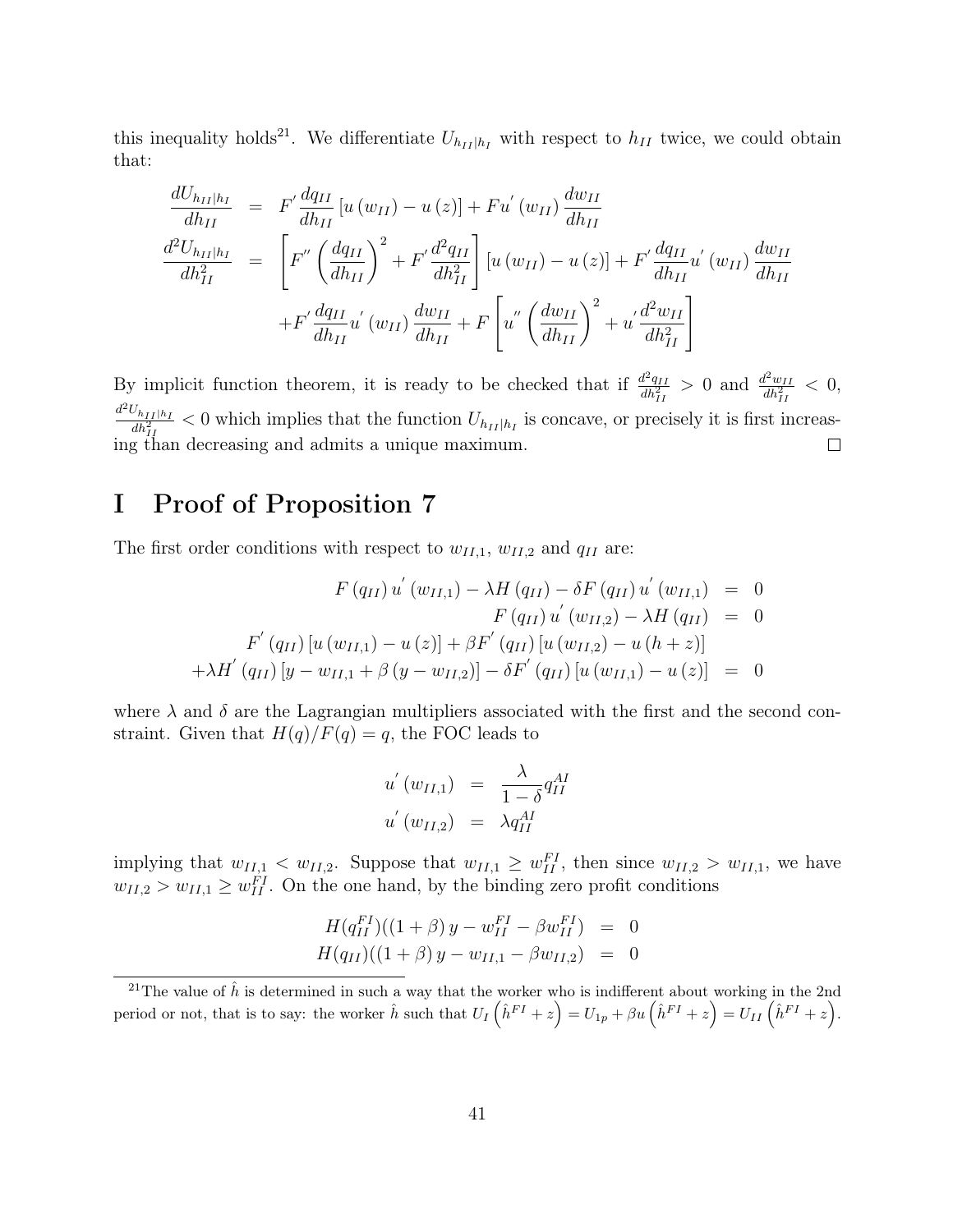this inequality holds[21]. We differentiate $U_{h_{II}|h_I}$ with respect to $h_{II}$ twice, we could obtain that:

$$
\begin{aligned}
\frac{dU_{h_{II}|h_I}}{dh_{II}} &= F^{'}\frac{dq_{II}}{dh_{II}}\left[u\left(w_{II}\right)-u\left(z\right)\right]+Fu^{'}\left(w_{II}\right)\frac{dw_{II}}{dh_{II}} \\
\frac{d^2U_{h_{II}|h_I}}{dh_{II}^2} &= \left[F^{''}\left(\frac{dq_{II}}{dh_{II}}\right)^2+F^{'}\frac{d^2q_{II}}{dh_{II}^2}\right]\left[u\left(w_{II}\right)-u\left(z\right)\right]+F^{'}\frac{dq_{II}}{dh_{II}}u^{'}\left(w_{II}\right)\frac{dw_{II}}{dh_{II}} \\
&\quad +F^{'}\frac{dq_{II}}{dh_{II}}u^{'}\left(w_{II}\right)\frac{dw_{II}}{dh_{II}}+F\left[u^{''}\left(\frac{dw_{II}}{dh_{II}}\right)^2+u^{'}\frac{d^2w_{II}}{dh_{II}^2}\right]
\end{aligned}
$$

By implicit function theorem, it is ready to be checked that if $\frac{d^2q_{II}}{dh_{II}^2}>0$ and $\frac{d^2w_{II}}{dh_{II}^2}<0$, $\frac{d^2U_{h_{II}|h_I}}{dh_{II}^2}<0$ which implies that the function $U_{h_{II}|h_I}$ is concave, or precisely it is first increasing than decreasing and admits a unique maximum. □

# I Proof of Proposition 7

The first order conditions with respect to $w_{II,1}$, $w_{II,2}$ and $q_{II}$ are:

$$
\begin{aligned}
F\left(q_{II}\right)u^{'}\left(w_{II,1}\right)-\lambda H\left(q_{II}\right)-\delta F\left(q_{II}\right)u^{'}\left(w_{II,1}\right) &= 0 \\
F\left(q_{II}\right)u^{'}\left(w_{II,2}\right)-\lambda H\left(q_{II}\right) &= 0 \\
F^{'}\left(q_{II}\right)\left[u\left(w_{II,1}\right)-u\left(z\right)\right]+\beta F^{'}\left(q_{II}\right)\left[u\left(w_{II,2}\right)-u\left(h+z\right)\right] & \\
+\lambda H^{'}\left(q_{II}\right)\left[y-w_{II,1}+\beta\left(y-w_{II,2}\right)\right]-\delta F^{'}\left(q_{II}\right)\left[u\left(w_{II,1}\right)-u\left(z\right)\right] &= 0
\end{aligned}
$$

where $\lambda$ and $\delta$ are the Lagrangian multipliers associated with the first and the second constraint. Given that $H(q)/F(q)=q$, the FOC leads to

$$
\begin{aligned}
u^{'}\left(w_{II,1}\right) &= \frac{\lambda}{1-\delta}q_{II}^{AI} \\
u^{'}\left(w_{II,2}\right) &= \lambda q_{II}^{AI}
\end{aligned}
$$

implying that $w_{II,1}<w_{II,2}$. Suppose that $w_{II,1}\geq w_{II}^{FI}$, then since $w_{II,2}>w_{II,1}$, we have $w_{II,2}>w_{II,1}\geq w_{II}^{FI}$. On the one hand, by the binding zero profit conditions

$$
\begin{aligned}
H(q_{II}^{FI})((1+\beta)y-w_{II}^{FI}-\beta w_{II}^{FI}) &= 0 \\
H(q_{II})((1+\beta)y-w_{II,1}-\beta w_{II,2}) &= 0
\end{aligned}
$$

[21] The value of $\hat{h}$ is determined in such a way that the worker who is indifferent about working in the 2nd period or not, that is to say: the worker $\hat{h}$ such that $U_I\left(\hat{h}^{FI}+z\right)=U_{1p}+\beta u\left(\hat{h}^{FI}+z\right)=U_{II}\left(\hat{h}^{FI}+z\right)$.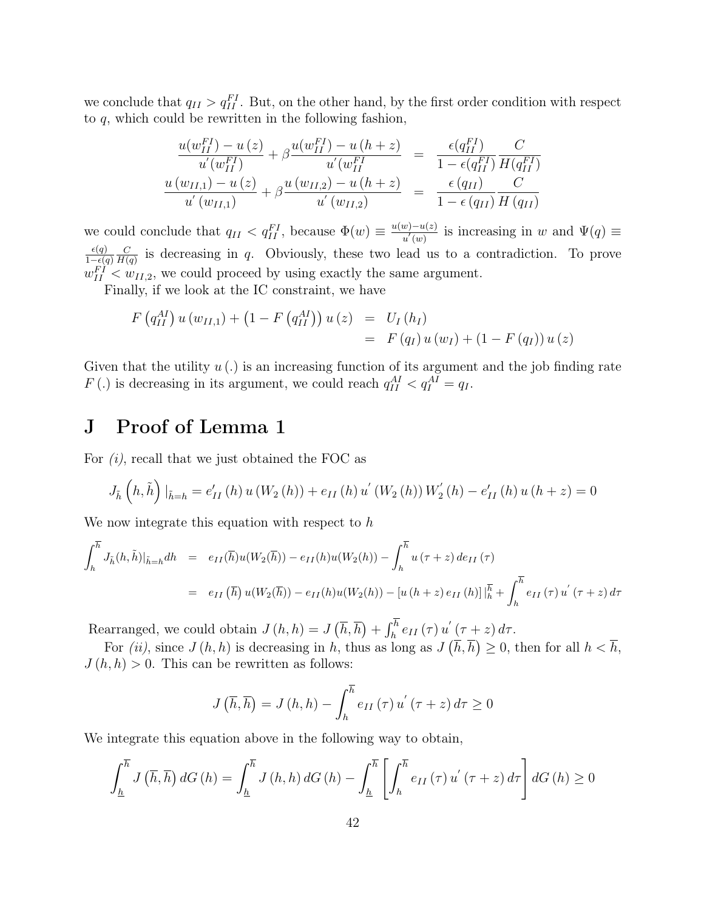we conclude that $q_{II} > q_{II}^{FI}$. But, on the other hand, by the first order condition with respect to $q$, which could be rewritten in the following fashion,

$$
\begin{aligned}
\frac{u(w_{II}^{FI}) - u(z)}{u'(w_{II}^{FI})} + \beta \frac{u(w_{II}^{FI}) - u(h+z)}{u'(w_{II}^{FI}} &= \frac{\epsilon(q_{II}^{FI})}{1-\epsilon(q_{II}^{FI})} \frac{C}{H(q_{II}^{FI})} \\
\frac{u(w_{II,1}) - u(z)}{u'(w_{II,1})} + \beta \frac{u(w_{II,2}) - u(h+z)}{u'(w_{II,2})} &= \frac{\epsilon(q_{II})}{1-\epsilon(q_{II})} \frac{C}{H(q_{II})}
\end{aligned}
$$

we could conclude that $q_{II} < q_{II}^{FI}$, because $\Phi(w) \equiv \frac{u(w)-u(z)}{u'(w)}$ is increasing in $w$ and $\Psi(q) \equiv \frac{\epsilon(q)}{1-\epsilon(q)} \frac{C}{H(q)}$ is decreasing in $q$. Obviously, these two lead us to a contradiction. To prove $w_{II}^{FI} < w_{II,2}$, we could proceed by using exactly the same argument.

Finally, if we look at the IC constraint, we have

$$
\begin{aligned}
F\left(q_{II}^{AI}\right) u\left(w_{II,1}\right) + \left(1 - F\left(q_{II}^{AI}\right)\right) u(z) &= U_I\left(h_I\right) \\
&= F\left(q_I\right) u\left(w_I\right) + \left(1 - F\left(q_I\right)\right) u(z)
\end{aligned}
$$

Given that the utility $u(.)$ is an increasing function of its argument and the job finding rate $F(.)$ is decreasing in its argument, we could reach $q_{II}^{AI} < q_I^{AI} = q_I$.

# J Proof of Lemma 1

For *(i)*, recall that we just obtained the FOC as

$$
J_{\tilde{h}}\left(h, \tilde{h}\right)|_{\tilde{h}=h} = e'_{II}(h)\, u\left(W_2(h)\right) + e_{II}(h)\, u'\left(W_2(h)\right) W'_2(h) - e'_{II}(h)\, u(h+z) = 0
$$

We now integrate this equation with respect to $h$

$$
\begin{aligned}
\int_h^{\overline{h}} J_{\tilde{h}}(h, \tilde{h})|_{\tilde{h}=h} dh &= e_{II}(\overline{h}) u(W_2(\overline{h})) - e_{II}(h) u(W_2(h)) - \int_h^{\overline{h}} u(\tau + z)\, de_{II}(\tau) \\
&= e_{II}\left(\overline{h}\right) u(W_2(\overline{h})) - e_{II}(h) u(W_2(h)) - \left[u(h+z)\, e_{II}(h)\right]|_h^{\overline{h}} + \int_h^{\overline{h}} e_{II}(\tau)\, u'(\tau + z)\, d\tau
\end{aligned}
$$

Rearranged, we could obtain $J(h,h) = J\left(\overline{h}, \overline{h}\right) + \int_h^{\overline{h}} e_{II}(\tau)\, u'(\tau+z)\, d\tau$.

For *(ii)*, since $J(h,h)$ is decreasing in $h$, thus as long as $J\left(\overline{h}, \overline{h}\right) \geq 0$, then for all $h < \overline{h}$, $J(h,h) > 0$. This can be rewritten as follows:

$$
J\left(\overline{h}, \overline{h}\right) = J(h,h) - \int_h^{\overline{h}} e_{II}(\tau)\, u'(\tau+z)\, d\tau \geq 0
$$

We integrate this equation above in the following way to obtain,

$$
\int_{\underline{h}}^{\overline{h}} J\left(\overline{h}, \overline{h}\right) dG(h) = \int_{\underline{h}}^{\overline{h}} J(h,h)\, dG(h) - \int_{\underline{h}}^{\overline{h}} \left[\int_h^{\overline{h}} e_{II}(\tau)\, u'(\tau+z)\, d\tau\right] dG(h) \geq 0
$$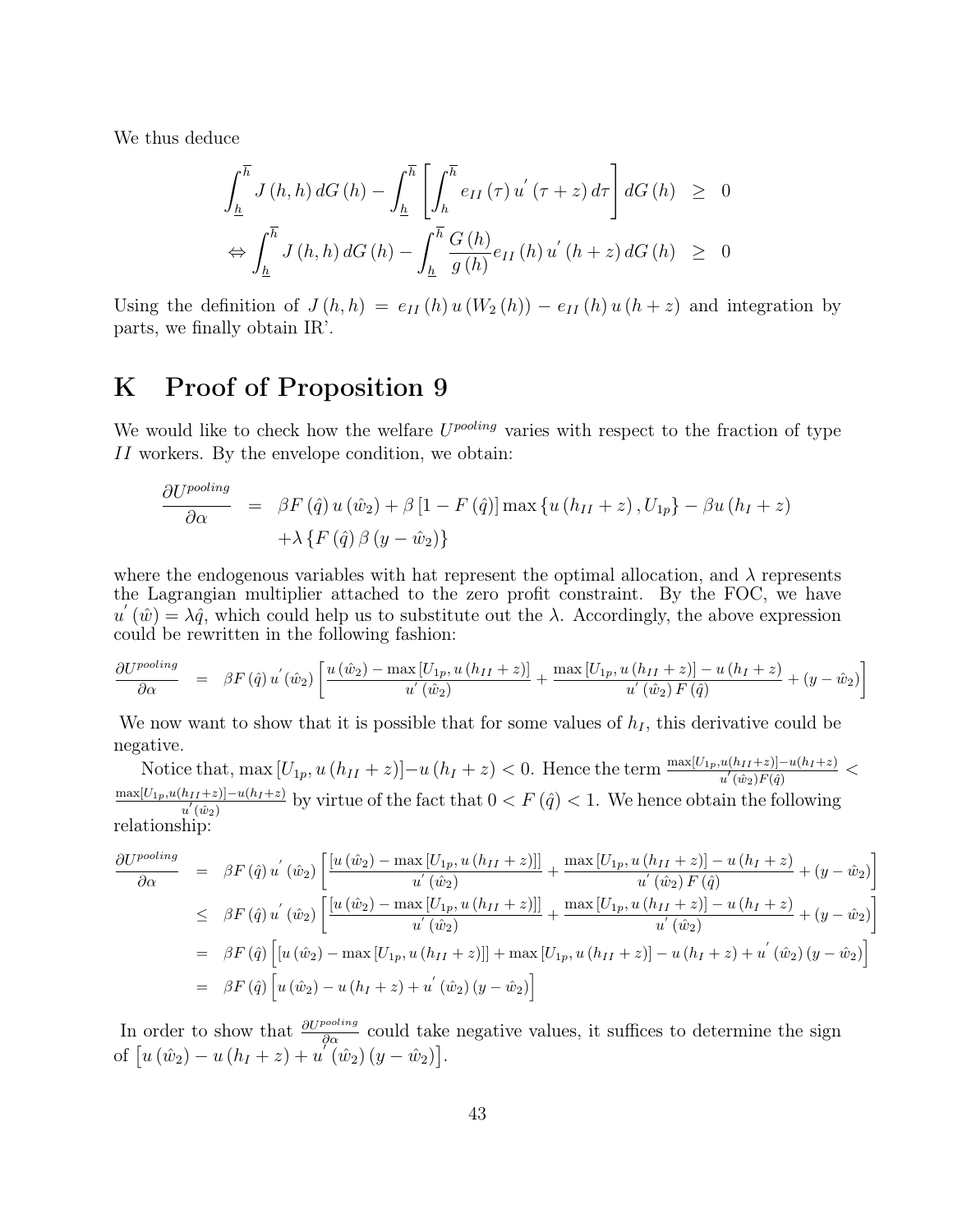We thus deduce

$$
\begin{aligned}
\int_{\underline{h}}^{\overline{h}} J(h,h)\,dG(h) - \int_{\underline{h}}^{\overline{h}} \left[\int_{h}^{\overline{h}} e_{II}(\tau)\, u'(\tau+z)\, d\tau\right] dG(h) &\geq 0 \\
\Leftrightarrow \int_{\underline{h}}^{\overline{h}} J(h,h)\,dG(h) - \int_{\underline{h}}^{\overline{h}} \frac{G(h)}{g(h)} e_{II}(h)\, u'(h+z)\, dG(h) &\geq 0
\end{aligned}
$$

Using the definition of $J(h,h) = e_{II}(h)\,u(W_2(h)) - e_{II}(h)\,u(h+z)$ and integration by parts, we finally obtain IR'.

# K Proof of Proposition 9

We would like to check how the welfare $U^{pooling}$ varies with respect to the fraction of type $II$ workers. By the envelope condition, we obtain:

$$
\begin{aligned}
\frac{\partial U^{pooling}}{\partial \alpha} &= \beta F(\hat{q})\, u(\hat{w}_2) + \beta\left[1 - F(\hat{q})\right] \max\left\{u(h_{II}+z), U_{1p}\right\} - \beta u(h_I + z) \\
&\quad + \lambda \left\{F(\hat{q})\, \beta\, (y - \hat{w}_2)\right\}
\end{aligned}
$$

where the endogenous variables with hat represent the optimal allocation, and $\lambda$ represents the Lagrangian multiplier attached to the zero profit constraint. By the FOC, we have $u'(\hat{w}) = \lambda \hat{q}$, which could help us to substitute out the $\lambda$. Accordingly, the above expression could be rewritten in the following fashion:

$$
\frac{\partial U^{pooling}}{\partial \alpha} = \beta F(\hat{q})\, u'(\hat{w}_2) \left[\frac{u(\hat{w}_2) - \max\left[U_{1p}, u(h_{II}+z)\right]}{u'(\hat{w}_2)} + \frac{\max\left[U_{1p}, u(h_{II}+z)\right] - u(h_I+z)}{u'(\hat{w}_2)\, F(\hat{q})} + (y - \hat{w}_2)\right]
$$

We now want to show that it is possible that for some values of $h_I$, this derivative could be negative.

Notice that, $\max\left[U_{1p}, u(h_{II}+z)\right] - u(h_I+z) < 0$. Hence the term $\frac{\max\left[U_{1p}, u(h_{II}+z)\right] - u(h_I+z)}{u'(\hat{w}_2) F(\hat{q})} < \frac{\max\left[U_{1p}, u(h_{II}+z)\right] - u(h_I+z)}{u'(\hat{w}_2)}$ by virtue of the fact that $0 < F(\hat{q}) < 1$. We hence obtain the following relationship:

$$
\begin{aligned}
\frac{\partial U^{pooling}}{\partial \alpha} &= \beta F(\hat{q})\, u'(\hat{w}_2) \left[\frac{\left[u(\hat{w}_2) - \max\left[U_{1p}, u(h_{II}+z)\right]\right]}{u'(\hat{w}_2)} + \frac{\max\left[U_{1p}, u(h_{II}+z)\right] - u(h_I+z)}{u'(\hat{w}_2)\, F(\hat{q})} + (y - \hat{w}_2)\right] \\
&\leq \beta F(\hat{q})\, u'(\hat{w}_2) \left[\frac{\left[u(\hat{w}_2) - \max\left[U_{1p}, u(h_{II}+z)\right]\right]}{u'(\hat{w}_2)} + \frac{\max\left[U_{1p}, u(h_{II}+z)\right] - u(h_I+z)}{u'(\hat{w}_2)} + (y - \hat{w}_2)\right] \\
&= \beta F(\hat{q}) \left[\left[u(\hat{w}_2) - \max\left[U_{1p}, u(h_{II}+z)\right]\right] + \max\left[U_{1p}, u(h_{II}+z)\right] - u(h_I+z) + u'(\hat{w}_2)(y - \hat{w}_2)\right] \\
&= \beta F(\hat{q}) \left[u(\hat{w}_2) - u(h_I+z) + u'(\hat{w}_2)(y - \hat{w}_2)\right]
\end{aligned}
$$

In order to show that $\frac{\partial U^{pooling}}{\partial \alpha}$ could take negative values, it suffices to determine the sign of $\left[u(\hat{w}_2) - u(h_I+z) + u'(\hat{w}_2)(y - \hat{w}_2)\right]$.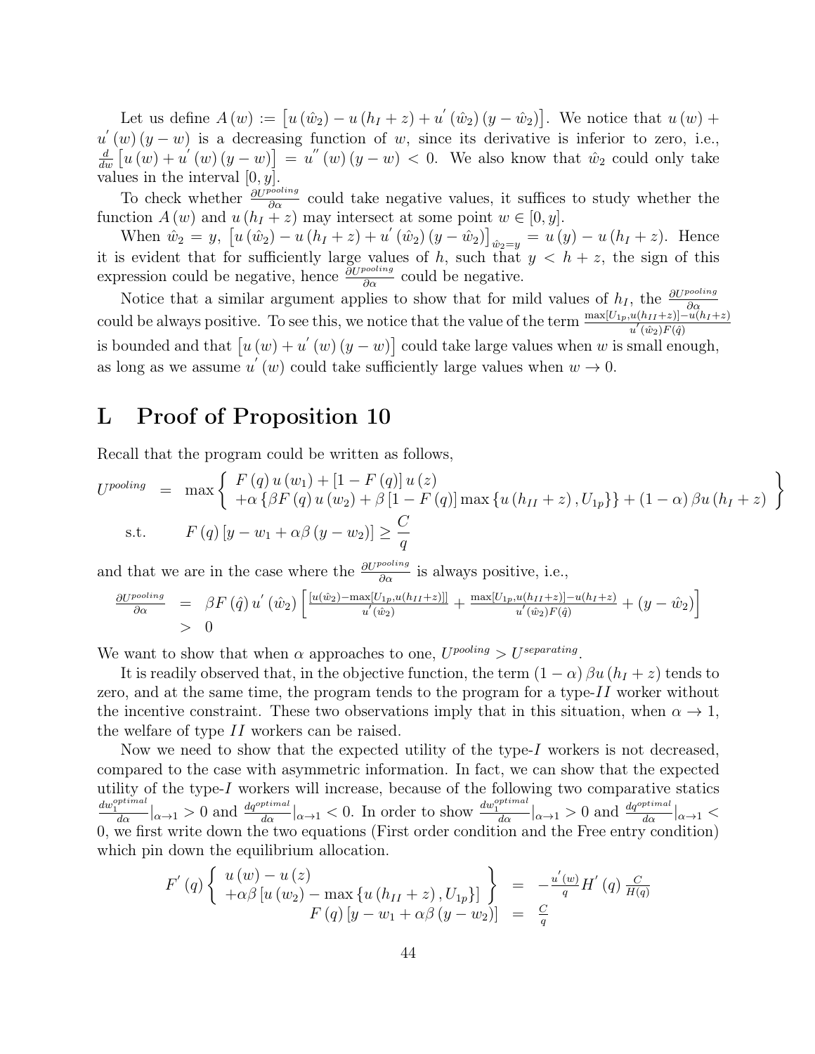Let us define $A(w) := \left[u(\hat{w}_2) - u(h_I + z) + u'(\hat{w}_2)(y - \hat{w}_2)\right]$. We notice that $u(w) + u'(w)(y-w)$ is a decreasing function of $w$, since its derivative is inferior to zero, i.e., $\frac{d}{dw}\left[u(w) + u'(w)(y-w)\right] = u''(w)(y-w) < 0$. We also know that $\hat{w}_2$ could only take values in the interval $[0, y]$.

To check whether $\frac{\partial U^{pooling}}{\partial \alpha}$ could take negative values, it suffices to study whether the function $A(w)$ and $u(h_I + z)$ may intersect at some point $w \in [0, y]$.

When $\hat{w}_2 = y$, $\left[u(\hat{w}_2) - u(h_I + z) + u'(\hat{w}_2)(y - \hat{w}_2)\right]_{\hat{w}_2 = y} = u(y) - u(h_I + z)$. Hence it is evident that for sufficiently large values of $h$, such that $y < h + z$, the sign of this expression could be negative, hence $\frac{\partial U^{pooling}}{\partial \alpha}$ could be negative.

Notice that a similar argument applies to show that for mild values of $h_I$, the $\frac{\partial U^{pooling}}{\partial \alpha}$ could be always positive. To see this, we notice that the value of the term $\frac{\max[U_{1p}, u(h_{II}+z)] - u(h_I + z)}{u'(\hat{w}_2)F(\hat{q})}$ is bounded and that $\left[u(w) + u'(w)(y-w)\right]$ could take large values when $w$ is small enough, as long as we assume $u'(w)$ could take sufficiently large values when $w \to 0$.

# L Proof of Proposition 10

Recall that the program could be written as follows,

$$
\begin{aligned}
U^{pooling} &= \max \left\{ \begin{array}{l} F(q)\, u(w_1) + [1 - F(q)]\, u(z) \\ +\alpha \left\{ \beta F(q)\, u(w_2) + \beta [1 - F(q)] \max\{u(h_{II} + z), U_{1p}\} \right\} + (1-\alpha)\beta u(h_I + z) \end{array} \right\} \\
\text{s.t.} &\qquad F(q)\left[y - w_1 + \alpha\beta(y - w_2)\right] \geq \frac{C}{q}
\end{aligned}
$$

and that we are in the case where the $\frac{\partial U^{pooling}}{\partial \alpha}$ is always positive, i.e.,

$$
\begin{aligned}
\frac{\partial U^{pooling}}{\partial \alpha} &= \beta F(\hat{q})\, u'(\hat{w}_2) \left[ \frac{[u(\hat{w}_2) - \max[U_{1p}, u(h_{II}+z)]]}{u'(\hat{w}_2)} + \frac{\max[U_{1p}, u(h_{II}+z)] - u(h_I + z)}{u'(\hat{w}_2)F(\hat{q})} + (y - \hat{w}_2) \right] \\
&> 0
\end{aligned}
$$

We want to show that when $\alpha$ approaches to one, $U^{pooling} > U^{separating}$.

It is readily observed that, in the objective function, the term $(1-\alpha)\beta u(h_I + z)$ tends to zero, and at the same time, the program tends to the program for a type-$II$ worker without the incentive constraint. These two observations imply that in this situation, when $\alpha \to 1$, the welfare of type $II$ workers can be raised.

Now we need to show that the expected utility of the type-$I$ workers is not decreased, compared to the case with asymmetric information. In fact, we can show that the expected utility of the type-$I$ workers will increase, because of the following two comparative statics $\frac{dw_1^{optimal}}{d\alpha}|_{\alpha \to 1} > 0$ and $\frac{dq^{optimal}}{d\alpha}|_{\alpha \to 1} < 0$. In order to show $\frac{dw_1^{optimal}}{d\alpha}|_{\alpha \to 1} > 0$ and $\frac{dq^{optimal}}{d\alpha}|_{\alpha \to 1} < 0$, we first write down the two equations (First order condition and the Free entry condition) which pin down the equilibrium allocation.

$$
\begin{aligned}
F'(q) \left\{ \begin{array}{l} u(w) - u(z) \\ +\alpha\beta\left[u(w_2) - \max\{u(h_{II} + z), U_{1p}\}\right] \end{array} \right\} &= -\frac{u'(w)}{q} H'(q) \frac{C}{H(q)} \\
F(q)\left[y - w_1 + \alpha\beta(y - w_2)\right] &= \frac{C}{q}
\end{aligned}
$$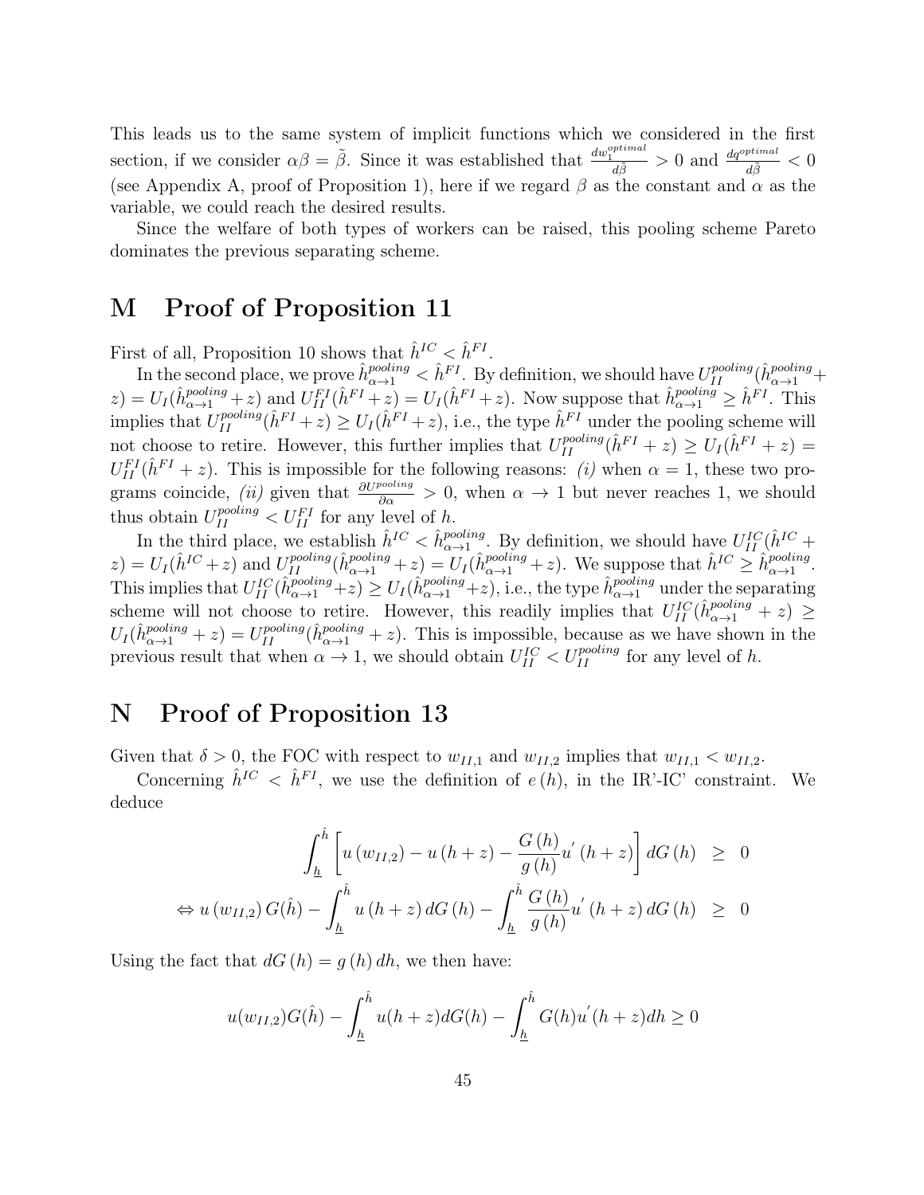This leads us to the same system of implicit functions which we considered in the first section, if we consider $\alpha\beta = \tilde{\beta}$. Since it was established that $\frac{dw_1^{optimal}}{d\tilde{\beta}} > 0$ and $\frac{dq^{optimal}}{d\tilde{\beta}} < 0$ (see Appendix A, proof of Proposition 1), here if we regard $\beta$ as the constant and $\alpha$ as the variable, we could reach the desired results.

Since the welfare of both types of workers can be raised, this pooling scheme Pareto dominates the previous separating scheme.

# M Proof of Proposition 11

First of all, Proposition 10 shows that $\hat{h}^{IC} < \hat{h}^{FI}$.

In the second place, we prove $\hat{h}^{pooling}_{\alpha\to1} < \hat{h}^{FI}$. By definition, we should have $U_{II}^{pooling}(\hat{h}^{pooling}_{\alpha\to1} + z) = U_I(\hat{h}^{pooling}_{\alpha\to1} + z)$ and $U_{II}^{FI}(\hat{h}^{FI} + z) = U_I(\hat{h}^{FI} + z)$. Now suppose that $\hat{h}^{pooling}_{\alpha\to1} \geq \hat{h}^{FI}$. This implies that $U_{II}^{pooling}(\hat{h}^{FI} + z) \geq U_I(\hat{h}^{FI} + z)$, i.e., the type $\hat{h}^{FI}$ under the pooling scheme will not choose to retire. However, this further implies that $U_{II}^{pooling}(\hat{h}^{FI} + z) \geq U_I(\hat{h}^{FI} + z) = U_{II}^{FI}(\hat{h}^{FI} + z)$. This is impossible for the following reasons: *(i)* when $\alpha = 1$, these two programs coincide, *(ii)* given that $\frac{\partial U^{pooling}}{\partial \alpha} > 0$, when $\alpha \to 1$ but never reaches 1, we should thus obtain $U_{II}^{pooling} < U_{II}^{FI}$ for any level of $h$.

In the third place, we establish $\hat{h}^{IC} < \hat{h}^{pooling}_{\alpha\to1}$. By definition, we should have $U_{II}^{IC}(\hat{h}^{IC} + z) = U_I(\hat{h}^{IC} + z)$ and $U_{II}^{pooling}(\hat{h}^{pooling}_{\alpha\to1} + z) = U_I(\hat{h}^{pooling}_{\alpha\to1} + z)$. We suppose that $\hat{h}^{IC} \geq \hat{h}^{pooling}_{\alpha\to1}$. This implies that $U_{II}^{IC}(\hat{h}^{pooling}_{\alpha\to1} + z) \geq U_I(\hat{h}^{pooling}_{\alpha\to1} + z)$, i.e., the type $\hat{h}^{pooling}_{\alpha\to1}$ under the separating scheme will not choose to retire. However, this readily implies that $U_{II}^{IC}(\hat{h}^{pooling}_{\alpha\to1} + z) \geq U_I(\hat{h}^{pooling}_{\alpha\to1} + z) = U_{II}^{pooling}(\hat{h}^{pooling}_{\alpha\to1} + z)$. This is impossible, because as we have shown in the previous result that when $\alpha \to 1$, we should obtain $U_{II}^{IC} < U_{II}^{pooling}$ for any level of $h$.

# N Proof of Proposition 13

Given that $\delta > 0$, the FOC with respect to $w_{II,1}$ and $w_{II,2}$ implies that $w_{II,1} < w_{II,2}$.

Concerning $\hat{h}^{IC} < \hat{h}^{FI}$, we use the definition of $e(h)$, in the IR'-IC' constraint. We deduce

$$
\begin{aligned}
\int_{\underline{h}}^{\hat{h}} \left[ u(w_{II,2}) - u(h+z) - \frac{G(h)}{g(h)} u'(h+z) \right] dG(h) &\geq 0 \\
\Leftrightarrow u(w_{II,2}) G(\hat{h}) - \int_{\underline{h}}^{\hat{h}} u(h+z)\, dG(h) - \int_{\underline{h}}^{\hat{h}} \frac{G(h)}{g(h)} u'(h+z)\, dG(h) &\geq 0
\end{aligned}
$$

Using the fact that $dG(h) = g(h)\, dh$, we then have:

$$
u(w_{II,2}) G(\hat{h}) - \int_{\underline{h}}^{\hat{h}} u(h+z) dG(h) - \int_{\underline{h}}^{\hat{h}} G(h) u'(h+z) dh \geq 0
$$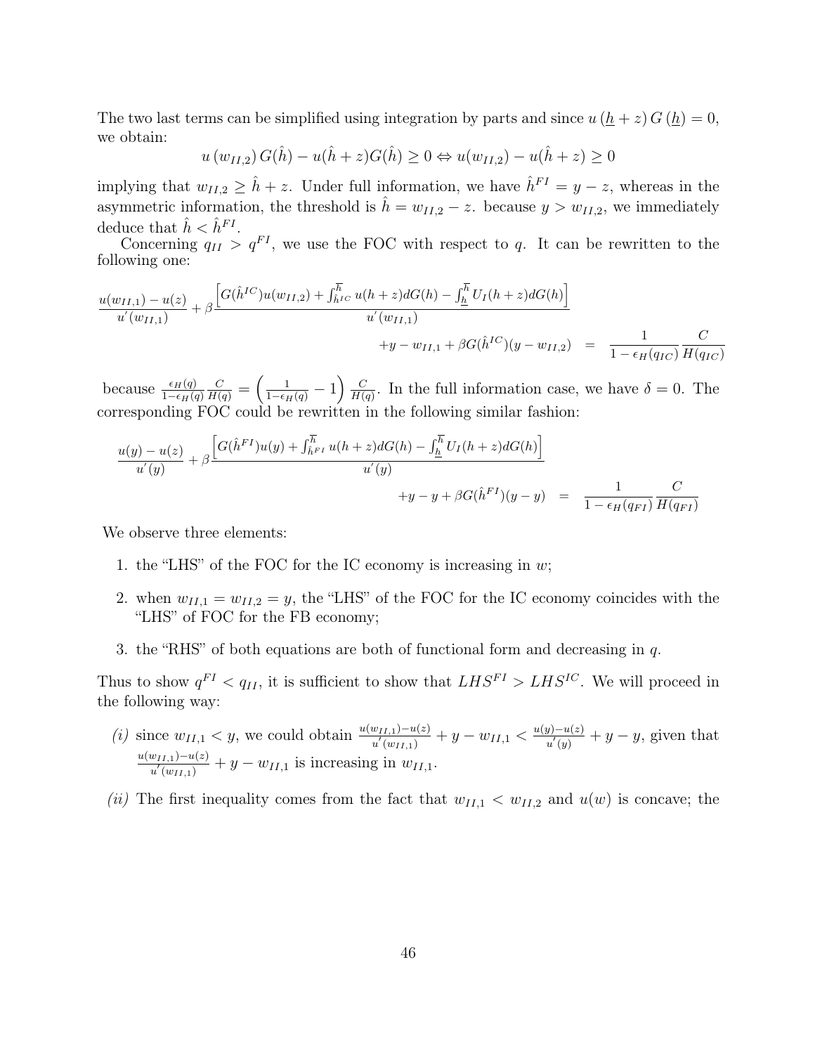The two last terms can be simplified using integration by parts and since $u\left(\underline{h}+z\right)G\left(\underline{h}\right)=0$, we obtain:

$$u\left(w_{II,2}\right)G(\hat{h})-u(\hat{h}+z)G(\hat{h})\geq 0 \Leftrightarrow u(w_{II,2})-u(\hat{h}+z)\geq 0$$

implying that $w_{II,2}\geq \hat{h}+z$. Under full information, we have $\hat{h}^{FI}=y-z$, whereas in the asymmetric information, the threshold is $\hat{h}=w_{II,2}-z$. because $y>w_{II,2}$, we immediately deduce that $\hat{h}<\hat{h}^{FI}$.

Concerning $q_{II}>q^{FI}$, we use the FOC with respect to $q$. It can be rewritten to the following one:

$$\begin{aligned}
\frac{u(w_{II,1})-u(z)}{u^{'}(w_{II,1})}+\beta\frac{\left[G(\hat{h}^{IC})u(w_{II,2})+\int_{\hat{h}^{IC}}^{\overline{h}}u(h+z)dG(h)-\int_{\underline{h}}^{\overline{h}}U_I(h+z)dG(h)\right]}{u^{'}(w_{II,1})}& \\
+y-w_{II,1}+\beta G(\hat{h}^{IC})(y-w_{II,2}) &= \frac{1}{1-\epsilon_H(q_{IC})}\frac{C}{H(q_{IC})}
\end{aligned}$$

because $\frac{\epsilon_H(q)}{1-\epsilon_H(q)}\frac{C}{H(q)}=\left(\frac{1}{1-\epsilon_H(q)}-1\right)\frac{C}{H(q)}$. In the full information case, we have $\delta=0$. The corresponding FOC could be rewritten in the following similar fashion:

$$\begin{aligned}
\frac{u(y)-u(z)}{u^{'}(y)}+\beta\frac{\left[G(\hat{h}^{FI})u(y)+\int_{\hat{h}^{FI}}^{\overline{h}}u(h+z)dG(h)-\int_{\underline{h}}^{\overline{h}}U_I(h+z)dG(h)\right]}{u^{'}(y)}& \\
+y-y+\beta G(\hat{h}^{FI})(y-y) &= \frac{1}{1-\epsilon_H(q_{FI})}\frac{C}{H(q_{FI})}
\end{aligned}$$

We observe three elements:

1. the "LHS" of the FOC for the IC economy is increasing in $w$;
2. when $w_{II,1}=w_{II,2}=y$, the "LHS" of the FOC for the IC economy coincides with the "LHS" of FOC for the FB economy;
3. the "RHS" of both equations are both of functional form and decreasing in $q$.

Thus to show $q^{FI}<q_{II}$, it is sufficient to show that $LHS^{FI}>LHS^{IC}$. We will proceed in the following way:

*(i)* since $w_{II,1}<y$, we could obtain $\frac{u(w_{II,1})-u(z)}{u^{'}(w_{II,1})}+y-w_{II,1}<\frac{u(y)-u(z)}{u^{'}(y)}+y-y$, given that $\frac{u(w_{II,1})-u(z)}{u^{'}(w_{II,1})}+y-w_{II,1}$ is increasing in $w_{II,1}$.

*(ii)* The first inequality comes from the fact that $w_{II,1}<w_{II,2}$ and $u(w)$ is concave; the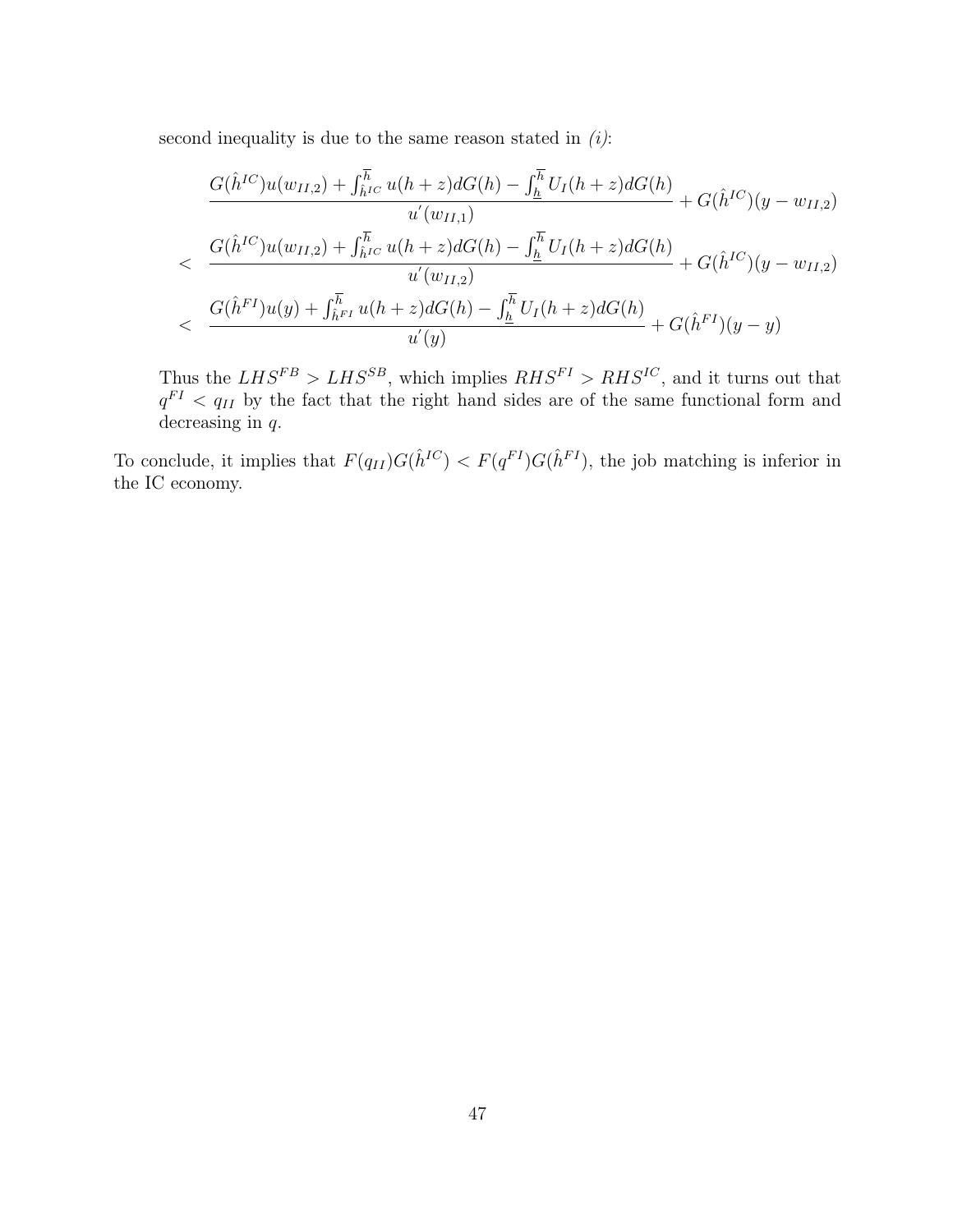second inequality is due to the same reason stated in *(i)*:

$$
\begin{aligned}
& \frac{G(\hat{h}^{IC})u(w_{II,2}) + \int_{\hat{h}^{IC}}^{\overline{h}} u(h+z)dG(h) - \int_{\underline{h}}^{\overline{h}} U_I(h+z)dG(h)}{u^{'}(w_{II,1})} + G(\hat{h}^{IC})(y - w_{II,2}) \\
< \;\; & \frac{G(\hat{h}^{IC})u(w_{II,2}) + \int_{\hat{h}^{IC}}^{\overline{h}} u(h+z)dG(h) - \int_{\underline{h}}^{\overline{h}} U_I(h+z)dG(h)}{u^{'}(w_{II,2})} + G(\hat{h}^{IC})(y - w_{II,2}) \\
< \;\; & \frac{G(\hat{h}^{FI})u(y) + \int_{\hat{h}^{FI}}^{\overline{h}} u(h+z)dG(h) - \int_{\underline{h}}^{\overline{h}} U_I(h+z)dG(h)}{u^{'}(y)} + G(\hat{h}^{FI})(y - y)
\end{aligned}
$$

Thus the $LHS^{FB} > LHS^{SB}$, which implies $RHS^{FI} > RHS^{IC}$, and it turns out that $q^{FI} < q_{II}$ by the fact that the right hand sides are of the same functional form and decreasing in $q$.

To conclude, it implies that $F(q_{II})G(\hat{h}^{IC}) < F(q^{FI})G(\hat{h}^{FI})$, the job matching is inferior in the IC economy.